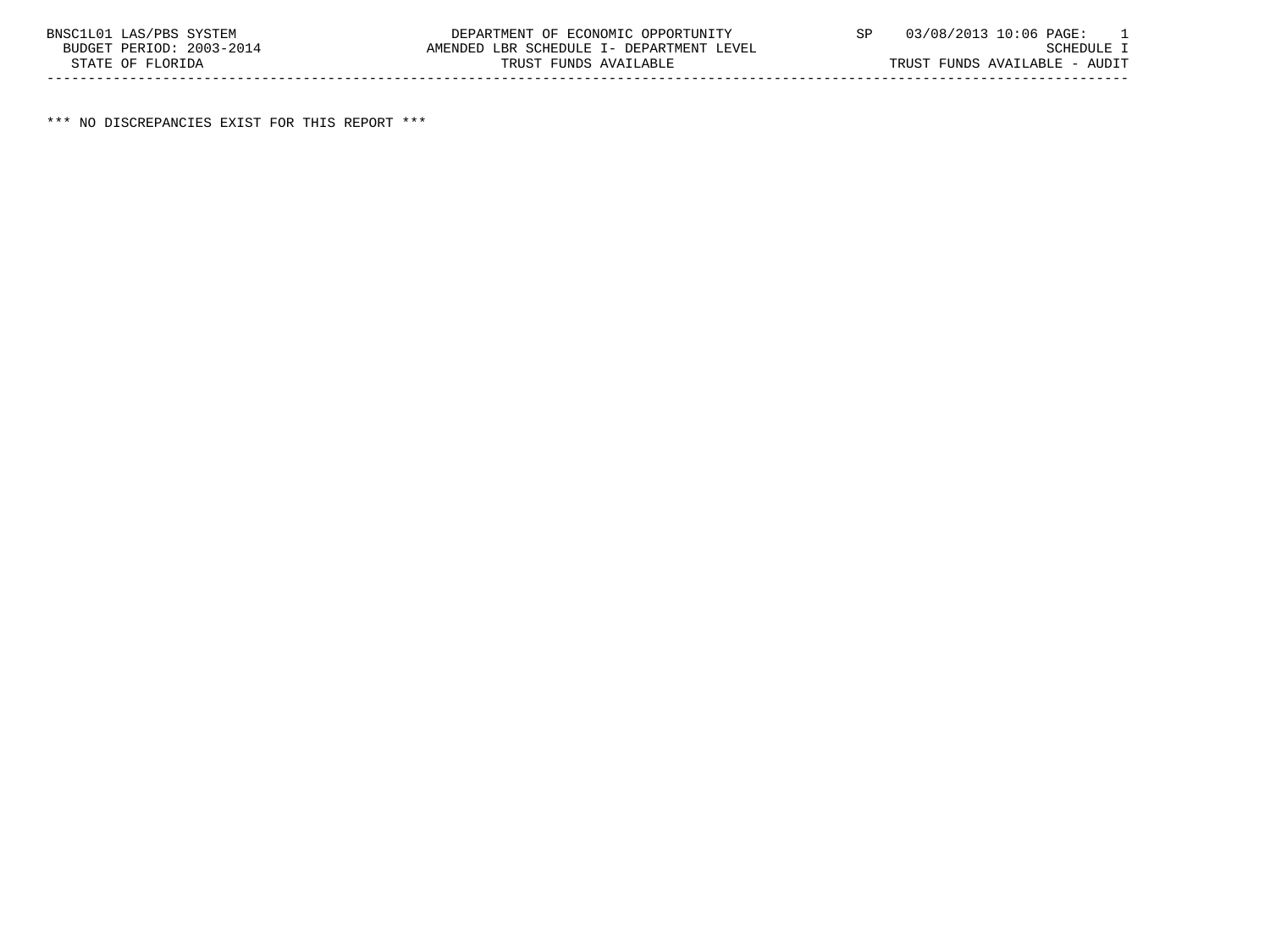BNSC1L01 LAS/PBS SYSTEM DEPARTMENT OF ECONOMIC OPPORTUNITY SP 03/08/2013 10:06 PAGE: 1
BUDGET PERIOD: 2003-2014 AMENDED LBR SCHEDULE I- DEPARTMENT LEVEL SCHEDULE I
STATE OF FLORIDA TRUST FUNDS AVAILABLE TRUST FUNDS AVAILABLE - AUDIT

---

*** NO DISCREPANCIES EXIST FOR THIS REPORT ***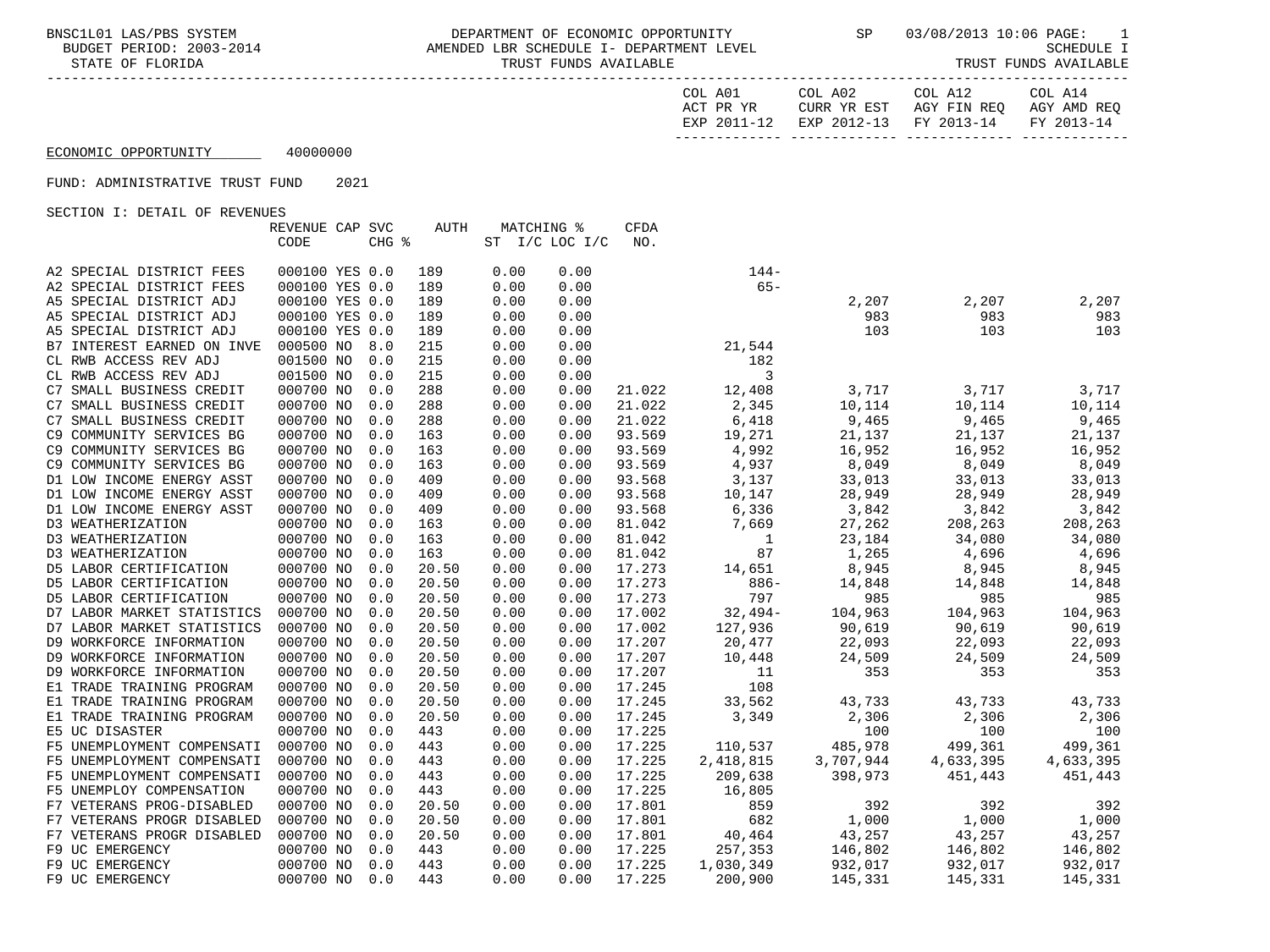BNSC1L01 LAS/PBS SYSTEM — DEPARTMENT OF ECONOMIC OPPORTUNITY — SP 03/08/2013 10:06 PAGE: 1

BUDGET PERIOD: 2003-2014 — AMENDED LBR SCHEDULE I- DEPARTMENT LEVEL — SCHEDULE I

STATE OF FLORIDA — TRUST FUNDS AVAILABLE — TRUST FUNDS AVAILABLE

ECONOMIC OPPORTUNITY 40000000

FUND: ADMINISTRATIVE TRUST FUND 2021

SECTION I: DETAIL OF REVENUES

| | REVENUE CODE | CAP | SVC CHG % | AUTH | MATCHING % ST I/C | LOC I/C | CFDA NO. | COL A01 ACT PR YR EXP 2011-12 | COL A02 CURR YR EST EXP 2012-13 | COL A12 AGY FIN REQ FY 2013-14 | COL A14 AGY AMD REQ FY 2013-14 |
|---|---|---|---|---|---|---|---|---|---|---|---|
| A2 SPECIAL DISTRICT FEES | 000100 | YES | 0.0 | 189 | 0.00 | 0.00 | | 144- | | | |
| A2 SPECIAL DISTRICT FEES | 000100 | YES | 0.0 | 189 | 0.00 | 0.00 | | 65- | | | |
| A5 SPECIAL DISTRICT ADJ | 000100 | YES | 0.0 | 189 | 0.00 | 0.00 | | | 2,207 | 2,207 | 2,207 |
| A5 SPECIAL DISTRICT ADJ | 000100 | YES | 0.0 | 189 | 0.00 | 0.00 | | | 983 | 983 | 983 |
| A5 SPECIAL DISTRICT ADJ | 000100 | YES | 0.0 | 189 | 0.00 | 0.00 | | | 103 | 103 | 103 |
| B7 INTEREST EARNED ON INVE | 000500 | NO | 8.0 | 215 | 0.00 | 0.00 | | 21,544 | | | |
| CL RWB ACCESS REV ADJ | 001500 | NO | 0.0 | 215 | 0.00 | 0.00 | | 182 | | | |
| CL RWB ACCESS REV ADJ | 001500 | NO | 0.0 | 215 | 0.00 | 0.00 | | 3 | | | |
| C7 SMALL BUSINESS CREDIT | 000700 | NO | 0.0 | 288 | 0.00 | 0.00 | 21.022 | 12,408 | 3,717 | 3,717 | 3,717 |
| C7 SMALL BUSINESS CREDIT | 000700 | NO | 0.0 | 288 | 0.00 | 0.00 | 21.022 | 2,345 | 10,114 | 10,114 | 10,114 |
| C7 SMALL BUSINESS CREDIT | 000700 | NO | 0.0 | 288 | 0.00 | 0.00 | 21.022 | 6,418 | 9,465 | 9,465 | 9,465 |
| C9 COMMUNITY SERVICES BG | 000700 | NO | 0.0 | 163 | 0.00 | 0.00 | 93.569 | 19,271 | 21,137 | 21,137 | 21,137 |
| C9 COMMUNITY SERVICES BG | 000700 | NO | 0.0 | 163 | 0.00 | 0.00 | 93.569 | 4,992 | 16,952 | 16,952 | 16,952 |
| C9 COMMUNITY SERVICES BG | 000700 | NO | 0.0 | 163 | 0.00 | 0.00 | 93.569 | 4,937 | 8,049 | 8,049 | 8,049 |
| D1 LOW INCOME ENERGY ASST | 000700 | NO | 0.0 | 409 | 0.00 | 0.00 | 93.568 | 3,137 | 33,013 | 33,013 | 33,013 |
| D1 LOW INCOME ENERGY ASST | 000700 | NO | 0.0 | 409 | 0.00 | 0.00 | 93.568 | 10,147 | 28,949 | 28,949 | 28,949 |
| D1 LOW INCOME ENERGY ASST | 000700 | NO | 0.0 | 409 | 0.00 | 0.00 | 93.568 | 6,336 | 3,842 | 3,842 | 3,842 |
| D3 WEATHERIZATION | 000700 | NO | 0.0 | 163 | 0.00 | 0.00 | 81.042 | 7,669 | 27,262 | 208,263 | 208,263 |
| D3 WEATHERIZATION | 000700 | NO | 0.0 | 163 | 0.00 | 0.00 | 81.042 | 1 | 23,184 | 34,080 | 34,080 |
| D3 WEATHERIZATION | 000700 | NO | 0.0 | 163 | 0.00 | 0.00 | 81.042 | 87 | 1,265 | 4,696 | 4,696 |
| D5 LABOR CERTIFICATION | 000700 | NO | 0.0 | 20.50 | 0.00 | 0.00 | 17.273 | 14,651 | 8,945 | 8,945 | 8,945 |
| D5 LABOR CERTIFICATION | 000700 | NO | 0.0 | 20.50 | 0.00 | 0.00 | 17.273 | 886- | 14,848 | 14,848 | 14,848 |
| D5 LABOR CERTIFICATION | 000700 | NO | 0.0 | 20.50 | 0.00 | 0.00 | 17.273 | 797 | 985 | 985 | 985 |
| D7 LABOR MARKET STATISTICS | 000700 | NO | 0.0 | 20.50 | 0.00 | 0.00 | 17.002 | 32,494- | 104,963 | 104,963 | 104,963 |
| D7 LABOR MARKET STATISTICS | 000700 | NO | 0.0 | 20.50 | 0.00 | 0.00 | 17.002 | 127,936 | 90,619 | 90,619 | 90,619 |
| D9 WORKFORCE INFORMATION | 000700 | NO | 0.0 | 20.50 | 0.00 | 0.00 | 17.207 | 20,477 | 22,093 | 22,093 | 22,093 |
| D9 WORKFORCE INFORMATION | 000700 | NO | 0.0 | 20.50 | 0.00 | 0.00 | 17.207 | 10,448 | 24,509 | 24,509 | 24,509 |
| D9 WORKFORCE INFORMATION | 000700 | NO | 0.0 | 20.50 | 0.00 | 0.00 | 17.207 | 11 | 353 | 353 | 353 |
| E1 TRADE TRAINING PROGRAM | 000700 | NO | 0.0 | 20.50 | 0.00 | 0.00 | 17.245 | 108 | | | |
| E1 TRADE TRAINING PROGRAM | 000700 | NO | 0.0 | 20.50 | 0.00 | 0.00 | 17.245 | 33,562 | 43,733 | 43,733 | 43,733 |
| E1 TRADE TRAINING PROGRAM | 000700 | NO | 0.0 | 20.50 | 0.00 | 0.00 | 17.245 | 3,349 | 2,306 | 2,306 | 2,306 |
| E5 UC DISASTER | 000700 | NO | 0.0 | 443 | 0.00 | 0.00 | 17.225 | | 100 | 100 | 100 |
| F5 UNEMPLOYMENT COMPENSATI | 000700 | NO | 0.0 | 443 | 0.00 | 0.00 | 17.225 | 110,537 | 485,978 | 499,361 | 499,361 |
| F5 UNEMPLOYMENT COMPENSATI | 000700 | NO | 0.0 | 443 | 0.00 | 0.00 | 17.225 | 2,418,815 | 3,707,944 | 4,633,395 | 4,633,395 |
| F5 UNEMPLOYMENT COMPENSATI | 000700 | NO | 0.0 | 443 | 0.00 | 0.00 | 17.225 | 209,638 | 398,973 | 451,443 | 451,443 |
| F5 UNEMPLOY COMPENSATION | 000700 | NO | 0.0 | 443 | 0.00 | 0.00 | 17.225 | 16,805 | | | |
| F7 VETERANS PROG-DISABLED | 000700 | NO | 0.0 | 20.50 | 0.00 | 0.00 | 17.801 | 859 | 392 | 392 | 392 |
| F7 VETERANS PROGR DISABLED | 000700 | NO | 0.0 | 20.50 | 0.00 | 0.00 | 17.801 | 682 | 1,000 | 1,000 | 1,000 |
| F7 VETERANS PROGR DISABLED | 000700 | NO | 0.0 | 20.50 | 0.00 | 0.00 | 17.801 | 40,464 | 43,257 | 43,257 | 43,257 |
| F9 UC EMERGENCY | 000700 | NO | 0.0 | 443 | 0.00 | 0.00 | 17.225 | 257,353 | 146,802 | 146,802 | 146,802 |
| F9 UC EMERGENCY | 000700 | NO | 0.0 | 443 | 0.00 | 0.00 | 17.225 | 1,030,349 | 932,017 | 932,017 | 932,017 |
| F9 UC EMERGENCY | 000700 | NO | 0.0 | 443 | 0.00 | 0.00 | 17.225 | 200,900 | 145,331 | 145,331 | 145,331 |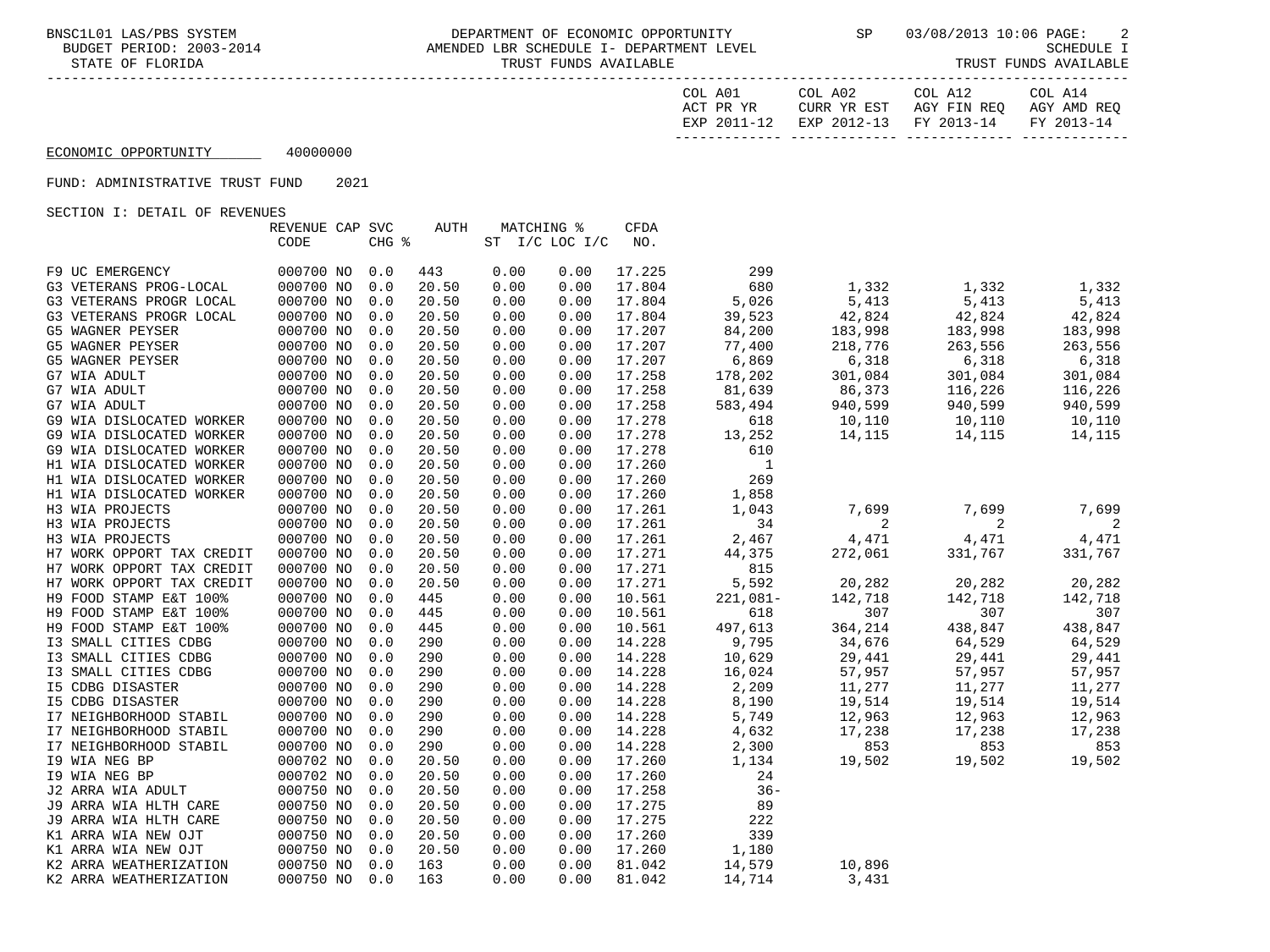BNSC1L01 LAS/PBS SYSTEM — DEPARTMENT OF ECONOMIC OPPORTUNITY — SP 03/08/2013 10:06

BUDGET PERIOD: 2003-2014 — AMENDED LBR SCHEDULE I- DEPARTMENT LEVEL — SCHEDULE I

STATE OF FLORIDA — TRUST FUNDS AVAILABLE — TRUST FUNDS AVAILABLE

ECONOMIC OPPORTUNITY 40000000

FUND: ADMINISTRATIVE TRUST FUND 2021

SECTION I: DETAIL OF REVENUES

| | REVENUE CODE | CAP | SVC CHG % | AUTH | MATCHING % ST I/C | LOC I/C | CFDA NO. | COL A01 ACT PR YR EXP 2011-12 | COL A02 CURR YR EST EXP 2012-13 | COL A12 AGY FIN REQ FY 2013-14 | COL A14 AGY AMD REQ FY 2013-14 |
|---|---|---|---|---|---|---|---|---|---|---|---|
| F9 UC EMERGENCY | 000700 | NO | 0.0 | 443 | 0.00 | 0.00 | 17.225 | 299 | | | |
| G3 VETERANS PROG-LOCAL | 000700 | NO | 0.0 | 20.50 | 0.00 | 0.00 | 17.804 | 680 | 1,332 | 1,332 | 1,332 |
| G3 VETERANS PROGR LOCAL | 000700 | NO | 0.0 | 20.50 | 0.00 | 0.00 | 17.804 | 5,026 | 5,413 | 5,413 | 5,413 |
| G3 VETERANS PROGR LOCAL | 000700 | NO | 0.0 | 20.50 | 0.00 | 0.00 | 17.804 | 39,523 | 42,824 | 42,824 | 42,824 |
| G5 WAGNER PEYSER | 000700 | NO | 0.0 | 20.50 | 0.00 | 0.00 | 17.207 | 84,200 | 183,998 | 183,998 | 183,998 |
| G5 WAGNER PEYSER | 000700 | NO | 0.0 | 20.50 | 0.00 | 0.00 | 17.207 | 77,400 | 218,776 | 263,556 | 263,556 |
| G5 WAGNER PEYSER | 000700 | NO | 0.0 | 20.50 | 0.00 | 0.00 | 17.207 | 6,869 | 6,318 | 6,318 | 6,318 |
| G7 WIA ADULT | 000700 | NO | 0.0 | 20.50 | 0.00 | 0.00 | 17.258 | 178,202 | 301,084 | 301,084 | 301,084 |
| G7 WIA ADULT | 000700 | NO | 0.0 | 20.50 | 0.00 | 0.00 | 17.258 | 81,639 | 86,373 | 116,226 | 116,226 |
| G7 WIA ADULT | 000700 | NO | 0.0 | 20.50 | 0.00 | 0.00 | 17.258 | 583,494 | 940,599 | 940,599 | 940,599 |
| G9 WIA DISLOCATED WORKER | 000700 | NO | 0.0 | 20.50 | 0.00 | 0.00 | 17.278 | 618 | 10,110 | 10,110 | 10,110 |
| G9 WIA DISLOCATED WORKER | 000700 | NO | 0.0 | 20.50 | 0.00 | 0.00 | 17.278 | 13,252 | 14,115 | 14,115 | 14,115 |
| G9 WIA DISLOCATED WORKER | 000700 | NO | 0.0 | 20.50 | 0.00 | 0.00 | 17.278 | 610 | | | |
| H1 WIA DISLOCATED WORKER | 000700 | NO | 0.0 | 20.50 | 0.00 | 0.00 | 17.260 | 1 | | | |
| H1 WIA DISLOCATED WORKER | 000700 | NO | 0.0 | 20.50 | 0.00 | 0.00 | 17.260 | 269 | | | |
| H1 WIA DISLOCATED WORKER | 000700 | NO | 0.0 | 20.50 | 0.00 | 0.00 | 17.260 | 1,858 | | | |
| H3 WIA PROJECTS | 000700 | NO | 0.0 | 20.50 | 0.00 | 0.00 | 17.261 | 1,043 | 7,699 | 7,699 | 7,699 |
| H3 WIA PROJECTS | 000700 | NO | 0.0 | 20.50 | 0.00 | 0.00 | 17.261 | 34 | 2 | 2 | 2 |
| H3 WIA PROJECTS | 000700 | NO | 0.0 | 20.50 | 0.00 | 0.00 | 17.261 | 2,467 | 4,471 | 4,471 | 4,471 |
| H7 WORK OPPORT TAX CREDIT | 000700 | NO | 0.0 | 20.50 | 0.00 | 0.00 | 17.271 | 44,375 | 272,061 | 331,767 | 331,767 |
| H7 WORK OPPORT TAX CREDIT | 000700 | NO | 0.0 | 20.50 | 0.00 | 0.00 | 17.271 | 815 | | | |
| H7 WORK OPPORT TAX CREDIT | 000700 | NO | 0.0 | 20.50 | 0.00 | 0.00 | 17.271 | 5,592 | 20,282 | 20,282 | 20,282 |
| H9 FOOD STAMP E&T 100% | 000700 | NO | 0.0 | 445 | 0.00 | 0.00 | 10.561 | 221,081- | 142,718 | 142,718 | 142,718 |
| H9 FOOD STAMP E&T 100% | 000700 | NO | 0.0 | 445 | 0.00 | 0.00 | 10.561 | 618 | 307 | 307 | 307 |
| H9 FOOD STAMP E&T 100% | 000700 | NO | 0.0 | 445 | 0.00 | 0.00 | 10.561 | 497,613 | 364,214 | 438,847 | 438,847 |
| I3 SMALL CITIES CDBG | 000700 | NO | 0.0 | 290 | 0.00 | 0.00 | 14.228 | 9,795 | 34,676 | 64,529 | 64,529 |
| I3 SMALL CITIES CDBG | 000700 | NO | 0.0 | 290 | 0.00 | 0.00 | 14.228 | 10,629 | 29,441 | 29,441 | 29,441 |
| I3 SMALL CITIES CDBG | 000700 | NO | 0.0 | 290 | 0.00 | 0.00 | 14.228 | 16,024 | 57,957 | 57,957 | 57,957 |
| I5 CDBG DISASTER | 000700 | NO | 0.0 | 290 | 0.00 | 0.00 | 14.228 | 2,209 | 11,277 | 11,277 | 11,277 |
| I5 CDBG DISASTER | 000700 | NO | 0.0 | 290 | 0.00 | 0.00 | 14.228 | 8,190 | 19,514 | 19,514 | 19,514 |
| I7 NEIGHBORHOOD STABIL | 000700 | NO | 0.0 | 290 | 0.00 | 0.00 | 14.228 | 5,749 | 12,963 | 12,963 | 12,963 |
| I7 NEIGHBORHOOD STABIL | 000700 | NO | 0.0 | 290 | 0.00 | 0.00 | 14.228 | 4,632 | 17,238 | 17,238 | 17,238 |
| I7 NEIGHBORHOOD STABIL | 000700 | NO | 0.0 | 290 | 0.00 | 0.00 | 14.228 | 2,300 | 853 | 853 | 853 |
| I9 WIA NEG BP | 000702 | NO | 0.0 | 20.50 | 0.00 | 0.00 | 17.260 | 1,134 | 19,502 | 19,502 | 19,502 |
| I9 WIA NEG BP | 000702 | NO | 0.0 | 20.50 | 0.00 | 0.00 | 17.260 | 24 | | | |
| J2 ARRA WIA ADULT | 000750 | NO | 0.0 | 20.50 | 0.00 | 0.00 | 17.258 | 36- | | | |
| J9 ARRA WIA HLTH CARE | 000750 | NO | 0.0 | 20.50 | 0.00 | 0.00 | 17.275 | 89 | | | |
| J9 ARRA WIA HLTH CARE | 000750 | NO | 0.0 | 20.50 | 0.00 | 0.00 | 17.275 | 222 | | | |
| K1 ARRA WIA NEW OJT | 000750 | NO | 0.0 | 20.50 | 0.00 | 0.00 | 17.260 | 339 | | | |
| K1 ARRA WIA NEW OJT | 000750 | NO | 0.0 | 20.50 | 0.00 | 0.00 | 17.260 | 1,180 | | | |
| K2 ARRA WEATHERIZATION | 000750 | NO | 0.0 | 163 | 0.00 | 0.00 | 81.042 | 14,579 | 10,896 | | |
| K2 ARRA WEATHERIZATION | 000750 | NO | 0.0 | 163 | 0.00 | 0.00 | 81.042 | 14,714 | 3,431 | | |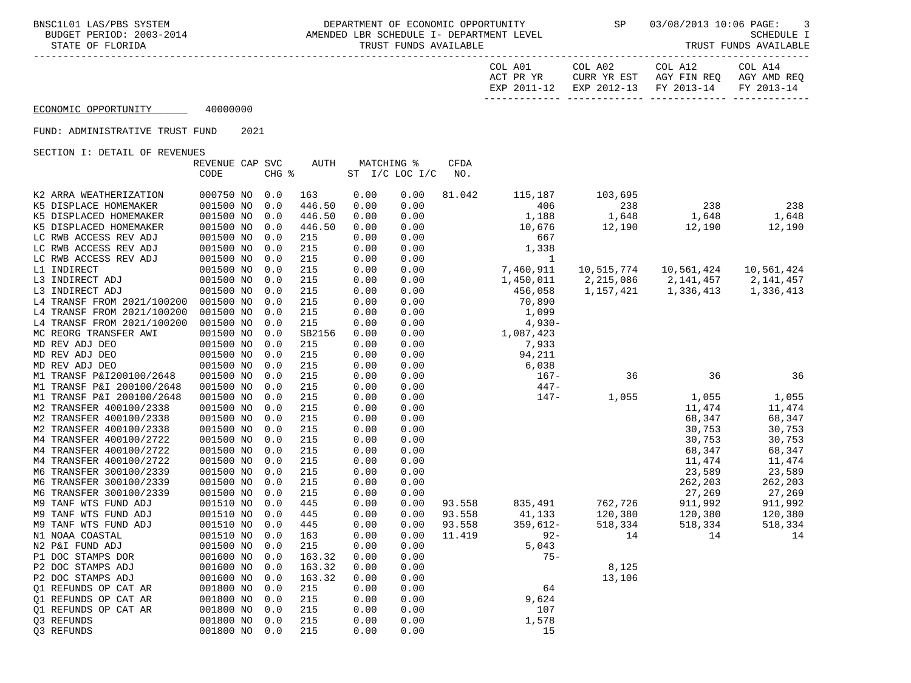BNSC1L01 LAS/PBS SYSTEM — DEPARTMENT OF ECONOMIC OPPORTUNITY — SP 03/08/2013 10:06

BUDGET PERIOD: 2003-2014 — AMENDED LBR SCHEDULE I- DEPARTMENT LEVEL — SCHEDULE I

STATE OF FLORIDA — TRUST FUNDS AVAILABLE — TRUST FUNDS AVAILABLE

ECONOMIC OPPORTUNITY 40000000

FUND: ADMINISTRATIVE TRUST FUND 2021

SECTION I: DETAIL OF REVENUES

| | REVENUE CODE | CAP | SVC CHG % | AUTH | MATCHING % ST | I/C LOC I/C | CFDA NO. | COL A01 ACT PR YR EXP 2011-12 | COL A02 CURR YR EST EXP 2012-13 | COL A12 AGY FIN REQ FY 2013-14 | COL A14 AGY AMD REQ FY 2013-14 |
|---|---|---|---|---|---|---|---|---|---|---|---|
| K2 ARRA WEATHERIZATION | 000750 | NO | 0.0 | 163 | 0.00 | 0.00 | 81.042 | 115,187 | 103,695 | | |
| K5 DISPLACE HOMEMAKER | 001500 | NO | 0.0 | 446.50 | 0.00 | 0.00 | | 406 | 238 | 238 | 238 |
| K5 DISPLACED HOMEMAKER | 001500 | NO | 0.0 | 446.50 | 0.00 | 0.00 | | 1,188 | 1,648 | 1,648 | 1,648 |
| K5 DISPLACED HOMEMAKER | 001500 | NO | 0.0 | 446.50 | 0.00 | 0.00 | | 10,676 | 12,190 | 12,190 | 12,190 |
| LC RWB ACCESS REV ADJ | 001500 | NO | 0.0 | 215 | 0.00 | 0.00 | | 667 | | | |
| LC RWB ACCESS REV ADJ | 001500 | NO | 0.0 | 215 | 0.00 | 0.00 | | 1,338 | | | |
| LC RWB ACCESS REV ADJ | 001500 | NO | 0.0 | 215 | 0.00 | 0.00 | | 1 | | | |
| L1 INDIRECT | 001500 | NO | 0.0 | 215 | 0.00 | 0.00 | | 7,460,911 | 10,515,774 | 10,561,424 | 10,561,424 |
| L3 INDIRECT ADJ | 001500 | NO | 0.0 | 215 | 0.00 | 0.00 | | 1,450,011 | 2,215,086 | 2,141,457 | 2,141,457 |
| L3 INDIRECT ADJ | 001500 | NO | 0.0 | 215 | 0.00 | 0.00 | | 456,058 | 1,157,421 | 1,336,413 | 1,336,413 |
| L4 TRANSF FROM 2021/100200 | 001500 | NO | 0.0 | 215 | 0.00 | 0.00 | | 70,890 | | | |
| L4 TRANSF FROM 2021/100200 | 001500 | NO | 0.0 | 215 | 0.00 | 0.00 | | 1,099 | | | |
| L4 TRANSF FROM 2021/100200 | 001500 | NO | 0.0 | 215 | 0.00 | 0.00 | | 4,930- | | | |
| MC REORG TRANSFER AWI | 001500 | NO | 0.0 | SB2156 | 0.00 | 0.00 | | 1,087,423 | | | |
| MD REV ADJ DEO | 001500 | NO | 0.0 | 215 | 0.00 | 0.00 | | 7,933 | | | |
| MD REV ADJ DEO | 001500 | NO | 0.0 | 215 | 0.00 | 0.00 | | 94,211 | | | |
| MD REV ADJ DEO | 001500 | NO | 0.0 | 215 | 0.00 | 0.00 | | 6,038 | | | |
| M1 TRANSF P&I200100/2648 | 001500 | NO | 0.0 | 215 | 0.00 | 0.00 | | 167- | 36 | 36 | 36 |
| M1 TRANSF P&I 200100/2648 | 001500 | NO | 0.0 | 215 | 0.00 | 0.00 | | 447- | | | |
| M1 TRANSF P&I 200100/2648 | 001500 | NO | 0.0 | 215 | 0.00 | 0.00 | | 147- | 1,055 | 1,055 | 1,055 |
| M2 TRANSFER 400100/2338 | 001500 | NO | 0.0 | 215 | 0.00 | 0.00 | | | | 11,474 | 11,474 |
| M2 TRANSFER 400100/2338 | 001500 | NO | 0.0 | 215 | 0.00 | 0.00 | | | | 68,347 | 68,347 |
| M2 TRANSFER 400100/2338 | 001500 | NO | 0.0 | 215 | 0.00 | 0.00 | | | | 30,753 | 30,753 |
| M4 TRANSFER 400100/2722 | 001500 | NO | 0.0 | 215 | 0.00 | 0.00 | | | | 30,753 | 30,753 |
| M4 TRANSFER 400100/2722 | 001500 | NO | 0.0 | 215 | 0.00 | 0.00 | | | | 68,347 | 68,347 |
| M4 TRANSFER 400100/2722 | 001500 | NO | 0.0 | 215 | 0.00 | 0.00 | | | | 11,474 | 11,474 |
| M6 TRANSFER 300100/2339 | 001500 | NO | 0.0 | 215 | 0.00 | 0.00 | | | | 23,589 | 23,589 |
| M6 TRANSFER 300100/2339 | 001500 | NO | 0.0 | 215 | 0.00 | 0.00 | | | | 262,203 | 262,203 |
| M6 TRANSFER 300100/2339 | 001500 | NO | 0.0 | 215 | 0.00 | 0.00 | | | | 27,269 | 27,269 |
| M9 TANF WTS FUND ADJ | 001510 | NO | 0.0 | 445 | 0.00 | 0.00 | 93.558 | 835,491 | 762,726 | 911,992 | 911,992 |
| M9 TANF WTS FUND ADJ | 001510 | NO | 0.0 | 445 | 0.00 | 0.00 | 93.558 | 41,133 | 120,380 | 120,380 | 120,380 |
| M9 TANF WTS FUND ADJ | 001510 | NO | 0.0 | 445 | 0.00 | 0.00 | 93.558 | 359,612- | 518,334 | 518,334 | 518,334 |
| N1 NOAA COASTAL | 001510 | NO | 0.0 | 163 | 0.00 | 0.00 | 11.419 | 92- | 14 | 14 | 14 |
| N2 P&I FUND ADJ | 001500 | NO | 0.0 | 215 | 0.00 | 0.00 | | 5,043 | | | |
| P1 DOC STAMPS DOR | 001600 | NO | 0.0 | 163.32 | 0.00 | 0.00 | | 75- | | | |
| P2 DOC STAMPS ADJ | 001600 | NO | 0.0 | 163.32 | 0.00 | 0.00 | | | 8,125 | | |
| P2 DOC STAMPS ADJ | 001600 | NO | 0.0 | 163.32 | 0.00 | 0.00 | | | 13,106 | | |
| Q1 REFUNDS OP CAT AR | 001800 | NO | 0.0 | 215 | 0.00 | 0.00 | | 64 | | | |
| Q1 REFUNDS OP CAT AR | 001800 | NO | 0.0 | 215 | 0.00 | 0.00 | | 9,624 | | | |
| Q1 REFUNDS OP CAT AR | 001800 | NO | 0.0 | 215 | 0.00 | 0.00 | | 107 | | | |
| Q3 REFUNDS | 001800 | NO | 0.0 | 215 | 0.00 | 0.00 | | 1,578 | | | |
| Q3 REFUNDS | 001800 | NO | 0.0 | 215 | 0.00 | 0.00 | | 15 | | | |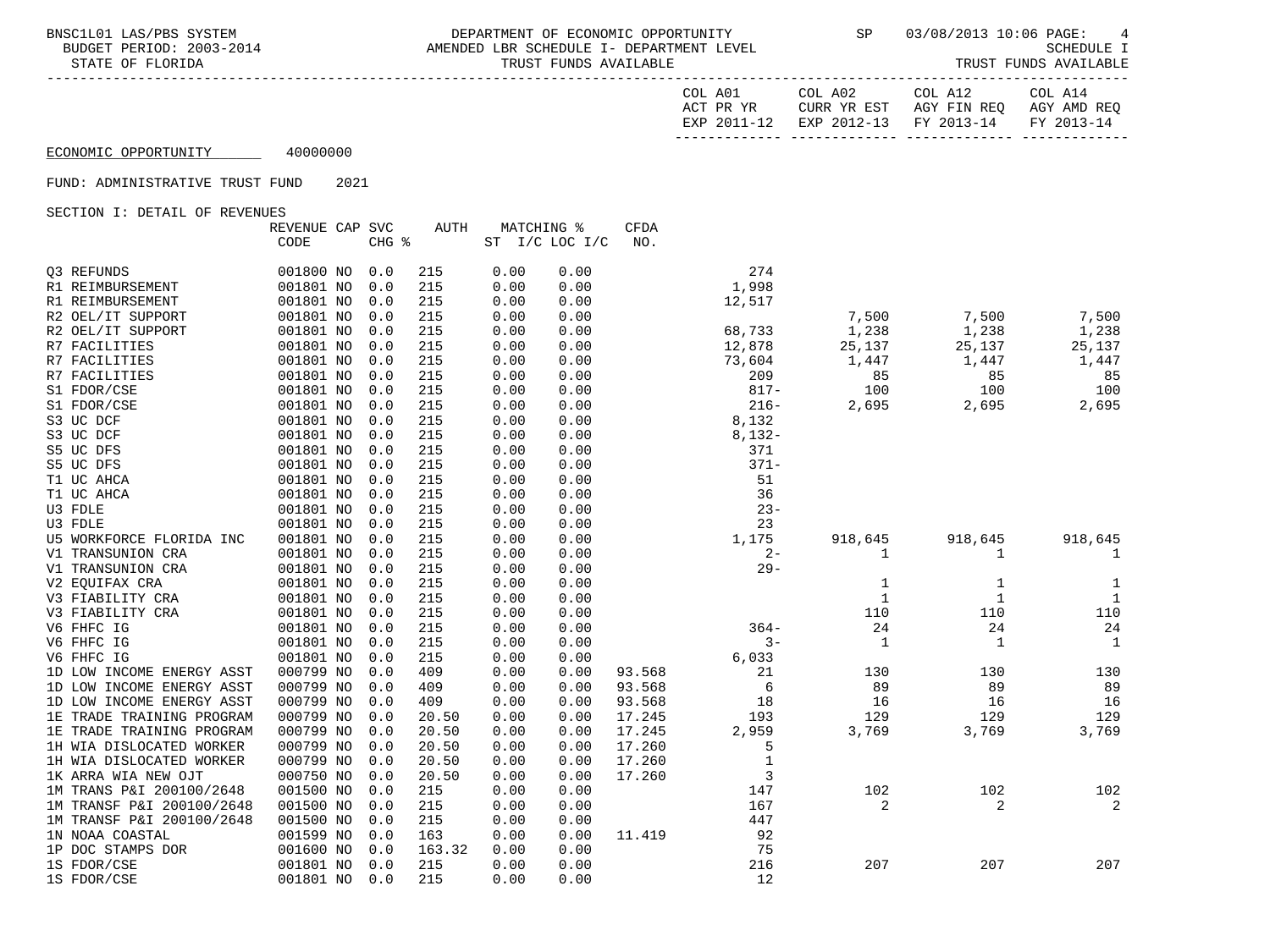ECONOMIC OPPORTUNITY 40000000

FUND: ADMINISTRATIVE TRUST FUND 2021

SECTION I: DETAIL OF REVENUES

| | REVENUE CODE | CAP | SVC CHG % | AUTH | MATCHING % ST I/C | LOC I/C | CFDA NO. | COL A01 ACT PR YR EXP 2011-12 | COL A02 CURR YR EST EXP 2012-13 | COL A12 AGY FIN REQ FY 2013-14 | COL A14 AGY AMD REQ FY 2013-14 |
|---|---|---|---|---|---|---|---|---|---|---|---|
| Q3 REFUNDS | 001800 | NO | 0.0 | 215 | 0.00 | 0.00 | | 274 | | | |
| R1 REIMBURSEMENT | 001801 | NO | 0.0 | 215 | 0.00 | 0.00 | | 1,998 | | | |
| R1 REIMBURSEMENT | 001801 | NO | 0.0 | 215 | 0.00 | 0.00 | | 12,517 | | | |
| R2 OEL/IT SUPPORT | 001801 | NO | 0.0 | 215 | 0.00 | 0.00 | | | 7,500 | 7,500 | 7,500 |
| R2 OEL/IT SUPPORT | 001801 | NO | 0.0 | 215 | 0.00 | 0.00 | | 68,733 | 1,238 | 1,238 | 1,238 |
| R7 FACILITIES | 001801 | NO | 0.0 | 215 | 0.00 | 0.00 | | 12,878 | 25,137 | 25,137 | 25,137 |
| R7 FACILITIES | 001801 | NO | 0.0 | 215 | 0.00 | 0.00 | | 73,604 | 1,447 | 1,447 | 1,447 |
| R7 FACILITIES | 001801 | NO | 0.0 | 215 | 0.00 | 0.00 | | 209 | 85 | 85 | 85 |
| S1 FDOR/CSE | 001801 | NO | 0.0 | 215 | 0.00 | 0.00 | | 817- | 100 | 100 | 100 |
| S1 FDOR/CSE | 001801 | NO | 0.0 | 215 | 0.00 | 0.00 | | 216- | 2,695 | 2,695 | 2,695 |
| S3 UC DCF | 001801 | NO | 0.0 | 215 | 0.00 | 0.00 | | 8,132 | | | |
| S3 UC DCF | 001801 | NO | 0.0 | 215 | 0.00 | 0.00 | | 8,132- | | | |
| S5 UC DFS | 001801 | NO | 0.0 | 215 | 0.00 | 0.00 | | 371 | | | |
| S5 UC DFS | 001801 | NO | 0.0 | 215 | 0.00 | 0.00 | | 371- | | | |
| T1 UC AHCA | 001801 | NO | 0.0 | 215 | 0.00 | 0.00 | | 51 | | | |
| T1 UC AHCA | 001801 | NO | 0.0 | 215 | 0.00 | 0.00 | | 36 | | | |
| U3 FDLE | 001801 | NO | 0.0 | 215 | 0.00 | 0.00 | | 23- | | | |
| U3 FDLE | 001801 | NO | 0.0 | 215 | 0.00 | 0.00 | | 23 | | | |
| U5 WORKFORCE FLORIDA INC | 001801 | NO | 0.0 | 215 | 0.00 | 0.00 | | 1,175 | 918,645 | 918,645 | 918,645 |
| V1 TRANSUNION CRA | 001801 | NO | 0.0 | 215 | 0.00 | 0.00 | | 2- | 1 | 1 | 1 |
| V1 TRANSUNION CRA | 001801 | NO | 0.0 | 215 | 0.00 | 0.00 | | 29- | | | |
| V2 EQUIFAX CRA | 001801 | NO | 0.0 | 215 | 0.00 | 0.00 | | | 1 | 1 | 1 |
| V3 FIABILITY CRA | 001801 | NO | 0.0 | 215 | 0.00 | 0.00 | | | 1 | 1 | 1 |
| V3 FIABILITY CRA | 001801 | NO | 0.0 | 215 | 0.00 | 0.00 | | | 110 | 110 | 110 |
| V6 FHFC IG | 001801 | NO | 0.0 | 215 | 0.00 | 0.00 | | 364- | 24 | 24 | 24 |
| V6 FHFC IG | 001801 | NO | 0.0 | 215 | 0.00 | 0.00 | | 3- | 1 | 1 | 1 |
| V6 FHFC IG | 001801 | NO | 0.0 | 215 | 0.00 | 0.00 | | 6,033 | | | |
| 1D LOW INCOME ENERGY ASST | 000799 | NO | 0.0 | 409 | 0.00 | 0.00 | 93.568 | 21 | 130 | 130 | 130 |
| 1D LOW INCOME ENERGY ASST | 000799 | NO | 0.0 | 409 | 0.00 | 0.00 | 93.568 | 6 | 89 | 89 | 89 |
| 1D LOW INCOME ENERGY ASST | 000799 | NO | 0.0 | 409 | 0.00 | 0.00 | 93.568 | 18 | 16 | 16 | 16 |
| 1E TRADE TRAINING PROGRAM | 000799 | NO | 0.0 | 20.50 | 0.00 | 0.00 | 17.245 | 193 | 129 | 129 | 129 |
| 1E TRADE TRAINING PROGRAM | 000799 | NO | 0.0 | 20.50 | 0.00 | 0.00 | 17.245 | 2,959 | 3,769 | 3,769 | 3,769 |
| 1H WIA DISLOCATED WORKER | 000799 | NO | 0.0 | 20.50 | 0.00 | 0.00 | 17.260 | 5 | | | |
| 1H WIA DISLOCATED WORKER | 000799 | NO | 0.0 | 20.50 | 0.00 | 0.00 | 17.260 | 1 | | | |
| 1K ARRA WIA NEW OJT | 000750 | NO | 0.0 | 20.50 | 0.00 | 0.00 | 17.260 | 3 | | | |
| 1M TRANS P&I 200100/2648 | 001500 | NO | 0.0 | 215 | 0.00 | 0.00 | | 147 | 102 | 102 | 102 |
| 1M TRANSF P&I 200100/2648 | 001500 | NO | 0.0 | 215 | 0.00 | 0.00 | | 167 | 2 | 2 | 2 |
| 1M TRANSF P&I 200100/2648 | 001500 | NO | 0.0 | 215 | 0.00 | 0.00 | | 447 | | | |
| 1N NOAA COASTAL | 001599 | NO | 0.0 | 163 | 0.00 | 0.00 | 11.419 | 92 | | | |
| 1P DOC STAMPS DOR | 001600 | NO | 0.0 | 163.32 | 0.00 | 0.00 | | 75 | | | |
| 1S FDOR/CSE | 001801 | NO | 0.0 | 215 | 0.00 | 0.00 | | 216 | 207 | 207 | 207 |
| 1S FDOR/CSE | 001801 | NO | 0.0 | 215 | 0.00 | 0.00 | | 12 | | | |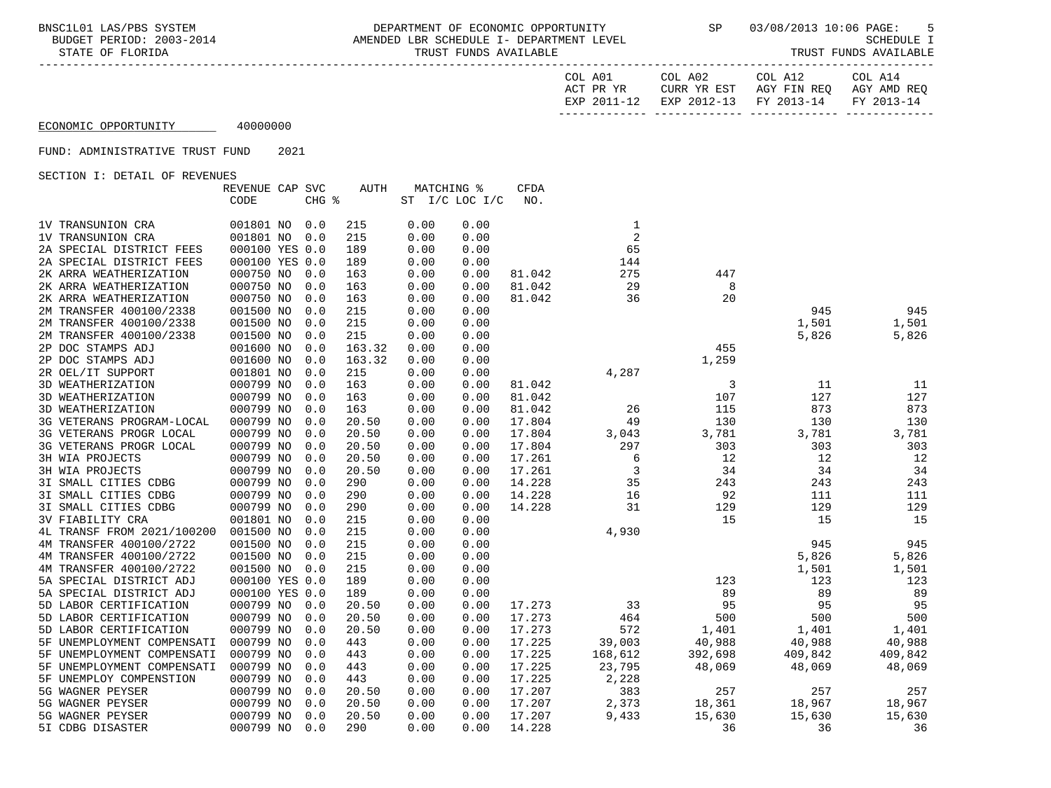BNSC1L01 LAS/PBS SYSTEM — DEPARTMENT OF ECONOMIC OPPORTUNITY — SP — 03/08/2013 10:06

BUDGET PERIOD: 2003-2014 — AMENDED LBR SCHEDULE I- DEPARTMENT LEVEL — SCHEDULE I

STATE OF FLORIDA — TRUST FUNDS AVAILABLE — TRUST FUNDS AVAILABLE

ECONOMIC OPPORTUNITY 40000000

FUND: ADMINISTRATIVE TRUST FUND 2021

SECTION I: DETAIL OF REVENUES

| | REVENUE CODE | CAP | SVC CHG % | AUTH | MATCHING % ST I/C | LOC I/C | CFDA NO. | COL A01 ACT PR YR EXP 2011-12 | COL A02 CURR YR EST EXP 2012-13 | COL A12 AGY FIN REQ FY 2013-14 | COL A14 AGY AMD REQ FY 2013-14 |
|---|---|---|---|---|---|---|---|---|---|---|---|
| 1V TRANSUNION CRA | 001801 | NO | 0.0 | 215 | 0.00 | 0.00 | | 1 | | | |
| 1V TRANSUNION CRA | 001801 | NO | 0.0 | 215 | 0.00 | 0.00 | | 2 | | | |
| 2A SPECIAL DISTRICT FEES | 000100 | YES | 0.0 | 189 | 0.00 | 0.00 | | 65 | | | |
| 2A SPECIAL DISTRICT FEES | 000100 | YES | 0.0 | 189 | 0.00 | 0.00 | | 144 | | | |
| 2K ARRA WEATHERIZATION | 000750 | NO | 0.0 | 163 | 0.00 | 0.00 | 81.042 | 275 | 447 | | |
| 2K ARRA WEATHERIZATION | 000750 | NO | 0.0 | 163 | 0.00 | 0.00 | 81.042 | 29 | 8 | | |
| 2K ARRA WEATHERIZATION | 000750 | NO | 0.0 | 163 | 0.00 | 0.00 | 81.042 | 36 | 20 | | |
| 2M TRANSFER 400100/2338 | 001500 | NO | 0.0 | 215 | 0.00 | 0.00 | | | | 945 | 945 |
| 2M TRANSFER 400100/2338 | 001500 | NO | 0.0 | 215 | 0.00 | 0.00 | | | | 1,501 | 1,501 |
| 2M TRANSFER 400100/2338 | 001500 | NO | 0.0 | 215 | 0.00 | 0.00 | | | | 5,826 | 5,826 |
| 2P DOC STAMPS ADJ | 001600 | NO | 0.0 | 163.32 | 0.00 | 0.00 | | | 455 | | |
| 2P DOC STAMPS ADJ | 001600 | NO | 0.0 | 163.32 | 0.00 | 0.00 | | | 1,259 | | |
| 2R OEL/IT SUPPORT | 001801 | NO | 0.0 | 215 | 0.00 | 0.00 | | 4,287 | | | |
| 3D WEATHERIZATION | 000799 | NO | 0.0 | 163 | 0.00 | 0.00 | 81.042 | | 3 | 11 | 11 |
| 3D WEATHERIZATION | 000799 | NO | 0.0 | 163 | 0.00 | 0.00 | 81.042 | | 107 | 127 | 127 |
| 3D WEATHERIZATION | 000799 | NO | 0.0 | 163 | 0.00 | 0.00 | 81.042 | 26 | 115 | 873 | 873 |
| 3G VETERANS PROGRAM-LOCAL | 000799 | NO | 0.0 | 20.50 | 0.00 | 0.00 | 17.804 | 49 | 130 | 130 | 130 |
| 3G VETERANS PROGR LOCAL | 000799 | NO | 0.0 | 20.50 | 0.00 | 0.00 | 17.804 | 3,043 | 3,781 | 3,781 | 3,781 |
| 3G VETERANS PROGR LOCAL | 000799 | NO | 0.0 | 20.50 | 0.00 | 0.00 | 17.804 | 297 | 303 | 303 | 303 |
| 3H WIA PROJECTS | 000799 | NO | 0.0 | 20.50 | 0.00 | 0.00 | 17.261 | 6 | 12 | 12 | 12 |
| 3H WIA PROJECTS | 000799 | NO | 0.0 | 20.50 | 0.00 | 0.00 | 17.261 | 3 | 34 | 34 | 34 |
| 3I SMALL CITIES CDBG | 000799 | NO | 0.0 | 290 | 0.00 | 0.00 | 14.228 | 35 | 243 | 243 | 243 |
| 3I SMALL CITIES CDBG | 000799 | NO | 0.0 | 290 | 0.00 | 0.00 | 14.228 | 16 | 92 | 111 | 111 |
| 3I SMALL CITIES CDBG | 000799 | NO | 0.0 | 290 | 0.00 | 0.00 | 14.228 | 31 | 129 | 129 | 129 |
| 3V FIABILITY CRA | 001801 | NO | 0.0 | 215 | 0.00 | 0.00 | | | 15 | 15 | 15 |
| 4L TRANSF FROM 2021/100200 | 001500 | NO | 0.0 | 215 | 0.00 | 0.00 | | 4,930 | | | |
| 4M TRANSFER 400100/2722 | 001500 | NO | 0.0 | 215 | 0.00 | 0.00 | | | | 945 | 945 |
| 4M TRANSFER 400100/2722 | 001500 | NO | 0.0 | 215 | 0.00 | 0.00 | | | | 5,826 | 5,826 |
| 4M TRANSFER 400100/2722 | 001500 | NO | 0.0 | 215 | 0.00 | 0.00 | | | | 1,501 | 1,501 |
| 5A SPECIAL DISTRICT ADJ | 000100 | YES | 0.0 | 189 | 0.00 | 0.00 | | | 123 | 123 | 123 |
| 5A SPECIAL DISTRICT ADJ | 000100 | YES | 0.0 | 189 | 0.00 | 0.00 | | | 89 | 89 | 89 |
| 5D LABOR CERTIFICATION | 000799 | NO | 0.0 | 20.50 | 0.00 | 0.00 | 17.273 | 33 | 95 | 95 | 95 |
| 5D LABOR CERTIFICATION | 000799 | NO | 0.0 | 20.50 | 0.00 | 0.00 | 17.273 | 464 | 500 | 500 | 500 |
| 5D LABOR CERTIFICATION | 000799 | NO | 0.0 | 20.50 | 0.00 | 0.00 | 17.273 | 572 | 1,401 | 1,401 | 1,401 |
| 5F UNEMPLOYMENT COMPENSATI | 000799 | NO | 0.0 | 443 | 0.00 | 0.00 | 17.225 | 39,003 | 40,988 | 40,988 | 40,988 |
| 5F UNEMPLOYMENT COMPENSATI | 000799 | NO | 0.0 | 443 | 0.00 | 0.00 | 17.225 | 168,612 | 392,698 | 409,842 | 409,842 |
| 5F UNEMPLOYMENT COMPENSATI | 000799 | NO | 0.0 | 443 | 0.00 | 0.00 | 17.225 | 23,795 | 48,069 | 48,069 | 48,069 |
| 5F UNEMPLOY COMPENSTION | 000799 | NO | 0.0 | 443 | 0.00 | 0.00 | 17.225 | 2,228 | | | |
| 5G WAGNER PEYSER | 000799 | NO | 0.0 | 20.50 | 0.00 | 0.00 | 17.207 | 383 | 257 | 257 | 257 |
| 5G WAGNER PEYSER | 000799 | NO | 0.0 | 20.50 | 0.00 | 0.00 | 17.207 | 2,373 | 18,361 | 18,967 | 18,967 |
| 5G WAGNER PEYSER | 000799 | NO | 0.0 | 20.50 | 0.00 | 0.00 | 17.207 | 9,433 | 15,630 | 15,630 | 15,630 |
| 5I CDBG DISASTER | 000799 | NO | 0.0 | 290 | 0.00 | 0.00 | 14.228 | | 36 | 36 | 36 |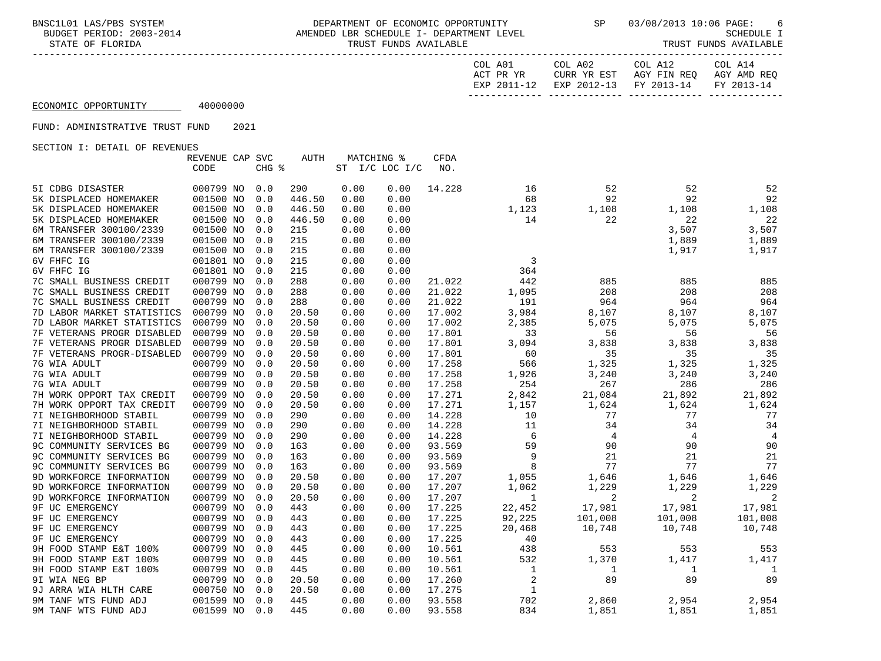BNSC1L01 LAS/PBS SYSTEM — DEPARTMENT OF ECONOMIC OPPORTUNITY — SP 03/08/2013 10:06

BUDGET PERIOD: 2003-2014 — AMENDED LBR SCHEDULE I- DEPARTMENT LEVEL — SCHEDULE I

STATE OF FLORIDA — TRUST FUNDS AVAILABLE — TRUST FUNDS AVAILABLE

ECONOMIC OPPORTUNITY 40000000

FUND: ADMINISTRATIVE TRUST FUND 2021

SECTION I: DETAIL OF REVENUES

| | REVENUE CODE | CAP | SVC CHG % | AUTH | MATCHING % ST I/C | LOC I/C | CFDA NO. | COL A01 ACT PR YR EXP 2011-12 | COL A02 CURR YR EST EXP 2012-13 | COL A12 AGY FIN REQ FY 2013-14 | COL A14 AGY AMD REQ FY 2013-14 |
|---|---|---|---|---|---|---|---|---|---|---|---|
| 5I CDBG DISASTER | 000799 | NO | 0.0 | 290 | 0.00 | 0.00 | 14.228 | 16 | 52 | 52 | 52 |
| 5K DISPLACED HOMEMAKER | 001500 | NO | 0.0 | 446.50 | 0.00 | 0.00 | | 68 | 92 | 92 | 92 |
| 5K DISPLACED HOMEMAKER | 001500 | NO | 0.0 | 446.50 | 0.00 | 0.00 | | 1,123 | 1,108 | 1,108 | 1,108 |
| 5K DISPLACED HOMEMAKER | 001500 | NO | 0.0 | 446.50 | 0.00 | 0.00 | | 14 | 22 | 22 | 22 |
| 6M TRANSFER 300100/2339 | 001500 | NO | 0.0 | 215 | 0.00 | 0.00 | | | | 3,507 | 3,507 |
| 6M TRANSFER 300100/2339 | 001500 | NO | 0.0 | 215 | 0.00 | 0.00 | | | | 1,889 | 1,889 |
| 6M TRANSFER 300100/2339 | 001500 | NO | 0.0 | 215 | 0.00 | 0.00 | | | | 1,917 | 1,917 |
| 6V FHFC IG | 001801 | NO | 0.0 | 215 | 0.00 | 0.00 | | 3 | | | |
| 6V FHFC IG | 001801 | NO | 0.0 | 215 | 0.00 | 0.00 | | 364 | | | |
| 7C SMALL BUSINESS CREDIT | 000799 | NO | 0.0 | 288 | 0.00 | 0.00 | 21.022 | 442 | 885 | 885 | 885 |
| 7C SMALL BUSINESS CREDIT | 000799 | NO | 0.0 | 288 | 0.00 | 0.00 | 21.022 | 1,095 | 208 | 208 | 208 |
| 7C SMALL BUSINESS CREDIT | 000799 | NO | 0.0 | 288 | 0.00 | 0.00 | 21.022 | 191 | 964 | 964 | 964 |
| 7D LABOR MARKET STATISTICS | 000799 | NO | 0.0 | 20.50 | 0.00 | 0.00 | 17.002 | 3,984 | 8,107 | 8,107 | 8,107 |
| 7D LABOR MARKET STATISTICS | 000799 | NO | 0.0 | 20.50 | 0.00 | 0.00 | 17.002 | 2,385 | 5,075 | 5,075 | 5,075 |
| 7F VETERANS PROGR DISABLED | 000799 | NO | 0.0 | 20.50 | 0.00 | 0.00 | 17.801 | 33 | 56 | 56 | 56 |
| 7F VETERANS PROGR DISABLED | 000799 | NO | 0.0 | 20.50 | 0.00 | 0.00 | 17.801 | 3,094 | 3,838 | 3,838 | 3,838 |
| 7F VETERANS PROGR-DISABLED | 000799 | NO | 0.0 | 20.50 | 0.00 | 0.00 | 17.801 | 60 | 35 | 35 | 35 |
| 7G WIA ADULT | 000799 | NO | 0.0 | 20.50 | 0.00 | 0.00 | 17.258 | 566 | 1,325 | 1,325 | 1,325 |
| 7G WIA ADULT | 000799 | NO | 0.0 | 20.50 | 0.00 | 0.00 | 17.258 | 1,926 | 3,240 | 3,240 | 3,240 |
| 7G WIA ADULT | 000799 | NO | 0.0 | 20.50 | 0.00 | 0.00 | 17.258 | 254 | 267 | 286 | 286 |
| 7H WORK OPPORT TAX CREDIT | 000799 | NO | 0.0 | 20.50 | 0.00 | 0.00 | 17.271 | 2,842 | 21,084 | 21,892 | 21,892 |
| 7H WORK OPPORT TAX CREDIT | 000799 | NO | 0.0 | 20.50 | 0.00 | 0.00 | 17.271 | 1,157 | 1,624 | 1,624 | 1,624 |
| 7I NEIGHBORHOOD STABIL | 000799 | NO | 0.0 | 290 | 0.00 | 0.00 | 14.228 | 10 | 77 | 77 | 77 |
| 7I NEIGHBORHOOD STABIL | 000799 | NO | 0.0 | 290 | 0.00 | 0.00 | 14.228 | 11 | 34 | 34 | 34 |
| 7I NEIGHBORHOOD STABIL | 000799 | NO | 0.0 | 290 | 0.00 | 0.00 | 14.228 | 6 | 4 | 4 | 4 |
| 9C COMMUNITY SERVICES BG | 000799 | NO | 0.0 | 163 | 0.00 | 0.00 | 93.569 | 59 | 90 | 90 | 90 |
| 9C COMMUNITY SERVICES BG | 000799 | NO | 0.0 | 163 | 0.00 | 0.00 | 93.569 | 9 | 21 | 21 | 21 |
| 9C COMMUNITY SERVICES BG | 000799 | NO | 0.0 | 163 | 0.00 | 0.00 | 93.569 | 8 | 77 | 77 | 77 |
| 9D WORKFORCE INFORMATION | 000799 | NO | 0.0 | 20.50 | 0.00 | 0.00 | 17.207 | 1,055 | 1,646 | 1,646 | 1,646 |
| 9D WORKFORCE INFORMATION | 000799 | NO | 0.0 | 20.50 | 0.00 | 0.00 | 17.207 | 1,062 | 1,229 | 1,229 | 1,229 |
| 9D WORKFORCE INFORMATION | 000799 | NO | 0.0 | 20.50 | 0.00 | 0.00 | 17.207 | 1 | 2 | 2 | 2 |
| 9F UC EMERGENCY | 000799 | NO | 0.0 | 443 | 0.00 | 0.00 | 17.225 | 22,452 | 17,981 | 17,981 | 17,981 |
| 9F UC EMERGENCY | 000799 | NO | 0.0 | 443 | 0.00 | 0.00 | 17.225 | 92,225 | 101,008 | 101,008 | 101,008 |
| 9F UC EMERGENCY | 000799 | NO | 0.0 | 443 | 0.00 | 0.00 | 17.225 | 20,468 | 10,748 | 10,748 | 10,748 |
| 9F UC EMERGENCY | 000799 | NO | 0.0 | 443 | 0.00 | 0.00 | 17.225 | 40 | | | |
| 9H FOOD STAMP E&T 100% | 000799 | NO | 0.0 | 445 | 0.00 | 0.00 | 10.561 | 438 | 553 | 553 | 553 |
| 9H FOOD STAMP E&T 100% | 000799 | NO | 0.0 | 445 | 0.00 | 0.00 | 10.561 | 532 | 1,370 | 1,417 | 1,417 |
| 9H FOOD STAMP E&T 100% | 000799 | NO | 0.0 | 445 | 0.00 | 0.00 | 10.561 | 1 | 1 | 1 | 1 |
| 9I WIA NEG BP | 000799 | NO | 0.0 | 20.50 | 0.00 | 0.00 | 17.260 | 2 | 89 | 89 | 89 |
| 9J ARRA WIA HLTH CARE | 000750 | NO | 0.0 | 20.50 | 0.00 | 0.00 | 17.275 | 1 | | | |
| 9M TANF WTS FUND ADJ | 001599 | NO | 0.0 | 445 | 0.00 | 0.00 | 93.558 | 702 | 2,860 | 2,954 | 2,954 |
| 9M TANF WTS FUND ADJ | 001599 | NO | 0.0 | 445 | 0.00 | 0.00 | 93.558 | 834 | 1,851 | 1,851 | 1,851 |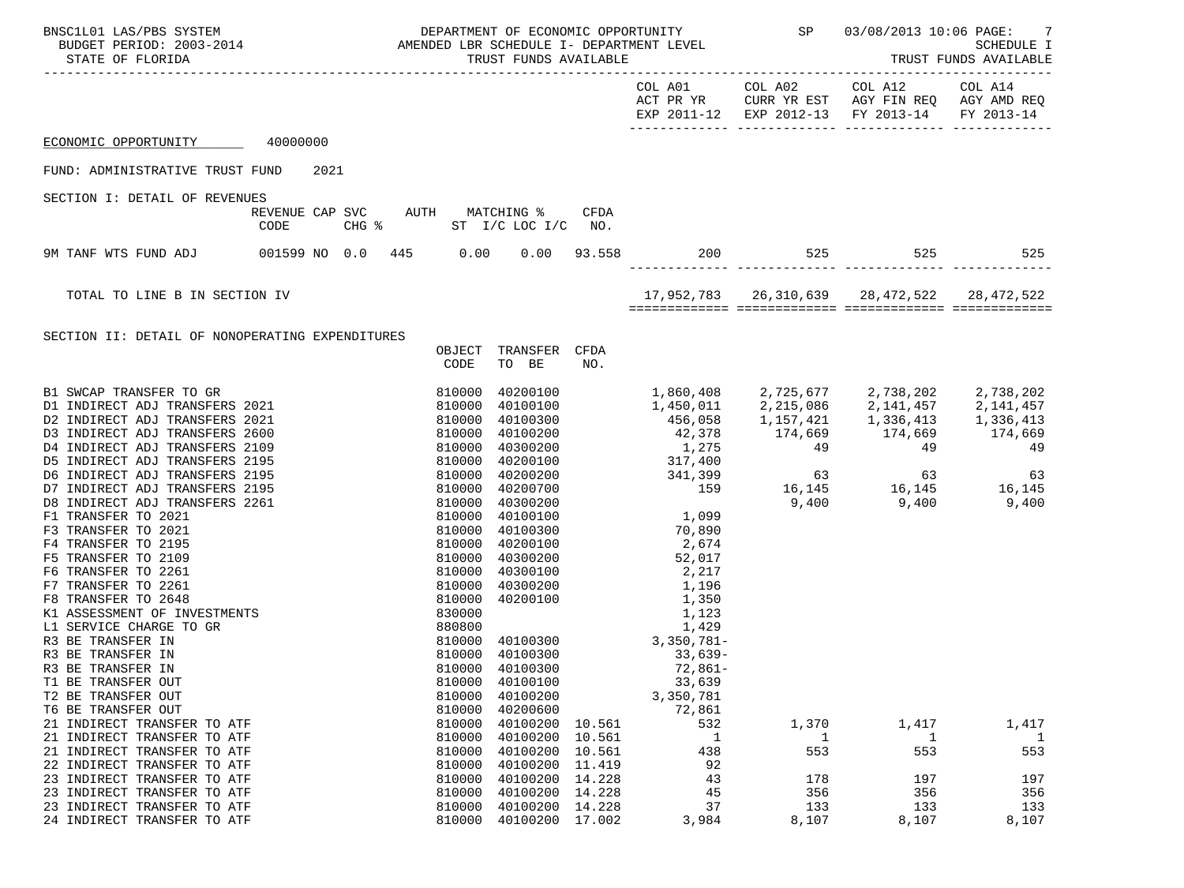ECONOMIC OPPORTUNITY 40000000

FUND: ADMINISTRATIVE TRUST FUND 2021

SECTION I: DETAIL OF REVENUES

| | REVENUE CODE | CAP SVC CHG % | AUTH ST | MATCHING % I/C | LOC I/C | CFDA NO. | COL A01 ACT PR YR EXP 2011-12 | COL A02 CURR YR EST EXP 2012-13 | COL A12 AGY FIN REQ FY 2013-14 | COL A14 AGY AMD REQ FY 2013-14 |
|---|---|---|---|---|---|---|---|---|---|---|
| 9M TANF WTS FUND ADJ | 001599 | NO 0.0 | 445 | 0.00 | 0.00 | 93.558 | 200 | 525 | 525 | 525 |
| TOTAL TO LINE B IN SECTION IV | | | | | | | 17,952,783 | 26,310,639 | 28,472,522 | 28,472,522 |

SECTION II: DETAIL OF NONOPERATING EXPENDITURES

| | OBJECT CODE | TRANSFER TO BE | CFDA NO. | COL A01 ACT PR YR EXP 2011-12 | COL A02 CURR YR EST EXP 2012-13 | COL A12 AGY FIN REQ FY 2013-14 | COL A14 AGY AMD REQ FY 2013-14 |
|---|---|---|---|---|---|---|---|
| B1 SWCAP TRANSFER TO GR | 810000 | 40200100 | | 1,860,408 | 2,725,677 | 2,738,202 | 2,738,202 |
| D1 INDIRECT ADJ TRANSFERS 2021 | 810000 | 40100100 | | 1,450,011 | 2,215,086 | 2,141,457 | 2,141,457 |
| D2 INDIRECT ADJ TRANSFERS 2021 | 810000 | 40100300 | | 456,058 | 1,157,421 | 1,336,413 | 1,336,413 |
| D3 INDIRECT ADJ TRANSFERS 2600 | 810000 | 40100200 | | 42,378 | 174,669 | 174,669 | 174,669 |
| D4 INDIRECT ADJ TRANSFERS 2109 | 810000 | 40300200 | | 1,275 | 49 | 49 | 49 |
| D5 INDIRECT ADJ TRANSFERS 2195 | 810000 | 40200100 | | 317,400 | | | |
| D6 INDIRECT ADJ TRANSFERS 2195 | 810000 | 40200200 | | 341,399 | 63 | 63 | 63 |
| D7 INDIRECT ADJ TRANSFERS 2195 | 810000 | 40200700 | | 159 | 16,145 | 16,145 | 16,145 |
| D8 INDIRECT ADJ TRANSFERS 2261 | 810000 | 40300200 | | | 9,400 | 9,400 | 9,400 |
| F1 TRANSFER TO 2021 | 810000 | 40100100 | | 1,099 | | | |
| F3 TRANSFER TO 2021 | 810000 | 40100300 | | 70,890 | | | |
| F4 TRANSFER TO 2195 | 810000 | 40200100 | | 2,674 | | | |
| F5 TRANSFER TO 2109 | 810000 | 40300200 | | 52,017 | | | |
| F6 TRANSFER TO 2261 | 810000 | 40300100 | | 2,217 | | | |
| F7 TRANSFER TO 2261 | 810000 | 40300200 | | 1,196 | | | |
| F8 TRANSFER TO 2648 | 810000 | 40200100 | | 1,350 | | | |
| K1 ASSESSMENT OF INVESTMENTS | 830000 | | | 1,123 | | | |
| L1 SERVICE CHARGE TO GR | 880800 | | | 1,429 | | | |
| R3 BE TRANSFER IN | 810000 | 40100300 | | 3,350,781- | | | |
| R3 BE TRANSFER IN | 810000 | 40100300 | | 33,639- | | | |
| R3 BE TRANSFER IN | 810000 | 40100300 | | 72,861- | | | |
| T1 BE TRANSFER OUT | 810000 | 40100100 | | 33,639 | | | |
| T2 BE TRANSFER OUT | 810000 | 40100200 | | 3,350,781 | | | |
| T6 BE TRANSFER OUT | 810000 | 40200600 | | 72,861 | | | |
| 21 INDIRECT TRANSFER TO ATF | 810000 | 40100200 | 10.561 | 532 | 1,370 | 1,417 | 1,417 |
| 21 INDIRECT TRANSFER TO ATF | 810000 | 40100200 | 10.561 | 1 | 1 | 1 | 1 |
| 21 INDIRECT TRANSFER TO ATF | 810000 | 40100200 | 10.561 | 438 | 553 | 553 | 553 |
| 22 INDIRECT TRANSFER TO ATF | 810000 | 40100200 | 11.419 | 92 | | | |
| 23 INDIRECT TRANSFER TO ATF | 810000 | 40100200 | 14.228 | 43 | 178 | 197 | 197 |
| 23 INDIRECT TRANSFER TO ATF | 810000 | 40100200 | 14.228 | 45 | 356 | 356 | 356 |
| 23 INDIRECT TRANSFER TO ATF | 810000 | 40100200 | 14.228 | 37 | 133 | 133 | 133 |
| 24 INDIRECT TRANSFER TO ATF | 810000 | 40100200 | 17.002 | 3,984 | 8,107 | 8,107 | 8,107 |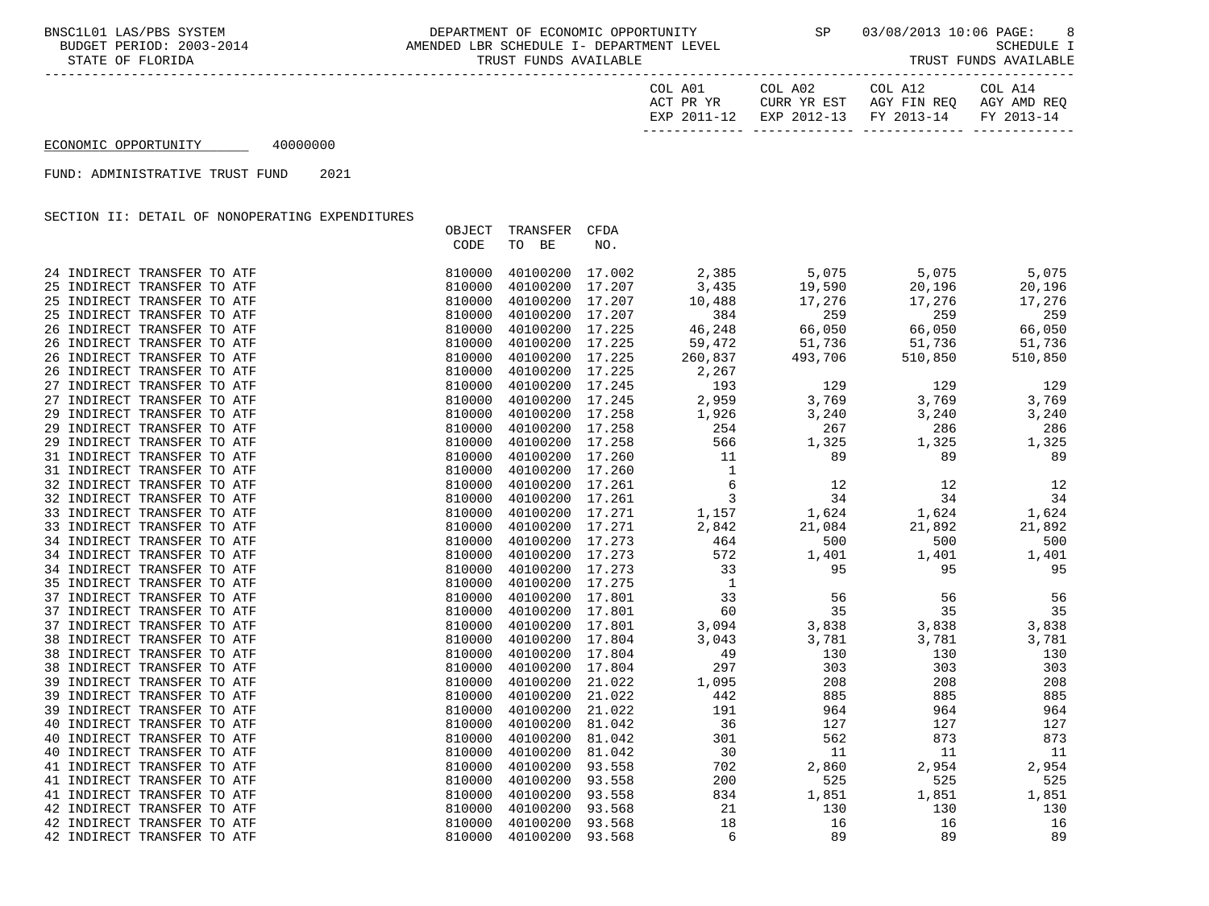ECONOMIC OPPORTUNITY 40000000

FUND: ADMINISTRATIVE TRUST FUND 2021

SECTION II: DETAIL OF NONOPERATING EXPENDITURES

| | OBJECT CODE | TRANSFER TO BE | CFDA NO. | COL A01 ACT PR YR EXP 2011-12 | COL A02 CURR YR EST EXP 2012-13 | COL A12 AGY FIN REQ FY 2013-14 | COL A14 AGY AMD REQ FY 2013-14 |
|---|---|---|---|---|---|---|---|
| 24 INDIRECT TRANSFER TO ATF | 810000 | 40100200 | 17.002 | 2,385 | 5,075 | 5,075 | 5,075 |
| 25 INDIRECT TRANSFER TO ATF | 810000 | 40100200 | 17.207 | 3,435 | 19,590 | 20,196 | 20,196 |
| 25 INDIRECT TRANSFER TO ATF | 810000 | 40100200 | 17.207 | 10,488 | 17,276 | 17,276 | 17,276 |
| 25 INDIRECT TRANSFER TO ATF | 810000 | 40100200 | 17.207 | 384 | 259 | 259 | 259 |
| 26 INDIRECT TRANSFER TO ATF | 810000 | 40100200 | 17.225 | 46,248 | 66,050 | 66,050 | 66,050 |
| 26 INDIRECT TRANSFER TO ATF | 810000 | 40100200 | 17.225 | 59,472 | 51,736 | 51,736 | 51,736 |
| 26 INDIRECT TRANSFER TO ATF | 810000 | 40100200 | 17.225 | 260,837 | 493,706 | 510,850 | 510,850 |
| 26 INDIRECT TRANSFER TO ATF | 810000 | 40100200 | 17.225 | 2,267 | | | |
| 27 INDIRECT TRANSFER TO ATF | 810000 | 40100200 | 17.245 | 193 | 129 | 129 | 129 |
| 27 INDIRECT TRANSFER TO ATF | 810000 | 40100200 | 17.245 | 2,959 | 3,769 | 3,769 | 3,769 |
| 29 INDIRECT TRANSFER TO ATF | 810000 | 40100200 | 17.258 | 1,926 | 3,240 | 3,240 | 3,240 |
| 29 INDIRECT TRANSFER TO ATF | 810000 | 40100200 | 17.258 | 254 | 267 | 286 | 286 |
| 29 INDIRECT TRANSFER TO ATF | 810000 | 40100200 | 17.258 | 566 | 1,325 | 1,325 | 1,325 |
| 31 INDIRECT TRANSFER TO ATF | 810000 | 40100200 | 17.260 | 11 | 89 | 89 | 89 |
| 31 INDIRECT TRANSFER TO ATF | 810000 | 40100200 | 17.260 | 1 | | | |
| 32 INDIRECT TRANSFER TO ATF | 810000 | 40100200 | 17.261 | 6 | 12 | 12 | 12 |
| 32 INDIRECT TRANSFER TO ATF | 810000 | 40100200 | 17.261 | 3 | 34 | 34 | 34 |
| 33 INDIRECT TRANSFER TO ATF | 810000 | 40100200 | 17.271 | 1,157 | 1,624 | 1,624 | 1,624 |
| 33 INDIRECT TRANSFER TO ATF | 810000 | 40100200 | 17.271 | 2,842 | 21,084 | 21,892 | 21,892 |
| 34 INDIRECT TRANSFER TO ATF | 810000 | 40100200 | 17.273 | 464 | 500 | 500 | 500 |
| 34 INDIRECT TRANSFER TO ATF | 810000 | 40100200 | 17.273 | 572 | 1,401 | 1,401 | 1,401 |
| 34 INDIRECT TRANSFER TO ATF | 810000 | 40100200 | 17.273 | 33 | 95 | 95 | 95 |
| 35 INDIRECT TRANSFER TO ATF | 810000 | 40100200 | 17.275 | 1 | | | |
| 37 INDIRECT TRANSFER TO ATF | 810000 | 40100200 | 17.801 | 33 | 56 | 56 | 56 |
| 37 INDIRECT TRANSFER TO ATF | 810000 | 40100200 | 17.801 | 60 | 35 | 35 | 35 |
| 37 INDIRECT TRANSFER TO ATF | 810000 | 40100200 | 17.801 | 3,094 | 3,838 | 3,838 | 3,838 |
| 38 INDIRECT TRANSFER TO ATF | 810000 | 40100200 | 17.804 | 3,043 | 3,781 | 3,781 | 3,781 |
| 38 INDIRECT TRANSFER TO ATF | 810000 | 40100200 | 17.804 | 49 | 130 | 130 | 130 |
| 38 INDIRECT TRANSFER TO ATF | 810000 | 40100200 | 17.804 | 297 | 303 | 303 | 303 |
| 39 INDIRECT TRANSFER TO ATF | 810000 | 40100200 | 21.022 | 1,095 | 208 | 208 | 208 |
| 39 INDIRECT TRANSFER TO ATF | 810000 | 40100200 | 21.022 | 442 | 885 | 885 | 885 |
| 39 INDIRECT TRANSFER TO ATF | 810000 | 40100200 | 21.022 | 191 | 964 | 964 | 964 |
| 40 INDIRECT TRANSFER TO ATF | 810000 | 40100200 | 81.042 | 36 | 127 | 127 | 127 |
| 40 INDIRECT TRANSFER TO ATF | 810000 | 40100200 | 81.042 | 301 | 562 | 873 | 873 |
| 40 INDIRECT TRANSFER TO ATF | 810000 | 40100200 | 81.042 | 30 | 11 | 11 | 11 |
| 41 INDIRECT TRANSFER TO ATF | 810000 | 40100200 | 93.558 | 702 | 2,860 | 2,954 | 2,954 |
| 41 INDIRECT TRANSFER TO ATF | 810000 | 40100200 | 93.558 | 200 | 525 | 525 | 525 |
| 41 INDIRECT TRANSFER TO ATF | 810000 | 40100200 | 93.558 | 834 | 1,851 | 1,851 | 1,851 |
| 42 INDIRECT TRANSFER TO ATF | 810000 | 40100200 | 93.568 | 21 | 130 | 130 | 130 |
| 42 INDIRECT TRANSFER TO ATF | 810000 | 40100200 | 93.568 | 18 | 16 | 16 | 16 |
| 42 INDIRECT TRANSFER TO ATF | 810000 | 40100200 | 93.568 | 6 | 89 | 89 | 89 |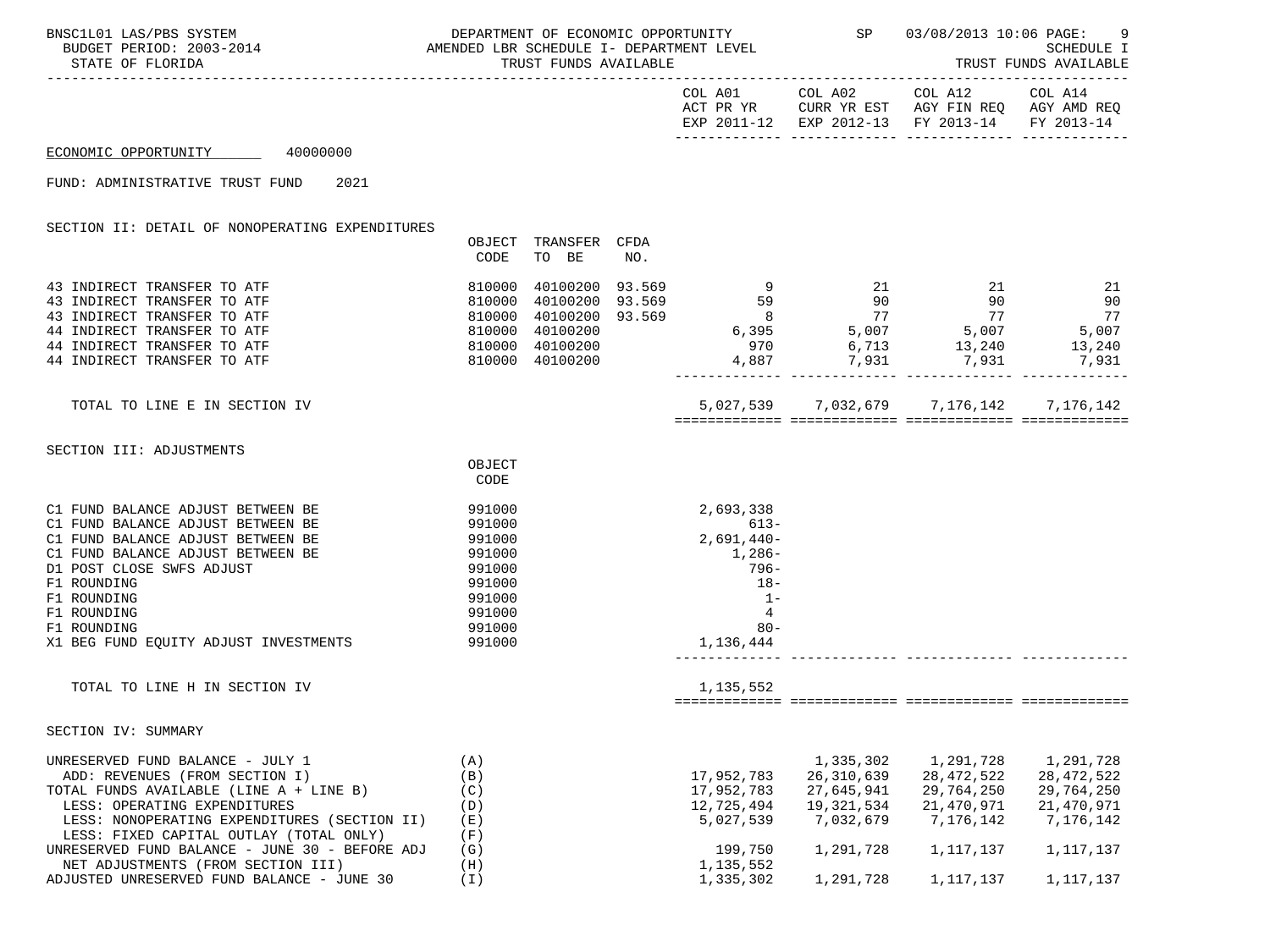ECONOMIC OPPORTUNITY 40000000

FUND: ADMINISTRATIVE TRUST FUND 2021

SECTION II: DETAIL OF NONOPERATING EXPENDITURES

| | OBJECT CODE | TRANSFER TO BE | CFDA NO. | COL A01 ACT PR YR EXP 2011-12 | COL A02 CURR YR EST EXP 2012-13 | COL A12 AGY FIN REQ FY 2013-14 | COL A14 AGY AMD REQ FY 2013-14 |
|---|---|---|---|---|---|---|---|
| 43 INDIRECT TRANSFER TO ATF | 810000 | 40100200 | 93.569 | 9 | 21 | 21 | 21 |
| 43 INDIRECT TRANSFER TO ATF | 810000 | 40100200 | 93.569 | 59 | 90 | 90 | 90 |
| 43 INDIRECT TRANSFER TO ATF | 810000 | 40100200 | 93.569 | 8 | 77 | 77 | 77 |
| 44 INDIRECT TRANSFER TO ATF | 810000 | 40100200 | | 6,395 | 5,007 | 5,007 | 5,007 |
| 44 INDIRECT TRANSFER TO ATF | 810000 | 40100200 | | 970 | 6,713 | 13,240 | 13,240 |
| 44 INDIRECT TRANSFER TO ATF | 810000 | 40100200 | | 4,887 | 7,931 | 7,931 | 7,931 |
| TOTAL TO LINE E IN SECTION IV | | | | 5,027,539 | 7,032,679 | 7,176,142 | 7,176,142 |

SECTION III: ADJUSTMENTS

| | OBJECT CODE | COL A01 | COL A02 | COL A12 | COL A14 |
|---|---|---|---|---|---|
| C1 FUND BALANCE ADJUST BETWEEN BE | 991000 | 2,693,338 | | | |
| C1 FUND BALANCE ADJUST BETWEEN BE | 991000 | 613- | | | |
| C1 FUND BALANCE ADJUST BETWEEN BE | 991000 | 2,691,440- | | | |
| C1 FUND BALANCE ADJUST BETWEEN BE | 991000 | 1,286- | | | |
| D1 POST CLOSE SWFS ADJUST | 991000 | 796- | | | |
| F1 ROUNDING | 991000 | 18- | | | |
| F1 ROUNDING | 991000 | 1- | | | |
| F1 ROUNDING | 991000 | 4 | | | |
| F1 ROUNDING | 991000 | 80- | | | |
| X1 BEG FUND EQUITY ADJUST INVESTMENTS | 991000 | 1,136,444 | | | |
| TOTAL TO LINE H IN SECTION IV | | 1,135,552 | | | |

SECTION IV: SUMMARY

| | | COL A01 | COL A02 | COL A12 | COL A14 |
|---|---|---|---|---|---|
| UNRESERVED FUND BALANCE - JULY 1 | (A) | | 1,335,302 | 1,291,728 | 1,291,728 |
| ADD: REVENUES (FROM SECTION I) | (B) | 17,952,783 | 26,310,639 | 28,472,522 | 28,472,522 |
| TOTAL FUNDS AVAILABLE (LINE A + LINE B) | (C) | 17,952,783 | 27,645,941 | 29,764,250 | 29,764,250 |
| LESS: OPERATING EXPENDITURES | (D) | 12,725,494 | 19,321,534 | 21,470,971 | 21,470,971 |
| LESS: NONOPERATING EXPENDITURES (SECTION II) | (E) | 5,027,539 | 7,032,679 | 7,176,142 | 7,176,142 |
| LESS: FIXED CAPITAL OUTLAY (TOTAL ONLY) | (F) | | | | |
| UNRESERVED FUND BALANCE - JUNE 30 - BEFORE ADJ | (G) | 199,750 | 1,291,728 | 1,117,137 | 1,117,137 |
| NET ADJUSTMENTS (FROM SECTION III) | (H) | 1,135,552 | | | |
| ADJUSTED UNRESERVED FUND BALANCE - JUNE 30 | (I) | 1,335,302 | 1,291,728 | 1,117,137 | 1,117,137 |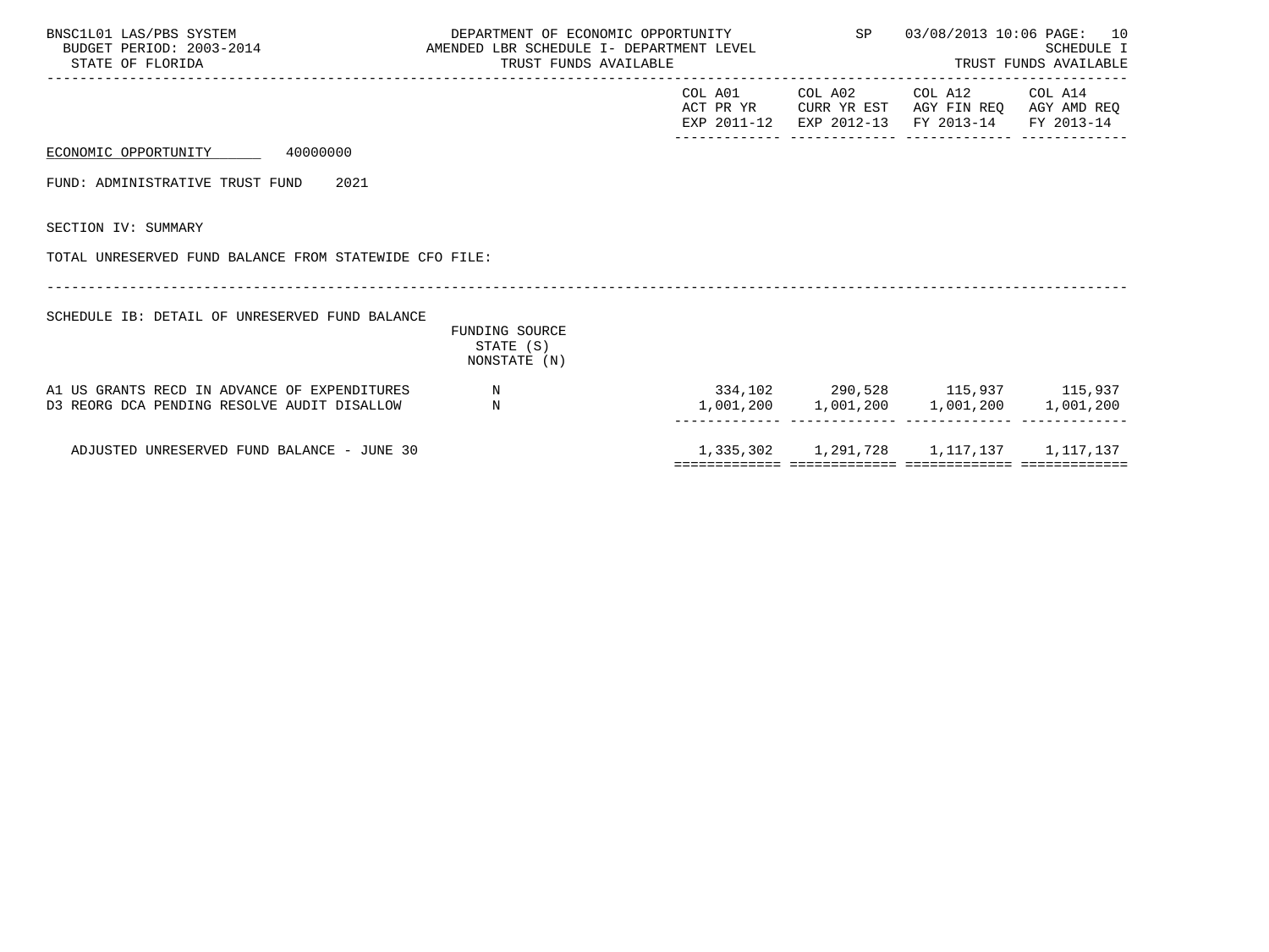BNSC1L01 LAS/PBS SYSTEM
BUDGET PERIOD: 2003-2014
STATE OF FLORIDA

DEPARTMENT OF ECONOMIC OPPORTUNITY
AMENDED LBR SCHEDULE I- DEPARTMENT LEVEL
TRUST FUNDS AVAILABLE

SP 03/08/2013 10:06 PAGE: 10
SCHEDULE I
TRUST FUNDS AVAILABLE

ECONOMIC OPPORTUNITY 40000000

FUND: ADMINISTRATIVE TRUST FUND 2021

SECTION IV: SUMMARY

TOTAL UNRESERVED FUND BALANCE FROM STATEWIDE CFO FILE:

SCHEDULE IB: DETAIL OF UNRESERVED FUND BALANCE

| | FUNDING SOURCE STATE (S) NONSTATE (N) | COL A01 ACT PR YR EXP 2011-12 | COL A02 CURR YR EST EXP 2012-13 | COL A12 AGY FIN REQ FY 2013-14 | COL A14 AGY AMD REQ FY 2013-14 |
|---|---|---|---|---|---|
| A1 US GRANTS RECD IN ADVANCE OF EXPENDITURES | N | 334,102 | 290,528 | 115,937 | 115,937 |
| D3 REORG DCA PENDING RESOLVE AUDIT DISALLOW | N | 1,001,200 | 1,001,200 | 1,001,200 | 1,001,200 |
| ADJUSTED UNRESERVED FUND BALANCE - JUNE 30 | | 1,335,302 | 1,291,728 | 1,117,137 | 1,117,137 |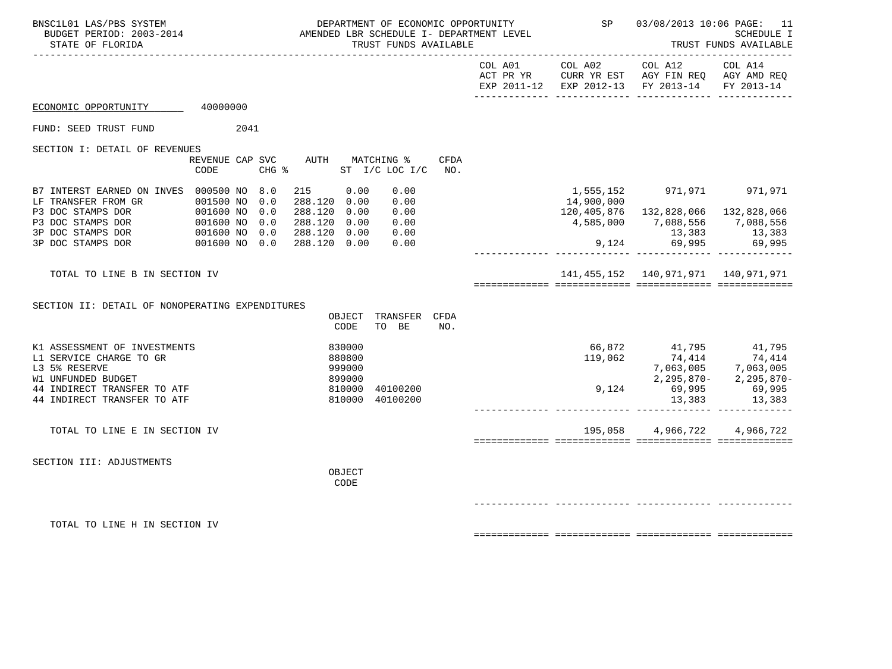BNSC1L01 LAS/PBS SYSTEM — DEPARTMENT OF ECONOMIC OPPORTUNITY — SP 03/08/2013 10:06
BUDGET PERIOD: 2003-2014 — AMENDED LBR SCHEDULE I- DEPARTMENT LEVEL — SCHEDULE I
STATE OF FLORIDA — TRUST FUNDS AVAILABLE

ECONOMIC OPPORTUNITY 40000000

FUND: SEED TRUST FUND 2041

## SECTION I: DETAIL OF REVENUES

| | REVENUE CODE | CAP | SVC CHG % | AUTH | MATCHING % ST | I/C | LOC I/C | CFDA NO. | COL A01 ACT PR YR EXP 2011-12 | COL A02 CURR YR EST EXP 2012-13 | COL A12 AGY FIN REQ FY 2013-14 | COL A14 AGY AMD REQ FY 2013-14 |
|---|---|---|---|---|---|---|---|---|---|---|---|---|
| B7 INTERST EARNED ON INVES | 000500 | NO | 8.0 | 215 | 0.00 | | 0.00 | | | 1,555,152 | 971,971 | 971,971 |
| LF TRANSFER FROM GR | 001500 | NO | 0.0 | 288.120 | 0.00 | | 0.00 | | | 14,900,000 | | |
| P3 DOC STAMPS DOR | 001600 | NO | 0.0 | 288.120 | 0.00 | | 0.00 | | | 120,405,876 | 132,828,066 | 132,828,066 |
| P3 DOC STAMPS DOR | 001600 | NO | 0.0 | 288.120 | 0.00 | | 0.00 | | | 4,585,000 | 7,088,556 | 7,088,556 |
| 3P DOC STAMPS DOR | 001600 | NO | 0.0 | 288.120 | 0.00 | | 0.00 | | | | 13,383 | 13,383 |
| 3P DOC STAMPS DOR | 001600 | NO | 0.0 | 288.120 | 0.00 | | 0.00 | | | 9,124 | 69,995 | 69,995 |
| TOTAL TO LINE B IN SECTION IV | | | | | | | | | | 141,455,152 | 140,971,971 | 140,971,971 |

## SECTION II: DETAIL OF NONOPERATING EXPENDITURES

| | OBJECT CODE | TRANSFER TO BE | CFDA NO. | COL A01 ACT PR YR EXP 2011-12 | COL A02 CURR YR EST EXP 2012-13 | COL A12 AGY FIN REQ FY 2013-14 | COL A14 AGY AMD REQ FY 2013-14 |
|---|---|---|---|---|---|---|---|
| K1 ASSESSMENT OF INVESTMENTS | 830000 | | | | 66,872 | 41,795 | 41,795 |
| L1 SERVICE CHARGE TO GR | 880800 | | | | 119,062 | 74,414 | 74,414 |
| L3 5% RESERVE | 999000 | | | | | 7,063,005 | 7,063,005 |
| W1 UNFUNDED BUDGET | 899000 | | | | | 2,295,870- | 2,295,870- |
| 44 INDIRECT TRANSFER TO ATF | 810000 | 40100200 | | | 9,124 | 69,995 | 69,995 |
| 44 INDIRECT TRANSFER TO ATF | 810000 | 40100200 | | | | 13,383 | 13,383 |
| TOTAL TO LINE E IN SECTION IV | | | | | 195,058 | 4,966,722 | 4,966,722 |

## SECTION III: ADJUSTMENTS

| | OBJECT CODE | COL A01 | COL A02 | COL A12 | COL A14 |
|---|---|---|---|---|---|
| TOTAL TO LINE H IN SECTION IV | | | | | |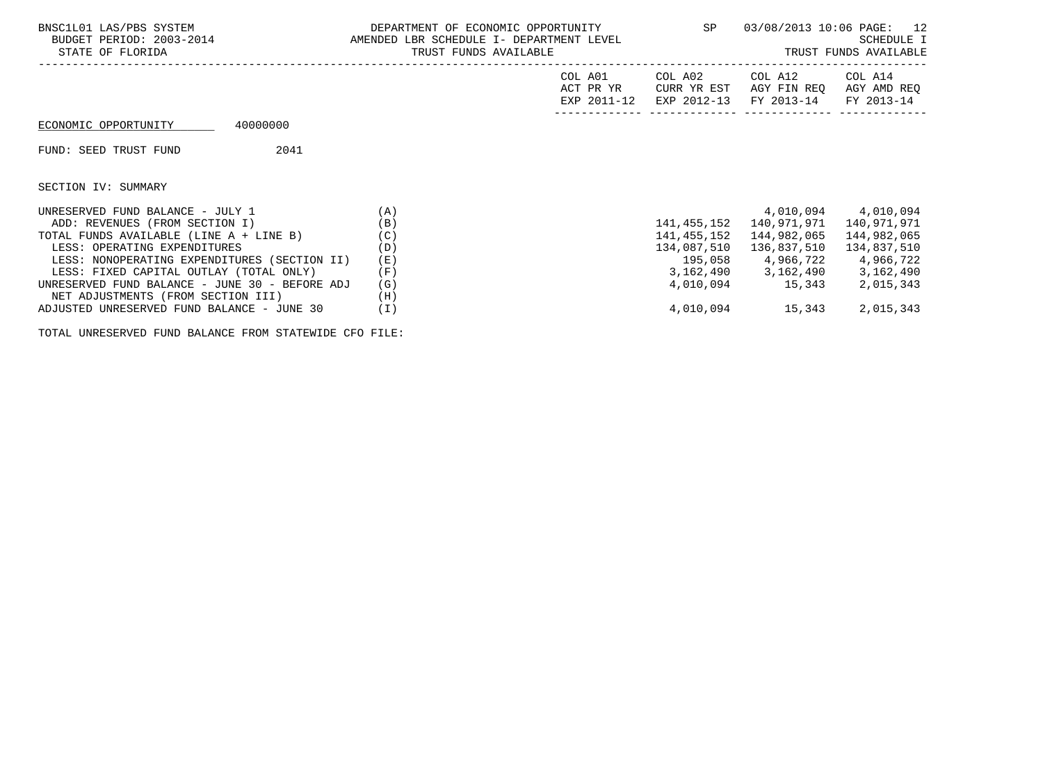BNSC1L01 LAS/PBS SYSTEM
BUDGET PERIOD: 2003-2014
STATE OF FLORIDA

DEPARTMENT OF ECONOMIC OPPORTUNITY
AMENDED LBR SCHEDULE I- DEPARTMENT LEVEL
TRUST FUNDS AVAILABLE

SP 03/08/2013 10:06

SCHEDULE I
TRUST FUNDS AVAILABLE

ECONOMIC OPPORTUNITY 40000000

FUND: SEED TRUST FUND 2041

SECTION IV: SUMMARY

| | | COL A01 ACT PR YR EXP 2011-12 | COL A02 CURR YR EST EXP 2012-13 | COL A12 AGY FIN REQ FY 2013-14 | COL A14 AGY AMD REQ FY 2013-14 |
|---|---|---|---|---|---|
| UNRESERVED FUND BALANCE - JULY 1 | (A) | | | 4,010,094 | 4,010,094 |
| ADD: REVENUES (FROM SECTION I) | (B) | | 141,455,152 | 140,971,971 | 140,971,971 |
| TOTAL FUNDS AVAILABLE (LINE A + LINE B) | (C) | | 141,455,152 | 144,982,065 | 144,982,065 |
| LESS: OPERATING EXPENDITURES | (D) | | 134,087,510 | 136,837,510 | 134,837,510 |
| LESS: NONOPERATING EXPENDITURES (SECTION II) | (E) | | 195,058 | 4,966,722 | 4,966,722 |
| LESS: FIXED CAPITAL OUTLAY (TOTAL ONLY) | (F) | | 3,162,490 | 3,162,490 | 3,162,490 |
| UNRESERVED FUND BALANCE - JUNE 30 - BEFORE ADJ | (G) | | 4,010,094 | 15,343 | 2,015,343 |
| NET ADJUSTMENTS (FROM SECTION III) | (H) | | | | |
| ADJUSTED UNRESERVED FUND BALANCE - JUNE 30 | (I) | | 4,010,094 | 15,343 | 2,015,343 |

TOTAL UNRESERVED FUND BALANCE FROM STATEWIDE CFO FILE: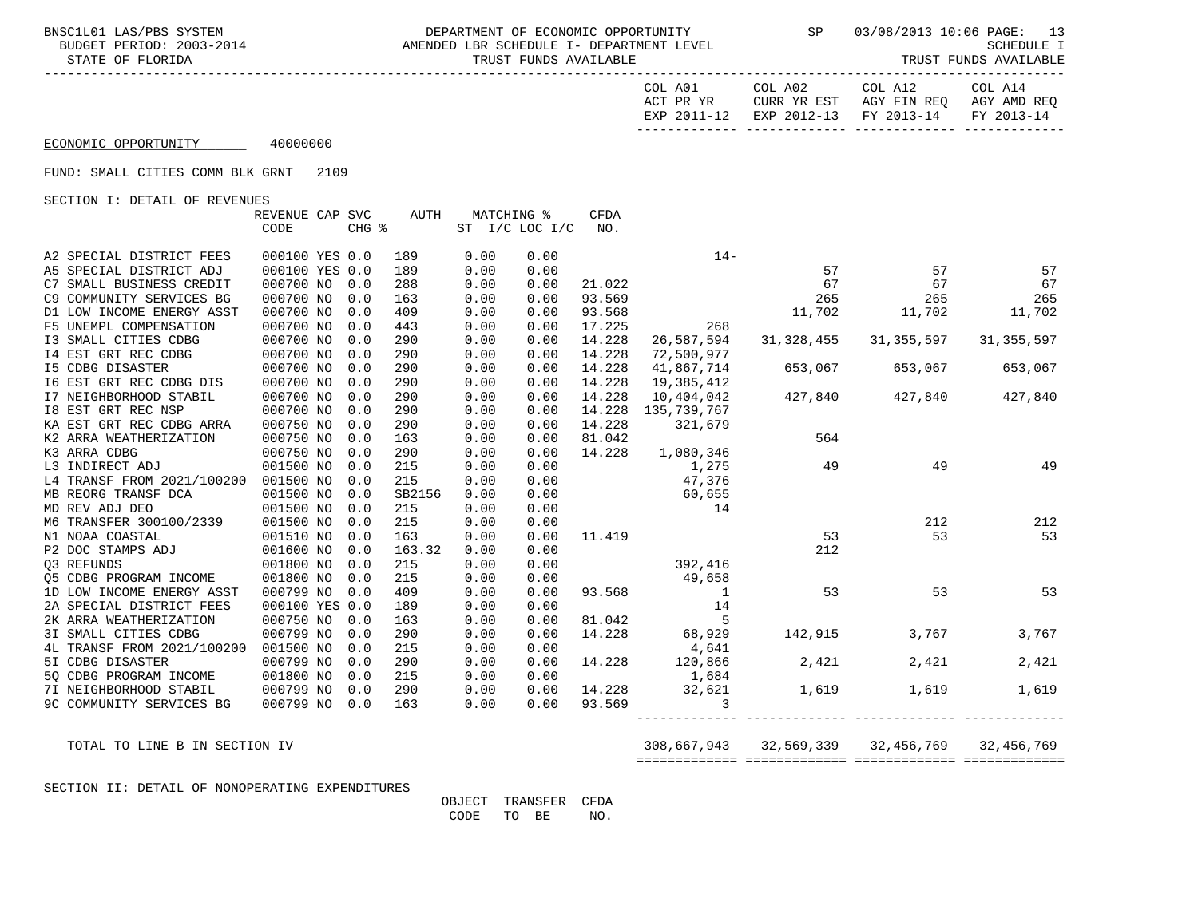BNSC1L01 LAS/PBS SYSTEM — DEPARTMENT OF ECONOMIC OPPORTUNITY — SP — 03/08/2013 10:06

BUDGET PERIOD: 2003-2014 — AMENDED LBR SCHEDULE I- DEPARTMENT LEVEL — SCHEDULE I

STATE OF FLORIDA — TRUST FUNDS AVAILABLE — TRUST FUNDS AVAILABLE

ECONOMIC OPPORTUNITY 40000000

FUND: SMALL CITIES COMM BLK GRNT 2109

SECTION I: DETAIL OF REVENUES

| | REVENUE CODE | CAP | SVC CHG % | AUTH | MATCHING % ST I/C | LOC I/C | CFDA NO. | COL A01 ACT PR YR EXP 2011-12 | COL A02 CURR YR EST EXP 2012-13 | COL A12 AGY FIN REQ FY 2013-14 | COL A14 AGY AMD REQ FY 2013-14 |
|---|---|---|---|---|---|---|---|---|---|---|---|
| A2 SPECIAL DISTRICT FEES | 000100 | YES | 0.0 | 189 | 0.00 | 0.00 | | 14- | | | |
| A5 SPECIAL DISTRICT ADJ | 000100 | YES | 0.0 | 189 | 0.00 | 0.00 | | | 57 | 57 | 57 |
| C7 SMALL BUSINESS CREDIT | 000700 | NO | 0.0 | 288 | 0.00 | 0.00 | 21.022 | | 67 | 67 | 67 |
| C9 COMMUNITY SERVICES BG | 000700 | NO | 0.0 | 163 | 0.00 | 0.00 | 93.569 | | 265 | 265 | 265 |
| D1 LOW INCOME ENERGY ASST | 000700 | NO | 0.0 | 409 | 0.00 | 0.00 | 93.568 | | 11,702 | 11,702 | 11,702 |
| F5 UNEMPL COMPENSATION | 000700 | NO | 0.0 | 443 | 0.00 | 0.00 | 17.225 | 268 | | | |
| I3 SMALL CITIES CDBG | 000700 | NO | 0.0 | 290 | 0.00 | 0.00 | 14.228 | 26,587,594 | 31,328,455 | 31,355,597 | 31,355,597 |
| I4 EST GRT REC CDBG | 000700 | NO | 0.0 | 290 | 0.00 | 0.00 | 14.228 | 72,500,977 | | | |
| I5 CDBG DISASTER | 000700 | NO | 0.0 | 290 | 0.00 | 0.00 | 14.228 | 41,867,714 | 653,067 | 653,067 | 653,067 |
| I6 EST GRT REC CDBG DIS | 000700 | NO | 0.0 | 290 | 0.00 | 0.00 | 14.228 | 19,385,412 | | | |
| I7 NEIGHBORHOOD STABIL | 000700 | NO | 0.0 | 290 | 0.00 | 0.00 | 14.228 | 10,404,042 | 427,840 | 427,840 | 427,840 |
| I8 EST GRT REC NSP | 000700 | NO | 0.0 | 290 | 0.00 | 0.00 | 14.228 | 135,739,767 | | | |
| KA EST GRT REC CDBG ARRA | 000750 | NO | 0.0 | 290 | 0.00 | 0.00 | 14.228 | 321,679 | | | |
| K2 ARRA WEATHERIZATION | 000750 | NO | 0.0 | 163 | 0.00 | 0.00 | 81.042 | | 564 | | |
| K3 ARRA CDBG | 000750 | NO | 0.0 | 290 | 0.00 | 0.00 | 14.228 | 1,080,346 | | | |
| L3 INDIRECT ADJ | 001500 | NO | 0.0 | 215 | 0.00 | 0.00 | | 1,275 | 49 | 49 | 49 |
| L4 TRANSF FROM 2021/100200 | 001500 | NO | 0.0 | 215 | 0.00 | 0.00 | | 47,376 | | | |
| MB REORG TRANSF DCA | 001500 | NO | 0.0 | SB2156 | 0.00 | 0.00 | | 60,655 | | | |
| MD REV ADJ DEO | 001500 | NO | 0.0 | 215 | 0.00 | 0.00 | | 14 | | | |
| M6 TRANSFER 300100/2339 | 001500 | NO | 0.0 | 215 | 0.00 | 0.00 | | | | 212 | 212 |
| N1 NOAA COASTAL | 001510 | NO | 0.0 | 163 | 0.00 | 0.00 | 11.419 | | 53 | 53 | 53 |
| P2 DOC STAMPS ADJ | 001600 | NO | 0.0 | 163.32 | 0.00 | 0.00 | | | 212 | | |
| Q3 REFUNDS | 001800 | NO | 0.0 | 215 | 0.00 | 0.00 | | 392,416 | | | |
| Q5 CDBG PROGRAM INCOME | 001800 | NO | 0.0 | 215 | 0.00 | 0.00 | | 49,658 | | | |
| 1D LOW INCOME ENERGY ASST | 000799 | NO | 0.0 | 409 | 0.00 | 0.00 | 93.568 | 1 | 53 | 53 | 53 |
| 2A SPECIAL DISTRICT FEES | 000100 | YES | 0.0 | 189 | 0.00 | 0.00 | | 14 | | | |
| 2K ARRA WEATHERIZATION | 000750 | NO | 0.0 | 163 | 0.00 | 0.00 | 81.042 | 5 | | | |
| 3I SMALL CITIES CDBG | 000799 | NO | 0.0 | 290 | 0.00 | 0.00 | 14.228 | 68,929 | 142,915 | 3,767 | 3,767 |
| 4L TRANSF FROM 2021/100200 | 001500 | NO | 0.0 | 215 | 0.00 | 0.00 | | 4,641 | | | |
| 5I CDBG DISASTER | 000799 | NO | 0.0 | 290 | 0.00 | 0.00 | 14.228 | 120,866 | 2,421 | 2,421 | 2,421 |
| 5Q CDBG PROGRAM INCOME | 001800 | NO | 0.0 | 215 | 0.00 | 0.00 | | 1,684 | | | |
| 7I NEIGHBORHOOD STABIL | 000799 | NO | 0.0 | 290 | 0.00 | 0.00 | 14.228 | 32,621 | 1,619 | 1,619 | 1,619 |
| 9C COMMUNITY SERVICES BG | 000799 | NO | 0.0 | 163 | 0.00 | 0.00 | 93.569 | 3 | | | |
| TOTAL TO LINE B IN SECTION IV | | | | | | | | 308,667,943 | 32,569,339 | 32,456,769 | 32,456,769 |

SECTION II: DETAIL OF NONOPERATING EXPENDITURES

| | OBJECT CODE | TRANSFER TO BE | CFDA NO. |
|---|---|---|---|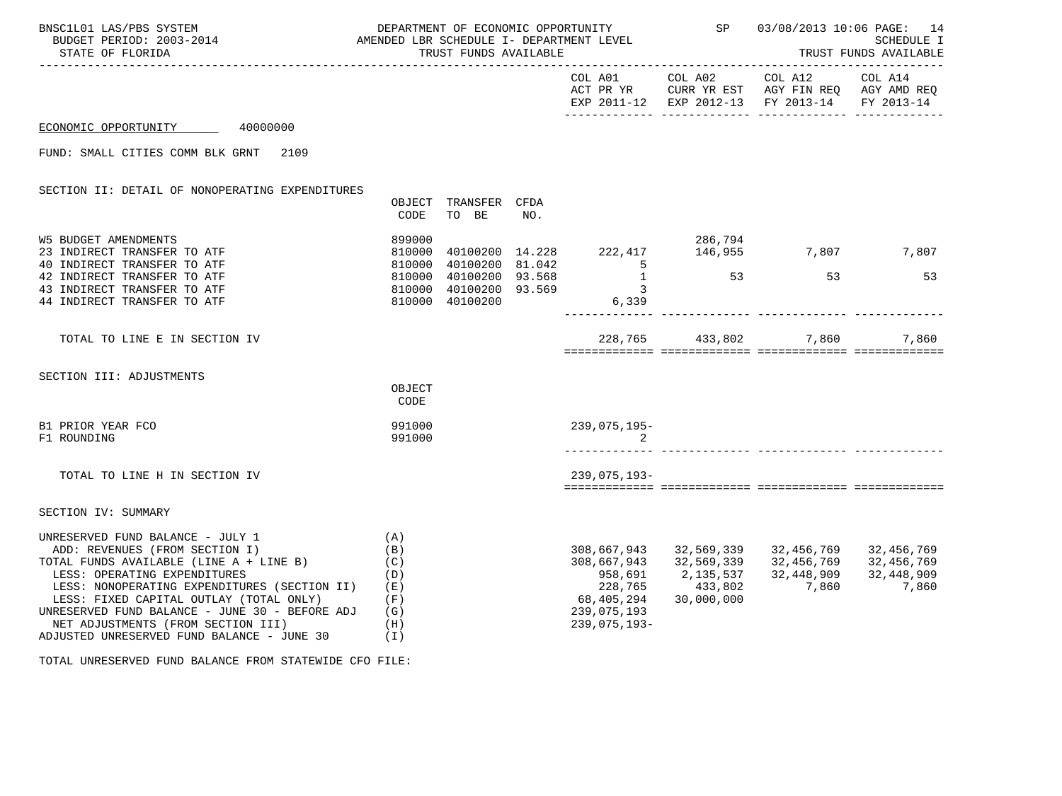BNSC1L01 LAS/PBS SYSTEM — DEPARTMENT OF ECONOMIC OPPORTUNITY — SP 03/08/2013 10:06

BUDGET PERIOD: 2003-2014 — AMENDED LBR SCHEDULE I- DEPARTMENT LEVEL — SCHEDULE I

STATE OF FLORIDA — TRUST FUNDS AVAILABLE — TRUST FUNDS AVAILABLE

ECONOMIC OPPORTUNITY 40000000

FUND: SMALL CITIES COMM BLK GRNT 2109

## SECTION II: DETAIL OF NONOPERATING EXPENDITURES

| | OBJECT CODE | TRANSFER TO BE | CFDA NO. | COL A01 ACT PR YR EXP 2011-12 | COL A02 CURR YR EST EXP 2012-13 | COL A12 AGY FIN REQ FY 2013-14 | COL A14 AGY AMD REQ FY 2013-14 |
|---|---|---|---|---|---|---|---|
| W5 BUDGET AMENDMENTS | 899000 | | | | 286,794 | | |
| 23 INDIRECT TRANSFER TO ATF | 810000 | 40100200 | 14.228 | 222,417 | 146,955 | 7,807 | 7,807 |
| 40 INDIRECT TRANSFER TO ATF | 810000 | 40100200 | 81.042 | 5 | | | |
| 42 INDIRECT TRANSFER TO ATF | 810000 | 40100200 | 93.568 | 1 | 53 | 53 | 53 |
| 43 INDIRECT TRANSFER TO ATF | 810000 | 40100200 | 93.569 | 3 | | | |
| 44 INDIRECT TRANSFER TO ATF | 810000 | 40100200 | | 6,339 | | | |
| TOTAL TO LINE E IN SECTION IV | | | | 228,765 | 433,802 | 7,860 | 7,860 |

## SECTION III: ADJUSTMENTS

| | OBJECT CODE | COL A01 | COL A02 | COL A12 | COL A14 |
|---|---|---|---|---|---|
| B1 PRIOR YEAR FCO | 991000 | 239,075,195- | | | |
| F1 ROUNDING | 991000 | 2 | | | |
| TOTAL TO LINE H IN SECTION IV | | 239,075,193- | | | |

## SECTION IV: SUMMARY

| | | COL A01 | COL A02 | COL A12 | COL A14 |
|---|---|---|---|---|---|
| UNRESERVED FUND BALANCE - JULY 1 | (A) | | | | |
| ADD: REVENUES (FROM SECTION I) | (B) | 308,667,943 | 32,569,339 | 32,456,769 | 32,456,769 |
| TOTAL FUNDS AVAILABLE (LINE A + LINE B) | (C) | 308,667,943 | 32,569,339 | 32,456,769 | 32,456,769 |
| LESS: OPERATING EXPENDITURES | (D) | 958,691 | 2,135,537 | 32,448,909 | 32,448,909 |
| LESS: NONOPERATING EXPENDITURES (SECTION II) | (E) | 228,765 | 433,802 | 7,860 | 7,860 |
| LESS: FIXED CAPITAL OUTLAY (TOTAL ONLY) | (F) | 68,405,294 | 30,000,000 | | |
| UNRESERVED FUND BALANCE - JUNE 30 - BEFORE ADJ | (G) | 239,075,193 | | | |
| NET ADJUSTMENTS (FROM SECTION III) | (H) | 239,075,193- | | | |
| ADJUSTED UNRESERVED FUND BALANCE - JUNE 30 | (I) | | | | |

TOTAL UNRESERVED FUND BALANCE FROM STATEWIDE CFO FILE: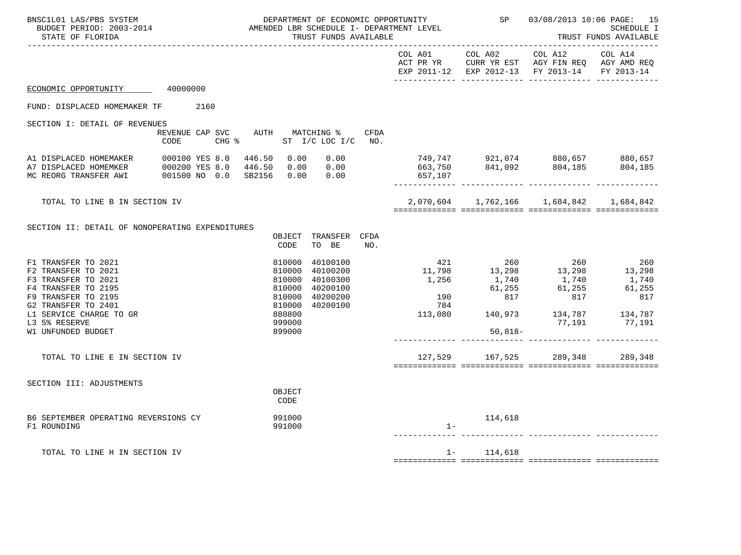BNSC1L01 LAS/PBS SYSTEM — DEPARTMENT OF ECONOMIC OPPORTUNITY — SP 03/08/2013 10:06

BUDGET PERIOD: 2003-2014 — AMENDED LBR SCHEDULE I- DEPARTMENT LEVEL — SCHEDULE I

STATE OF FLORIDA — TRUST FUNDS AVAILABLE — TRUST FUNDS AVAILABLE

ECONOMIC OPPORTUNITY 40000000

FUND: DISPLACED HOMEMAKER TF 2160

## SECTION I: DETAIL OF REVENUES

| | REVENUE CODE | CAP | SVC CHG % | AUTH | MATCHING % ST | I/C LOC I/C | CFDA NO. | COL A01 ACT PR YR EXP 2011-12 | COL A02 CURR YR EST EXP 2012-13 | COL A12 AGY FIN REQ FY 2013-14 | COL A14 AGY AMD REQ FY 2013-14 |
|---|---|---|---|---|---|---|---|---|---|---|---|
| A1 DISPLACED HOMEMAKER | 000100 | YES | 8.0 | 446.50 | 0.00 | 0.00 | | 749,747 | 921,074 | 880,657 | 880,657 |
| A7 DISPLACED HOMEMKER | 000200 | YES | 8.0 | 446.50 | 0.00 | 0.00 | | 663,750 | 841,092 | 804,185 | 804,185 |
| MC REORG TRANSFER AWI | 001500 | NO | 0.0 | SB2156 | 0.00 | 0.00 | | 657,107 | | | |
| TOTAL TO LINE B IN SECTION IV | | | | | | | | 2,070,604 | 1,762,166 | 1,684,842 | 1,684,842 |

## SECTION II: DETAIL OF NONOPERATING EXPENDITURES

| | OBJECT CODE | TRANSFER TO BE | CFDA NO. | COL A01 ACT PR YR EXP 2011-12 | COL A02 CURR YR EST EXP 2012-13 | COL A12 AGY FIN REQ FY 2013-14 | COL A14 AGY AMD REQ FY 2013-14 |
|---|---|---|---|---|---|---|---|
| F1 TRANSFER TO 2021 | 810000 | 40100100 | | 421 | 260 | 260 | 260 |
| F2 TRANSFER TO 2021 | 810000 | 40100200 | | 11,798 | 13,298 | 13,298 | 13,298 |
| F3 TRANSFER TO 2021 | 810000 | 40100300 | | 1,256 | 1,740 | 1,740 | 1,740 |
| F4 TRANSFER TO 2195 | 810000 | 40200100 | | | 61,255 | 61,255 | 61,255 |
| F9 TRANSFER TO 2195 | 810000 | 40200200 | | 190 | 817 | 817 | 817 |
| G2 TRANSFER TO 2401 | 810000 | 40200100 | | 784 | | | |
| L1 SERVICE CHARGE TO GR | 880800 | | | 113,080 | 140,973 | 134,787 | 134,787 |
| L3 5% RESERVE | 999000 | | | | | 77,191 | 77,191 |
| W1 UNFUNDED BUDGET | 899000 | | | | 50,818- | | |
| TOTAL TO LINE E IN SECTION IV | | | | 127,529 | 167,525 | 289,348 | 289,348 |

## SECTION III: ADJUSTMENTS

| | OBJECT CODE | COL A01 ACT PR YR EXP 2011-12 | COL A02 CURR YR EST EXP 2012-13 | COL A12 AGY FIN REQ FY 2013-14 | COL A14 AGY AMD REQ FY 2013-14 |
|---|---|---|---|---|---|
| B6 SEPTEMBER OPERATING REVERSIONS CY | 991000 | | 114,618 | | |
| F1 ROUNDING | 991000 | 1- | | | |
| TOTAL TO LINE H IN SECTION IV | | 1- | 114,618 | | |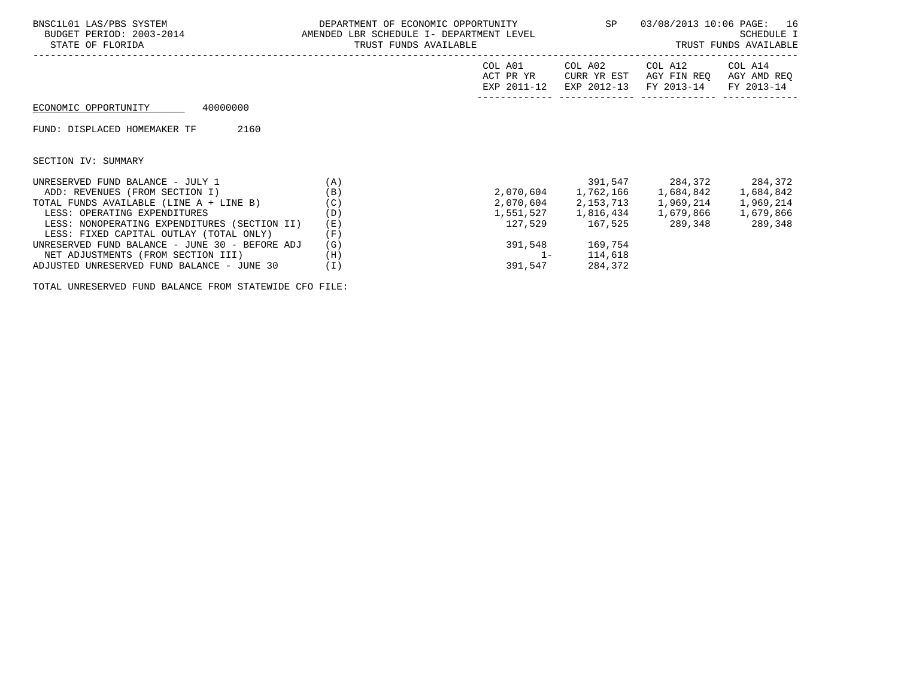BNSC1L01 LAS/PBS SYSTEM
BUDGET PERIOD: 2003-2014
STATE OF FLORIDA

DEPARTMENT OF ECONOMIC OPPORTUNITY
AMENDED LBR SCHEDULE I- DEPARTMENT LEVEL
TRUST FUNDS AVAILABLE

SP 03/08/2013 10:06

SCHEDULE I
TRUST FUNDS AVAILABLE

ECONOMIC OPPORTUNITY 40000000

FUND: DISPLACED HOMEMAKER TF 2160

SECTION IV: SUMMARY

| | | COL A01 ACT PR YR EXP 2011-12 | COL A02 CURR YR EST EXP 2012-13 | COL A12 AGY FIN REQ FY 2013-14 | COL A14 AGY AMD REQ FY 2013-14 |
|---|---|---|---|---|---|
| UNRESERVED FUND BALANCE - JULY 1 | (A) | | 391,547 | 284,372 | 284,372 |
| ADD: REVENUES (FROM SECTION I) | (B) | 2,070,604 | 1,762,166 | 1,684,842 | 1,684,842 |
| TOTAL FUNDS AVAILABLE (LINE A + LINE B) | (C) | 2,070,604 | 2,153,713 | 1,969,214 | 1,969,214 |
| LESS: OPERATING EXPENDITURES | (D) | 1,551,527 | 1,816,434 | 1,679,866 | 1,679,866 |
| LESS: NONOPERATING EXPENDITURES (SECTION II) | (E) | 127,529 | 167,525 | 289,348 | 289,348 |
| LESS: FIXED CAPITAL OUTLAY (TOTAL ONLY) | (F) | | | | |
| UNRESERVED FUND BALANCE - JUNE 30 - BEFORE ADJ | (G) | 391,548 | 169,754 | | |
| NET ADJUSTMENTS (FROM SECTION III) | (H) | 1- | 114,618 | | |
| ADJUSTED UNRESERVED FUND BALANCE - JUNE 30 | (I) | 391,547 | 284,372 | | |

TOTAL UNRESERVED FUND BALANCE FROM STATEWIDE CFO FILE: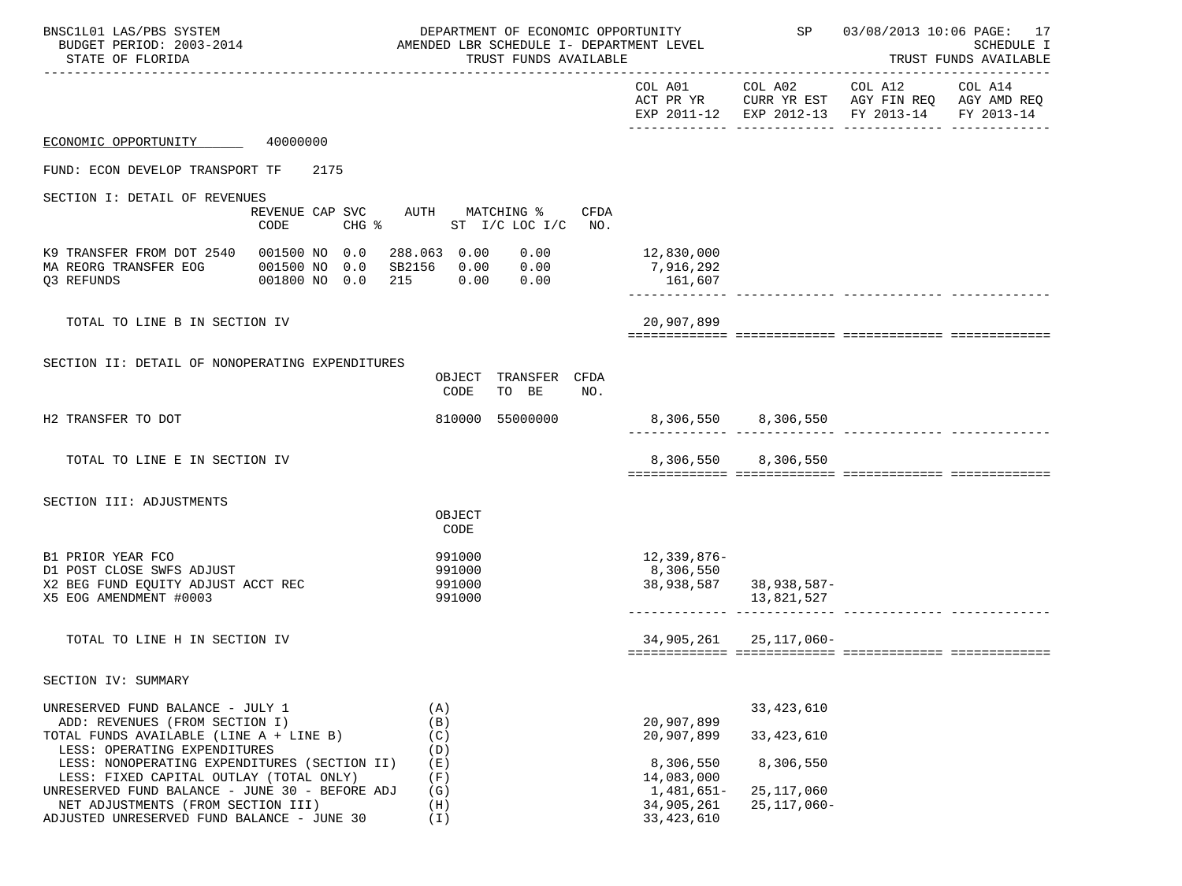BNSC1L01 LAS/PBS SYSTEM — DEPARTMENT OF ECONOMIC OPPORTUNITY — SP 03/08/2013 10:06 PAGE: 17
BUDGET PERIOD: 2003-2014 — AMENDED LBR SCHEDULE I- DEPARTMENT LEVEL — SCHEDULE I
STATE OF FLORIDA — TRUST FUNDS AVAILABLE — TRUST FUNDS AVAILABLE

| | COL A01 ACT PR YR EXP 2011-12 | COL A02 CURR YR EST EXP 2012-13 | COL A12 AGY FIN REQ FY 2013-14 | COL A14 AGY AMD REQ FY 2013-14 |
|---|---|---|---|---|

ECONOMIC OPPORTUNITY 40000000

FUND: ECON DEVELOP TRANSPORT TF 2175

## SECTION I: DETAIL OF REVENUES

| | REVENUE CODE | CAP SVC CHG % | AUTH | MATCHING % ST I/C | LOC I/C | CFDA NO. | COL A01 | COL A02 | COL A12 | COL A14 |
|---|---|---|---|---|---|---|---|---|---|---|
| K9 TRANSFER FROM DOT 2540 | 001500 NO | 0.0 | 288.063 | 0.00 | 0.00 | | 12,830,000 | | | |
| MA REORG TRANSFER EOG | 001500 NO | 0.0 | SB2156 | 0.00 | 0.00 | | 7,916,292 | | | |
| Q3 REFUNDS | 001800 NO | 0.0 | 215 | 0.00 | 0.00 | | 161,607 | | | |
| TOTAL TO LINE B IN SECTION IV | | | | | | | 20,907,899 | | | |

## SECTION II: DETAIL OF NONOPERATING EXPENDITURES

| | OBJECT CODE | TRANSFER TO BE | CFDA NO. | COL A01 | COL A02 | COL A12 | COL A14 |
|---|---|---|---|---|---|---|---|
| H2 TRANSFER TO DOT | 810000 | 55000000 | | 8,306,550 | 8,306,550 | | |
| TOTAL TO LINE E IN SECTION IV | | | | 8,306,550 | 8,306,550 | | |

## SECTION III: ADJUSTMENTS

| | OBJECT CODE | COL A01 | COL A02 | COL A12 | COL A14 |
|---|---|---|---|---|---|
| B1 PRIOR YEAR FCO | 991000 | 12,339,876- | | | |
| D1 POST CLOSE SWFS ADJUST | 991000 | 8,306,550 | | | |
| X2 BEG FUND EQUITY ADJUST ACCT REC | 991000 | 38,938,587 | 38,938,587- | | |
| X5 EOG AMENDMENT #0003 | 991000 | | 13,821,527 | | |
| TOTAL TO LINE H IN SECTION IV | | 34,905,261 | 25,117,060- | | |

## SECTION IV: SUMMARY

| | | COL A01 | COL A02 | COL A12 | COL A14 |
|---|---|---|---|---|---|
| UNRESERVED FUND BALANCE - JULY 1 | (A) | | 33,423,610 | | |
| ADD: REVENUES (FROM SECTION I) | (B) | 20,907,899 | | | |
| TOTAL FUNDS AVAILABLE (LINE A + LINE B) | (C) | 20,907,899 | 33,423,610 | | |
| LESS: OPERATING EXPENDITURES | (D) | | | | |
| LESS: NONOPERATING EXPENDITURES (SECTION II) | (E) | 8,306,550 | 8,306,550 | | |
| LESS: FIXED CAPITAL OUTLAY (TOTAL ONLY) | (F) | 14,083,000 | | | |
| UNRESERVED FUND BALANCE - JUNE 30 - BEFORE ADJ | (G) | 1,481,651- | 25,117,060 | | |
| NET ADJUSTMENTS (FROM SECTION III) | (H) | 34,905,261 | 25,117,060- | | |
| ADJUSTED UNRESERVED FUND BALANCE - JUNE 30 | (I) | 33,423,610 | | | |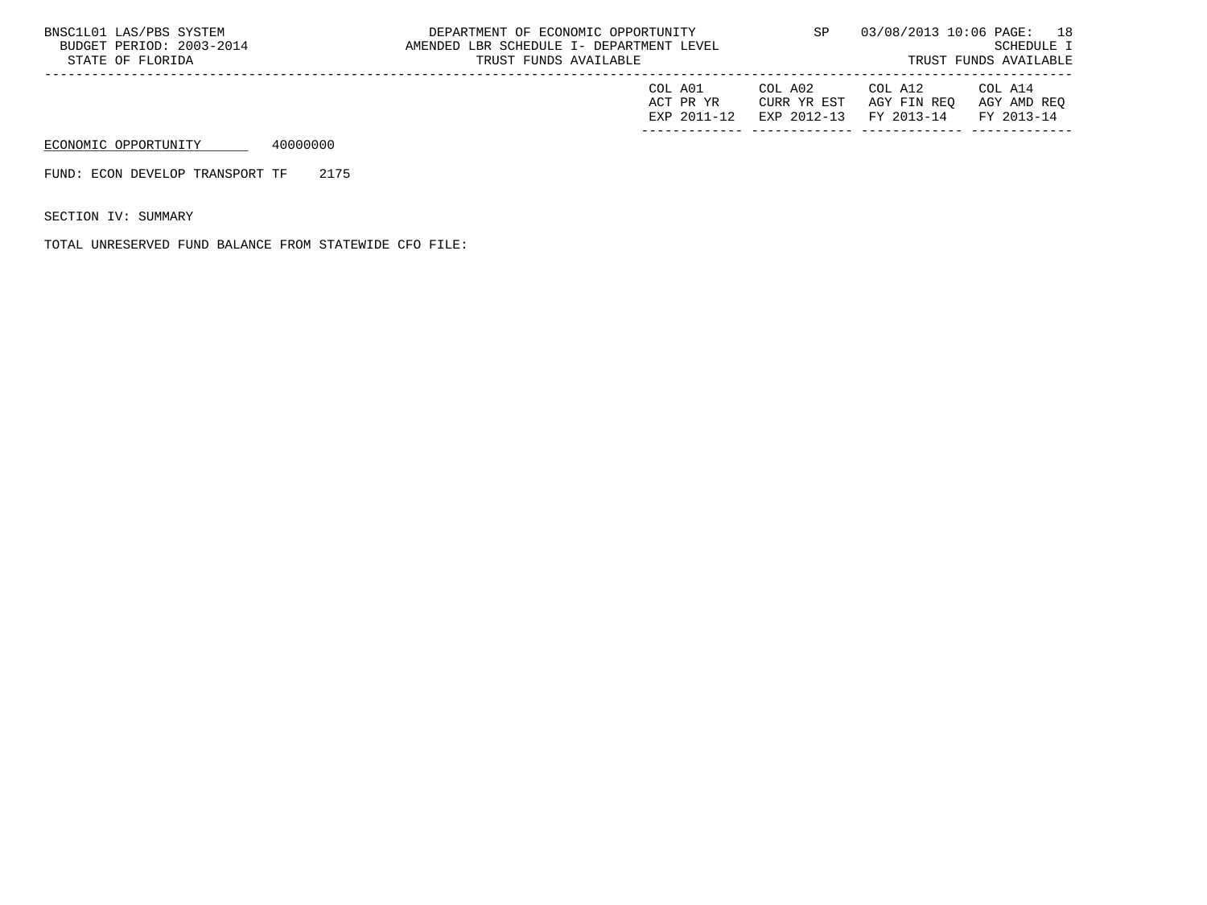| | COL A01 ACT PR YR EXP 2011-12 | COL A02 CURR YR EST EXP 2012-13 | COL A12 AGY FIN REQ FY 2013-14 | COL A14 AGY AMD REQ FY 2013-14 |
|---|---|---|---|---|

ECONOMIC OPPORTUNITY 40000000

FUND: ECON DEVELOP TRANSPORT TF 2175

SECTION IV: SUMMARY

TOTAL UNRESERVED FUND BALANCE FROM STATEWIDE CFO FILE: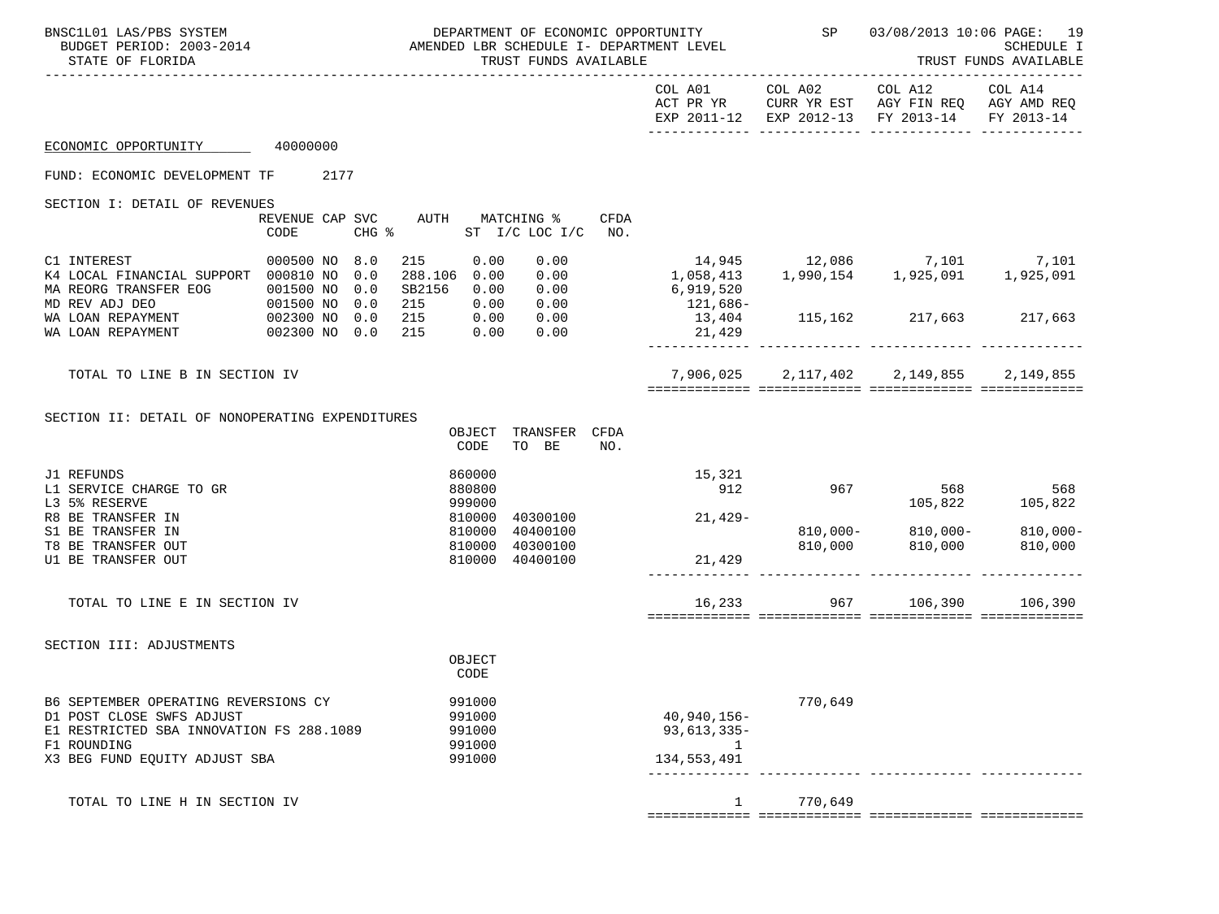BNSC1L01 LAS/PBS SYSTEM — DEPARTMENT OF ECONOMIC OPPORTUNITY — SP 03/08/2013 10:06

BUDGET PERIOD: 2003-2014 — AMENDED LBR SCHEDULE I- DEPARTMENT LEVEL — SCHEDULE I

STATE OF FLORIDA — TRUST FUNDS AVAILABLE — TRUST FUNDS AVAILABLE

ECONOMIC OPPORTUNITY 40000000

FUND: ECONOMIC DEVELOPMENT TF 2177

## SECTION I: DETAIL OF REVENUES

| | REVENUE CODE | CAP | SVC CHG % | AUTH | MATCHING % ST | I/C LOC I/C | CFDA NO. | COL A01 ACT PR YR EXP 2011-12 | COL A02 CURR YR EST EXP 2012-13 | COL A12 AGY FIN REQ FY 2013-14 | COL A14 AGY AMD REQ FY 2013-14 |
|---|---|---|---|---|---|---|---|---|---|---|---|
| C1 INTEREST | 000500 | NO | 8.0 | 215 | 0.00 | 0.00 | | 14,945 | 12,086 | 7,101 | 7,101 |
| K4 LOCAL FINANCIAL SUPPORT | 000810 | NO | 0.0 | 288.106 | 0.00 | 0.00 | | 1,058,413 | 1,990,154 | 1,925,091 | 1,925,091 |
| MA REORG TRANSFER EOG | 001500 | NO | 0.0 | SB2156 | 0.00 | 0.00 | | 6,919,520 | | | |
| MD REV ADJ DEO | 001500 | NO | 0.0 | 215 | 0.00 | 0.00 | | 121,686- | | | |
| WA LOAN REPAYMENT | 002300 | NO | 0.0 | 215 | 0.00 | 0.00 | | 13,404 | 115,162 | 217,663 | 217,663 |
| WA LOAN REPAYMENT | 002300 | NO | 0.0 | 215 | 0.00 | 0.00 | | 21,429 | | | |
| TOTAL TO LINE B IN SECTION IV | | | | | | | | 7,906,025 | 2,117,402 | 2,149,855 | 2,149,855 |

## SECTION II: DETAIL OF NONOPERATING EXPENDITURES

| | OBJECT CODE | TRANSFER TO BE | CFDA NO. | COL A01 | COL A02 | COL A12 | COL A14 |
|---|---|---|---|---|---|---|---|
| J1 REFUNDS | 860000 | | | 15,321 | | | |
| L1 SERVICE CHARGE TO GR | 880800 | | | 912 | 967 | 568 | 568 |
| L3 5% RESERVE | 999000 | | | | | 105,822 | 105,822 |
| R8 BE TRANSFER IN | 810000 | 40300100 | | 21,429- | | | |
| S1 BE TRANSFER IN | 810000 | 40400100 | | | 810,000- | 810,000- | 810,000- |
| T8 BE TRANSFER OUT | 810000 | 40300100 | | | 810,000 | 810,000 | 810,000 |
| U1 BE TRANSFER OUT | 810000 | 40400100 | | 21,429 | | | |
| TOTAL TO LINE E IN SECTION IV | | | | 16,233 | 967 | 106,390 | 106,390 |

## SECTION III: ADJUSTMENTS

| | OBJECT CODE | COL A01 | COL A02 | COL A12 | COL A14 |
|---|---|---|---|---|---|
| B6 SEPTEMBER OPERATING REVERSIONS CY | 991000 | | 770,649 | | |
| D1 POST CLOSE SWFS ADJUST | 991000 | 40,940,156- | | | |
| E1 RESTRICTED SBA INNOVATION FS 288.1089 | 991000 | 93,613,335- | | | |
| F1 ROUNDING | 991000 | 1 | | | |
| X3 BEG FUND EQUITY ADJUST SBA | 991000 | 134,553,491 | | | |
| TOTAL TO LINE H IN SECTION IV | | 1 | 770,649 | | |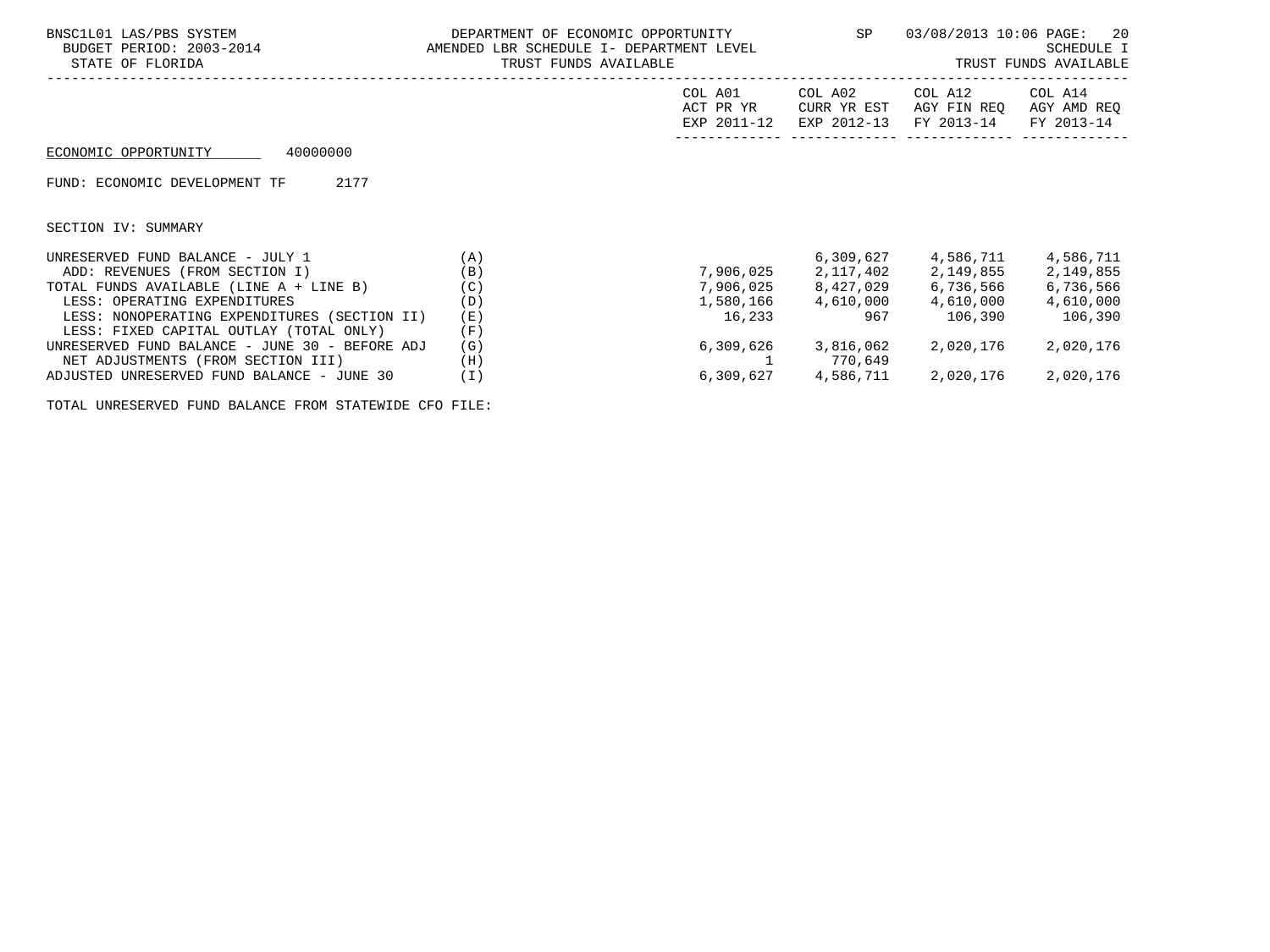BNSC1L01 LAS/PBS SYSTEM
BUDGET PERIOD: 2003-2014
STATE OF FLORIDA

DEPARTMENT OF ECONOMIC OPPORTUNITY
AMENDED LBR SCHEDULE I- DEPARTMENT LEVEL
TRUST FUNDS AVAILABLE

SP 03/08/2013 10:06

SCHEDULE I
TRUST FUNDS AVAILABLE

ECONOMIC OPPORTUNITY 40000000

FUND: ECONOMIC DEVELOPMENT TF 2177

SECTION IV: SUMMARY

| | | COL A01 ACT PR YR EXP 2011-12 | COL A02 CURR YR EST EXP 2012-13 | COL A12 AGY FIN REQ FY 2013-14 | COL A14 AGY AMD REQ FY 2013-14 |
|---|---|---|---|---|---|
| UNRESERVED FUND BALANCE - JULY 1 | (A) | | 6,309,627 | 4,586,711 | 4,586,711 |
| ADD: REVENUES (FROM SECTION I) | (B) | 7,906,025 | 2,117,402 | 2,149,855 | 2,149,855 |
| TOTAL FUNDS AVAILABLE (LINE A + LINE B) | (C) | 7,906,025 | 8,427,029 | 6,736,566 | 6,736,566 |
| LESS: OPERATING EXPENDITURES | (D) | 1,580,166 | 4,610,000 | 4,610,000 | 4,610,000 |
| LESS: NONOPERATING EXPENDITURES (SECTION II) | (E) | 16,233 | 967 | 106,390 | 106,390 |
| LESS: FIXED CAPITAL OUTLAY (TOTAL ONLY) | (F) | | | | |
| UNRESERVED FUND BALANCE - JUNE 30 - BEFORE ADJ | (G) | 6,309,626 | 3,816,062 | 2,020,176 | 2,020,176 |
| NET ADJUSTMENTS (FROM SECTION III) | (H) | 1 | 770,649 | | |
| ADJUSTED UNRESERVED FUND BALANCE - JUNE 30 | (I) | 6,309,627 | 4,586,711 | 2,020,176 | 2,020,176 |

TOTAL UNRESERVED FUND BALANCE FROM STATEWIDE CFO FILE: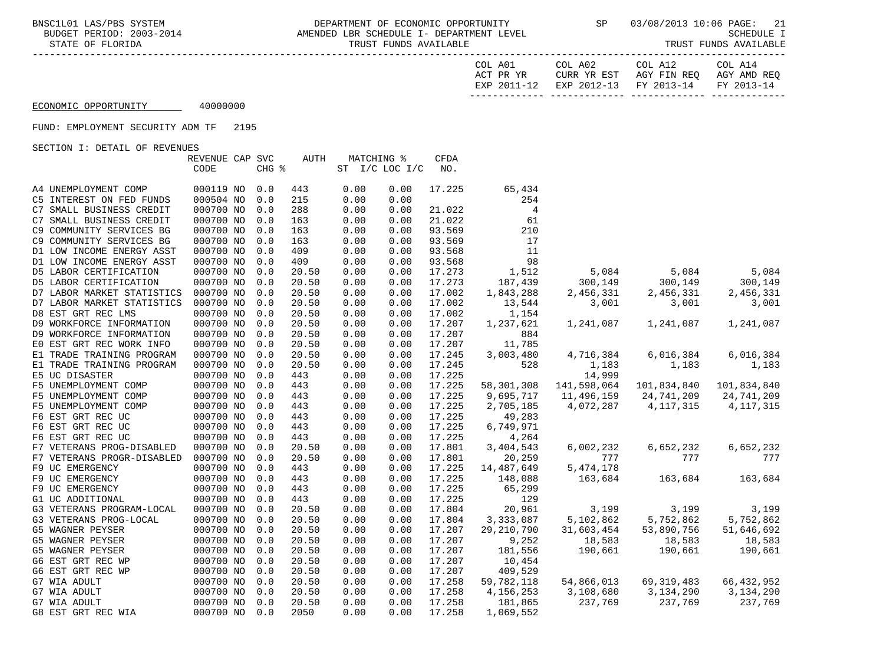ECONOMIC OPPORTUNITY 40000000

FUND: EMPLOYMENT SECURITY ADM TF 2195

SECTION I: DETAIL OF REVENUES

| | REVENUE CODE | CAP | SVC CHG % | AUTH | MATCHING % ST I/C | LOC I/C | CFDA NO. | COL A01 ACT PR YR EXP 2011-12 | COL A02 CURR YR EST EXP 2012-13 | COL A12 AGY FIN REQ FY 2013-14 | COL A14 AGY AMD REQ FY 2013-14 |
|---|---|---|---|---|---|---|---|---|---|---|---|
| A4 UNEMPLOYMENT COMP | 000119 | NO | 0.0 | 443 | 0.00 | 0.00 | 17.225 | 65,434 | | | |
| C5 INTEREST ON FED FUNDS | 000504 | NO | 0.0 | 215 | 0.00 | 0.00 | | 254 | | | |
| C7 SMALL BUSINESS CREDIT | 000700 | NO | 0.0 | 288 | 0.00 | 0.00 | 21.022 | 4 | | | |
| C7 SMALL BUSINESS CREDIT | 000700 | NO | 0.0 | 163 | 0.00 | 0.00 | 21.022 | 61 | | | |
| C9 COMMUNITY SERVICES BG | 000700 | NO | 0.0 | 163 | 0.00 | 0.00 | 93.569 | 210 | | | |
| C9 COMMUNITY SERVICES BG | 000700 | NO | 0.0 | 163 | 0.00 | 0.00 | 93.569 | 17 | | | |
| D1 LOW INCOME ENERGY ASST | 000700 | NO | 0.0 | 409 | 0.00 | 0.00 | 93.568 | 11 | | | |
| D1 LOW INCOME ENERGY ASST | 000700 | NO | 0.0 | 409 | 0.00 | 0.00 | 93.568 | 98 | | | |
| D5 LABOR CERTIFICATION | 000700 | NO | 0.0 | 20.50 | 0.00 | 0.00 | 17.273 | 1,512 | 5,084 | 5,084 | 5,084 |
| D5 LABOR CERTIFICATION | 000700 | NO | 0.0 | 20.50 | 0.00 | 0.00 | 17.273 | 187,439 | 300,149 | 300,149 | 300,149 |
| D7 LABOR MARKET STATISTICS | 000700 | NO | 0.0 | 20.50 | 0.00 | 0.00 | 17.002 | 1,843,288 | 2,456,331 | 2,456,331 | 2,456,331 |
| D7 LABOR MARKET STATISTICS | 000700 | NO | 0.0 | 20.50 | 0.00 | 0.00 | 17.002 | 13,544 | 3,001 | 3,001 | 3,001 |
| D8 EST GRT REC LMS | 000700 | NO | 0.0 | 20.50 | 0.00 | 0.00 | 17.002 | 1,154 | | | |
| D9 WORKFORCE INFORMATION | 000700 | NO | 0.0 | 20.50 | 0.00 | 0.00 | 17.207 | 1,237,621 | 1,241,087 | 1,241,087 | 1,241,087 |
| D9 WORKFORCE INFORMATION | 000700 | NO | 0.0 | 20.50 | 0.00 | 0.00 | 17.207 | 884 | | | |
| E0 EST GRT REC WORK INFO | 000700 | NO | 0.0 | 20.50 | 0.00 | 0.00 | 17.207 | 11,785 | | | |
| E1 TRADE TRAINING PROGRAM | 000700 | NO | 0.0 | 20.50 | 0.00 | 0.00 | 17.245 | 3,003,480 | 4,716,384 | 6,016,384 | 6,016,384 |
| E1 TRADE TRAINING PROGRAM | 000700 | NO | 0.0 | 20.50 | 0.00 | 0.00 | 17.245 | 528 | 1,183 | 1,183 | 1,183 |
| E5 UC DISASTER | 000700 | NO | 0.0 | 443 | 0.00 | 0.00 | 17.225 | | 14,999 | | |
| F5 UNEMPLOYMENT COMP | 000700 | NO | 0.0 | 443 | 0.00 | 0.00 | 17.225 | 58,301,308 | 141,598,064 | 101,834,840 | 101,834,840 |
| F5 UNEMPLOYMENT COMP | 000700 | NO | 0.0 | 443 | 0.00 | 0.00 | 17.225 | 9,695,717 | 11,496,159 | 24,741,209 | 24,741,209 |
| F5 UNEMPLOYMENT COMP | 000700 | NO | 0.0 | 443 | 0.00 | 0.00 | 17.225 | 2,705,185 | 4,072,287 | 4,117,315 | 4,117,315 |
| F6 EST GRT REC UC | 000700 | NO | 0.0 | 443 | 0.00 | 0.00 | 17.225 | 49,283 | | | |
| F6 EST GRT REC UC | 000700 | NO | 0.0 | 443 | 0.00 | 0.00 | 17.225 | 6,749,971 | | | |
| F6 EST GRT REC UC | 000700 | NO | 0.0 | 443 | 0.00 | 0.00 | 17.225 | 4,264 | | | |
| F7 VETERANS PROG-DISABLED | 000700 | NO | 0.0 | 20.50 | 0.00 | 0.00 | 17.801 | 3,404,543 | 6,002,232 | 6,652,232 | 6,652,232 |
| F7 VETERANS PROGR-DISABLED | 000700 | NO | 0.0 | 20.50 | 0.00 | 0.00 | 17.801 | 20,259 | 777 | 777 | 777 |
| F9 UC EMERGENCY | 000700 | NO | 0.0 | 443 | 0.00 | 0.00 | 17.225 | 14,487,649 | 5,474,178 | | |
| F9 UC EMERGENCY | 000700 | NO | 0.0 | 443 | 0.00 | 0.00 | 17.225 | 148,088 | 163,684 | 163,684 | 163,684 |
| F9 UC EMERGENCY | 000700 | NO | 0.0 | 443 | 0.00 | 0.00 | 17.225 | 65,299 | | | |
| G1 UC ADDITIONAL | 000700 | NO | 0.0 | 443 | 0.00 | 0.00 | 17.225 | 129 | | | |
| G3 VETERANS PROGRAM-LOCAL | 000700 | NO | 0.0 | 20.50 | 0.00 | 0.00 | 17.804 | 20,961 | 3,199 | 3,199 | 3,199 |
| G3 VETERANS PROG-LOCAL | 000700 | NO | 0.0 | 20.50 | 0.00 | 0.00 | 17.804 | 3,333,087 | 5,102,862 | 5,752,862 | 5,752,862 |
| G5 WAGNER PEYSER | 000700 | NO | 0.0 | 20.50 | 0.00 | 0.00 | 17.207 | 29,210,790 | 31,603,454 | 53,890,756 | 51,646,692 |
| G5 WAGNER PEYSER | 000700 | NO | 0.0 | 20.50 | 0.00 | 0.00 | 17.207 | 9,252 | 18,583 | 18,583 | 18,583 |
| G5 WAGNER PEYSER | 000700 | NO | 0.0 | 20.50 | 0.00 | 0.00 | 17.207 | 181,556 | 190,661 | 190,661 | 190,661 |
| G6 EST GRT REC WP | 000700 | NO | 0.0 | 20.50 | 0.00 | 0.00 | 17.207 | 10,454 | | | |
| G6 EST GRT REC WP | 000700 | NO | 0.0 | 20.50 | 0.00 | 0.00 | 17.207 | 409,529 | | | |
| G7 WIA ADULT | 000700 | NO | 0.0 | 20.50 | 0.00 | 0.00 | 17.258 | 59,782,118 | 54,866,013 | 69,319,483 | 66,432,952 |
| G7 WIA ADULT | 000700 | NO | 0.0 | 20.50 | 0.00 | 0.00 | 17.258 | 4,156,253 | 3,108,680 | 3,134,290 | 3,134,290 |
| G7 WIA ADULT | 000700 | NO | 0.0 | 20.50 | 0.00 | 0.00 | 17.258 | 181,865 | 237,769 | 237,769 | 237,769 |
| G8 EST GRT REC WIA | 000700 | NO | 0.0 | 2050 | 0.00 | 0.00 | 17.258 | 1,069,552 | | | |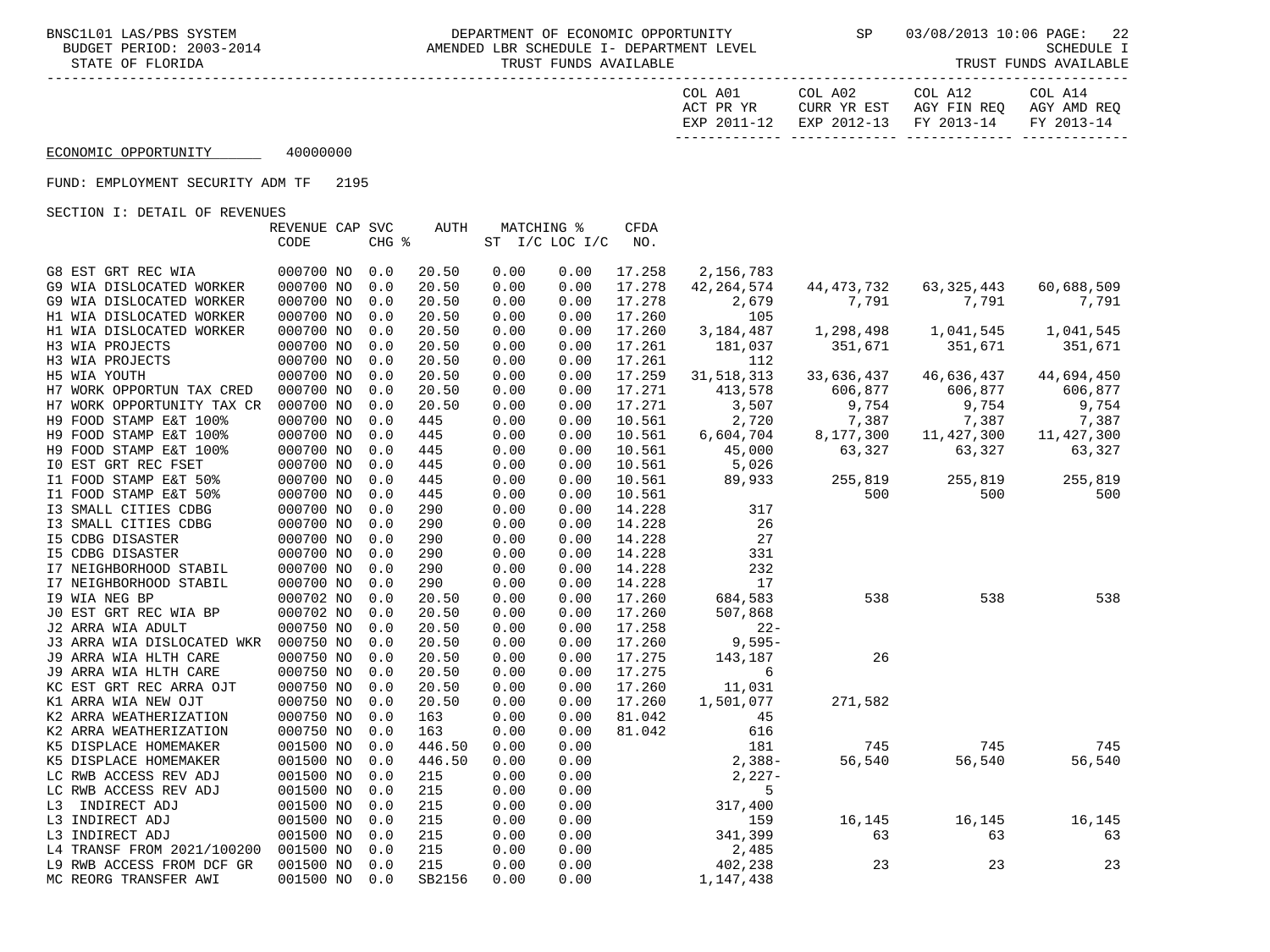BNSC1L01 LAS/PBS SYSTEM — DEPARTMENT OF ECONOMIC OPPORTUNITY — SP 03/08/2013 10:06

BUDGET PERIOD: 2003-2014 — AMENDED LBR SCHEDULE I- DEPARTMENT LEVEL — SCHEDULE I

STATE OF FLORIDA — TRUST FUNDS AVAILABLE — TRUST FUNDS AVAILABLE

ECONOMIC OPPORTUNITY 40000000

FUND: EMPLOYMENT SECURITY ADM TF 2195

SECTION I: DETAIL OF REVENUES

| | REVENUE CODE | CAP | SVC CHG % | AUTH | MATCHING % ST I/C | LOC I/C | CFDA NO. | COL A01 ACT PR YR EXP 2011-12 | COL A02 CURR YR EST EXP 2012-13 | COL A12 AGY FIN REQ FY 2013-14 | COL A14 AGY AMD REQ FY 2013-14 |
|---|---|---|---|---|---|---|---|---|---|---|---|
| G8 EST GRT REC WIA | 000700 | NO | 0.0 | 20.50 | 0.00 | 0.00 | 17.258 | 2,156,783 | | | |
| G9 WIA DISLOCATED WORKER | 000700 | NO | 0.0 | 20.50 | 0.00 | 0.00 | 17.278 | 42,264,574 | 44,473,732 | 63,325,443 | 60,688,509 |
| G9 WIA DISLOCATED WORKER | 000700 | NO | 0.0 | 20.50 | 0.00 | 0.00 | 17.278 | 2,679 | 7,791 | 7,791 | 7,791 |
| H1 WIA DISLOCATED WORKER | 000700 | NO | 0.0 | 20.50 | 0.00 | 0.00 | 17.260 | 105 | | | |
| H1 WIA DISLOCATED WORKER | 000700 | NO | 0.0 | 20.50 | 0.00 | 0.00 | 17.260 | 3,184,487 | 1,298,498 | 1,041,545 | 1,041,545 |
| H3 WIA PROJECTS | 000700 | NO | 0.0 | 20.50 | 0.00 | 0.00 | 17.261 | 181,037 | 351,671 | 351,671 | 351,671 |
| H3 WIA PROJECTS | 000700 | NO | 0.0 | 20.50 | 0.00 | 0.00 | 17.261 | 112 | | | |
| H5 WIA YOUTH | 000700 | NO | 0.0 | 20.50 | 0.00 | 0.00 | 17.259 | 31,518,313 | 33,636,437 | 46,636,437 | 44,694,450 |
| H7 WORK OPPORTUN TAX CRED | 000700 | NO | 0.0 | 20.50 | 0.00 | 0.00 | 17.271 | 413,578 | 606,877 | 606,877 | 606,877 |
| H7 WORK OPPORTUNITY TAX CR | 000700 | NO | 0.0 | 20.50 | 0.00 | 0.00 | 17.271 | 3,507 | 9,754 | 9,754 | 9,754 |
| H9 FOOD STAMP E&T 100% | 000700 | NO | 0.0 | 445 | 0.00 | 0.00 | 10.561 | 2,720 | 7,387 | 7,387 | 7,387 |
| H9 FOOD STAMP E&T 100% | 000700 | NO | 0.0 | 445 | 0.00 | 0.00 | 10.561 | 6,604,704 | 8,177,300 | 11,427,300 | 11,427,300 |
| H9 FOOD STAMP E&T 100% | 000700 | NO | 0.0 | 445 | 0.00 | 0.00 | 10.561 | 45,000 | 63,327 | 63,327 | 63,327 |
| I0 EST GRT REC FSET | 000700 | NO | 0.0 | 445 | 0.00 | 0.00 | 10.561 | 5,026 | | | |
| I1 FOOD STAMP E&T 50% | 000700 | NO | 0.0 | 445 | 0.00 | 0.00 | 10.561 | 89,933 | 255,819 | 255,819 | 255,819 |
| I1 FOOD STAMP E&T 50% | 000700 | NO | 0.0 | 445 | 0.00 | 0.00 | 10.561 | | 500 | 500 | 500 |
| I3 SMALL CITIES CDBG | 000700 | NO | 0.0 | 290 | 0.00 | 0.00 | 14.228 | 317 | | | |
| I3 SMALL CITIES CDBG | 000700 | NO | 0.0 | 290 | 0.00 | 0.00 | 14.228 | 26 | | | |
| I5 CDBG DISASTER | 000700 | NO | 0.0 | 290 | 0.00 | 0.00 | 14.228 | 27 | | | |
| I5 CDBG DISASTER | 000700 | NO | 0.0 | 290 | 0.00 | 0.00 | 14.228 | 331 | | | |
| I7 NEIGHBORHOOD STABIL | 000700 | NO | 0.0 | 290 | 0.00 | 0.00 | 14.228 | 232 | | | |
| I7 NEIGHBORHOOD STABIL | 000700 | NO | 0.0 | 290 | 0.00 | 0.00 | 14.228 | 17 | | | |
| I9 WIA NEG BP | 000702 | NO | 0.0 | 20.50 | 0.00 | 0.00 | 17.260 | 684,583 | 538 | 538 | 538 |
| J0 EST GRT REC WIA BP | 000702 | NO | 0.0 | 20.50 | 0.00 | 0.00 | 17.260 | 507,868 | | | |
| J2 ARRA WIA ADULT | 000750 | NO | 0.0 | 20.50 | 0.00 | 0.00 | 17.258 | 22- | | | |
| J3 ARRA WIA DISLOCATED WKR | 000750 | NO | 0.0 | 20.50 | 0.00 | 0.00 | 17.260 | 9,595- | | | |
| J9 ARRA WIA HLTH CARE | 000750 | NO | 0.0 | 20.50 | 0.00 | 0.00 | 17.275 | 143,187 | 26 | | |
| J9 ARRA WIA HLTH CARE | 000750 | NO | 0.0 | 20.50 | 0.00 | 0.00 | 17.275 | 6 | | | |
| KC EST GRT REC ARRA OJT | 000750 | NO | 0.0 | 20.50 | 0.00 | 0.00 | 17.260 | 11,031 | | | |
| K1 ARRA WIA NEW OJT | 000750 | NO | 0.0 | 20.50 | 0.00 | 0.00 | 17.260 | 1,501,077 | 271,582 | | |
| K2 ARRA WEATHERIZATION | 000750 | NO | 0.0 | 163 | 0.00 | 0.00 | 81.042 | 45 | | | |
| K2 ARRA WEATHERIZATION | 000750 | NO | 0.0 | 163 | 0.00 | 0.00 | 81.042 | 616 | | | |
| K5 DISPLACE HOMEMAKER | 001500 | NO | 0.0 | 446.50 | 0.00 | 0.00 | | 181 | 745 | 745 | 745 |
| K5 DISPLACE HOMEMAKER | 001500 | NO | 0.0 | 446.50 | 0.00 | 0.00 | | 2,388- | 56,540 | 56,540 | 56,540 |
| LC RWB ACCESS REV ADJ | 001500 | NO | 0.0 | 215 | 0.00 | 0.00 | | 2,227- | | | |
| LC RWB ACCESS REV ADJ | 001500 | NO | 0.0 | 215 | 0.00 | 0.00 | | 5 | | | |
| L3 INDIRECT ADJ | 001500 | NO | 0.0 | 215 | 0.00 | 0.00 | | 317,400 | | | |
| L3 INDIRECT ADJ | 001500 | NO | 0.0 | 215 | 0.00 | 0.00 | | 159 | 16,145 | 16,145 | 16,145 |
| L3 INDIRECT ADJ | 001500 | NO | 0.0 | 215 | 0.00 | 0.00 | | 341,399 | 63 | 63 | 63 |
| L4 TRANSF FROM 2021/100200 | 001500 | NO | 0.0 | 215 | 0.00 | 0.00 | | 2,485 | | | |
| L9 RWB ACCESS FROM DCF GR | 001500 | NO | 0.0 | 215 | 0.00 | 0.00 | | 402,238 | 23 | 23 | 23 |
| MC REORG TRANSFER AWI | 001500 | NO | 0.0 | SB2156 | 0.00 | 0.00 | | 1,147,438 | | | |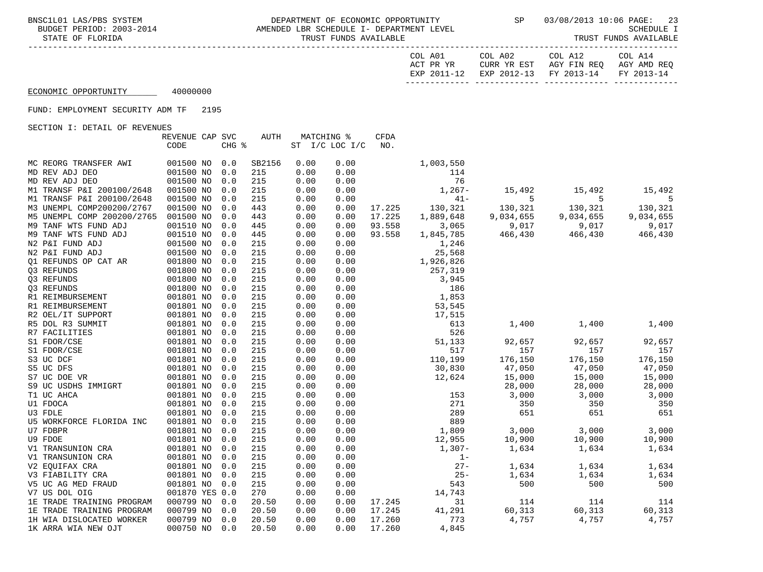BNSC1L01 LAS/PBS SYSTEM — DEPARTMENT OF ECONOMIC OPPORTUNITY — SP 03/08/2013 10:06

BUDGET PERIOD: 2003-2014 — AMENDED LBR SCHEDULE I- DEPARTMENT LEVEL — SCHEDULE I

STATE OF FLORIDA — TRUST FUNDS AVAILABLE — TRUST FUNDS AVAILABLE

ECONOMIC OPPORTUNITY 40000000

FUND: EMPLOYMENT SECURITY ADM TF 2195

SECTION I: DETAIL OF REVENUES

| | REVENUE CODE | CAP | SVC CHG % | AUTH | MATCHING % ST | I/C LOC I/C | CFDA NO. | COL A01 ACT PR YR EXP 2011-12 | COL A02 CURR YR EST EXP 2012-13 | COL A12 AGY FIN REQ FY 2013-14 | COL A14 AGY AMD REQ FY 2013-14 |
|---|---|---|---|---|---|---|---|---|---|---|---|
| MC REORG TRANSFER AWI | 001500 | NO | 0.0 | SB2156 | 0.00 | 0.00 | | 1,003,550 | | | |
| MD REV ADJ DEO | 001500 | NO | 0.0 | 215 | 0.00 | 0.00 | | 114 | | | |
| MD REV ADJ DEO | 001500 | NO | 0.0 | 215 | 0.00 | 0.00 | | 76 | | | |
| M1 TRANSF P&I 200100/2648 | 001500 | NO | 0.0 | 215 | 0.00 | 0.00 | | 1,267- | 15,492 | 15,492 | 15,492 |
| M1 TRANSF P&I 200100/2648 | 001500 | NO | 0.0 | 215 | 0.00 | 0.00 | | 41- | 5 | 5 | 5 |
| M3 UNEMPL COMP200200/2767 | 001500 | NO | 0.0 | 443 | 0.00 | 0.00 | 17.225 | 130,321 | 130,321 | 130,321 | 130,321 |
| M5 UNEMPL COMP 200200/2765 | 001500 | NO | 0.0 | 443 | 0.00 | 0.00 | 17.225 | 1,889,648 | 9,034,655 | 9,034,655 | 9,034,655 |
| M9 TANF WTS FUND ADJ | 001510 | NO | 0.0 | 445 | 0.00 | 0.00 | 93.558 | 3,065 | 9,017 | 9,017 | 9,017 |
| M9 TANF WTS FUND ADJ | 001510 | NO | 0.0 | 445 | 0.00 | 0.00 | 93.558 | 1,845,785 | 466,430 | 466,430 | 466,430 |
| N2 P&I FUND ADJ | 001500 | NO | 0.0 | 215 | 0.00 | 0.00 | | 1,246 | | | |
| N2 P&I FUND ADJ | 001500 | NO | 0.0 | 215 | 0.00 | 0.00 | | 25,568 | | | |
| Q1 REFUNDS OP CAT AR | 001800 | NO | 0.0 | 215 | 0.00 | 0.00 | | 1,926,826 | | | |
| Q3 REFUNDS | 001800 | NO | 0.0 | 215 | 0.00 | 0.00 | | 257,319 | | | |
| Q3 REFUNDS | 001800 | NO | 0.0 | 215 | 0.00 | 0.00 | | 3,945 | | | |
| Q3 REFUNDS | 001800 | NO | 0.0 | 215 | 0.00 | 0.00 | | 186 | | | |
| R1 REIMBURSEMENT | 001801 | NO | 0.0 | 215 | 0.00 | 0.00 | | 1,853 | | | |
| R1 REIMBURSEMENT | 001801 | NO | 0.0 | 215 | 0.00 | 0.00 | | 53,545 | | | |
| R2 OEL/IT SUPPORT | 001801 | NO | 0.0 | 215 | 0.00 | 0.00 | | 17,515 | | | |
| R5 DOL R3 SUMMIT | 001801 | NO | 0.0 | 215 | 0.00 | 0.00 | | 613 | 1,400 | 1,400 | 1,400 |
| R7 FACILITIES | 001801 | NO | 0.0 | 215 | 0.00 | 0.00 | | 526 | | | |
| S1 FDOR/CSE | 001801 | NO | 0.0 | 215 | 0.00 | 0.00 | | 51,133 | 92,657 | 92,657 | 92,657 |
| S1 FDOR/CSE | 001801 | NO | 0.0 | 215 | 0.00 | 0.00 | | 517 | 157 | 157 | 157 |
| S3 UC DCF | 001801 | NO | 0.0 | 215 | 0.00 | 0.00 | | 110,199 | 176,150 | 176,150 | 176,150 |
| S5 UC DFS | 001801 | NO | 0.0 | 215 | 0.00 | 0.00 | | 30,830 | 47,050 | 47,050 | 47,050 |
| S7 UC DOE VR | 001801 | NO | 0.0 | 215 | 0.00 | 0.00 | | 12,624 | 15,000 | 15,000 | 15,000 |
| S9 UC USDHS IMMIGRT | 001801 | NO | 0.0 | 215 | 0.00 | 0.00 | | | 28,000 | 28,000 | 28,000 |
| T1 UC AHCA | 001801 | NO | 0.0 | 215 | 0.00 | 0.00 | | 153 | 3,000 | 3,000 | 3,000 |
| U1 FDOCA | 001801 | NO | 0.0 | 215 | 0.00 | 0.00 | | 271 | 350 | 350 | 350 |
| U3 FDLE | 001801 | NO | 0.0 | 215 | 0.00 | 0.00 | | 289 | 651 | 651 | 651 |
| U5 WORKFORCE FLORIDA INC | 001801 | NO | 0.0 | 215 | 0.00 | 0.00 | | 889 | | | |
| U7 FDBPR | 001801 | NO | 0.0 | 215 | 0.00 | 0.00 | | 1,809 | 3,000 | 3,000 | 3,000 |
| U9 FDOE | 001801 | NO | 0.0 | 215 | 0.00 | 0.00 | | 12,955 | 10,900 | 10,900 | 10,900 |
| V1 TRANSUNION CRA | 001801 | NO | 0.0 | 215 | 0.00 | 0.00 | | 1,307- | 1,634 | 1,634 | 1,634 |
| V1 TRANSUNION CRA | 001801 | NO | 0.0 | 215 | 0.00 | 0.00 | | 1- | | | |
| V2 EQUIFAX CRA | 001801 | NO | 0.0 | 215 | 0.00 | 0.00 | | 27- | 1,634 | 1,634 | 1,634 |
| V3 FIABILITY CRA | 001801 | NO | 0.0 | 215 | 0.00 | 0.00 | | 25- | 1,634 | 1,634 | 1,634 |
| V5 UC AG MED FRAUD | 001801 | NO | 0.0 | 215 | 0.00 | 0.00 | | 543 | 500 | 500 | 500 |
| V7 US DOL OIG | 001870 | YES | 0.0 | 270 | 0.00 | 0.00 | | 14,743 | | | |
| 1E TRADE TRAINING PROGRAM | 000799 | NO | 0.0 | 20.50 | 0.00 | 0.00 | 17.245 | 31 | 114 | 114 | 114 |
| 1E TRADE TRAINING PROGRAM | 000799 | NO | 0.0 | 20.50 | 0.00 | 0.00 | 17.245 | 41,291 | 60,313 | 60,313 | 60,313 |
| 1H WIA DISLOCATED WORKER | 000799 | NO | 0.0 | 20.50 | 0.00 | 0.00 | 17.260 | 773 | 4,757 | 4,757 | 4,757 |
| 1K ARRA WIA NEW OJT | 000750 | NO | 0.0 | 20.50 | 0.00 | 0.00 | 17.260 | 4,845 | | | |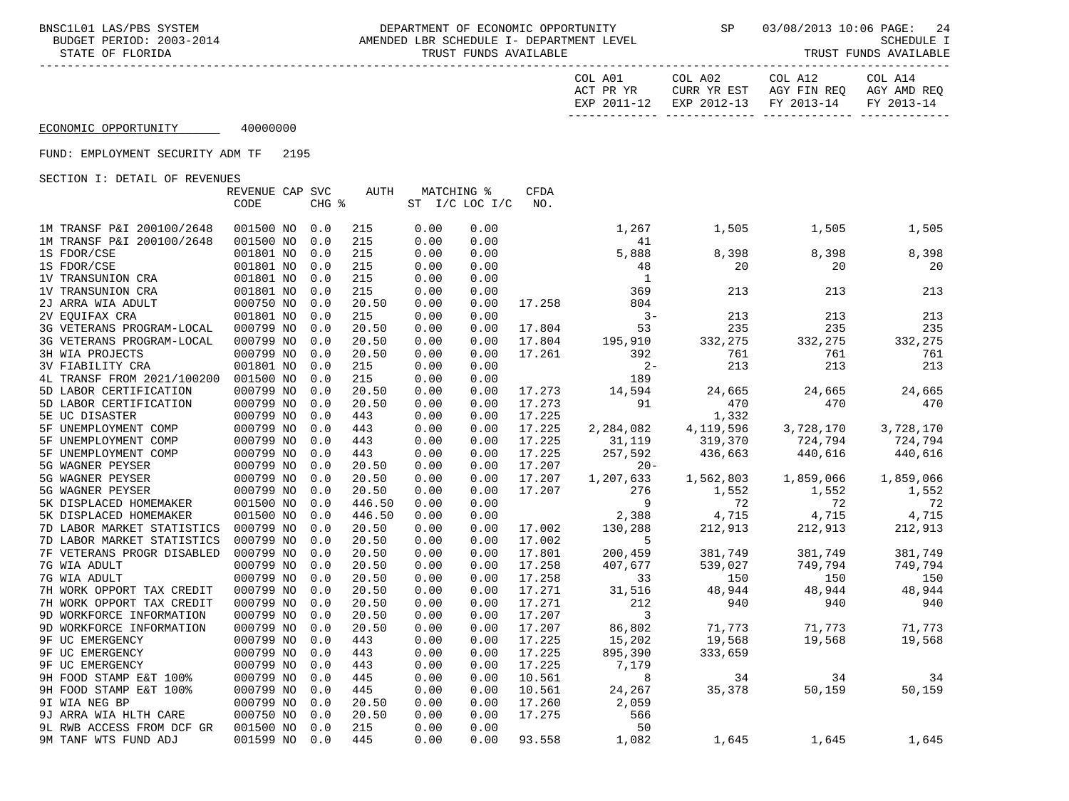BNSC1L01 LAS/PBS SYSTEM — DEPARTMENT OF ECONOMIC OPPORTUNITY — SP 03/08/2013 10:06

BUDGET PERIOD: 2003-2014 — AMENDED LBR SCHEDULE I- DEPARTMENT LEVEL — SCHEDULE I

STATE OF FLORIDA — TRUST FUNDS AVAILABLE — TRUST FUNDS AVAILABLE

ECONOMIC OPPORTUNITY 40000000

FUND: EMPLOYMENT SECURITY ADM TF 2195

SECTION I: DETAIL OF REVENUES

| | REVENUE CODE | CAP | SVC CHG % | AUTH | MATCHING % ST I/C | LOC I/C | CFDA NO. | COL A01 ACT PR YR EXP 2011-12 | COL A02 CURR YR EST EXP 2012-13 | COL A12 AGY FIN REQ FY 2013-14 | COL A14 AGY AMD REQ FY 2013-14 |
|---|---|---|---|---|---|---|---|---|---|---|---|
| 1M TRANSF P&I 200100/2648 | 001500 | NO | 0.0 | 215 | 0.00 | 0.00 | | 1,267 | 1,505 | 1,505 | 1,505 |
| 1M TRANSF P&I 200100/2648 | 001500 | NO | 0.0 | 215 | 0.00 | 0.00 | | 41 | | | |
| 1S FDOR/CSE | 001801 | NO | 0.0 | 215 | 0.00 | 0.00 | | 5,888 | 8,398 | 8,398 | 8,398 |
| 1S FDOR/CSE | 001801 | NO | 0.0 | 215 | 0.00 | 0.00 | | 48 | 20 | 20 | 20 |
| 1V TRANSUNION CRA | 001801 | NO | 0.0 | 215 | 0.00 | 0.00 | | 1 | | | |
| 1V TRANSUNION CRA | 001801 | NO | 0.0 | 215 | 0.00 | 0.00 | | 369 | 213 | 213 | 213 |
| 2J ARRA WIA ADULT | 000750 | NO | 0.0 | 20.50 | 0.00 | 0.00 | 17.258 | 804 | | | |
| 2V EQUIFAX CRA | 001801 | NO | 0.0 | 215 | 0.00 | 0.00 | | 3- | 213 | 213 | 213 |
| 3G VETERANS PROGRAM-LOCAL | 000799 | NO | 0.0 | 20.50 | 0.00 | 0.00 | 17.804 | 53 | 235 | 235 | 235 |
| 3G VETERANS PROGRAM-LOCAL | 000799 | NO | 0.0 | 20.50 | 0.00 | 0.00 | 17.804 | 195,910 | 332,275 | 332,275 | 332,275 |
| 3H WIA PROJECTS | 000799 | NO | 0.0 | 20.50 | 0.00 | 0.00 | 17.261 | 392 | 761 | 761 | 761 |
| 3V FIABILITY CRA | 001801 | NO | 0.0 | 215 | 0.00 | 0.00 | | 2- | 213 | 213 | 213 |
| 4L TRANSF FROM 2021/100200 | 001500 | NO | 0.0 | 215 | 0.00 | 0.00 | | 189 | | | |
| 5D LABOR CERTIFICATION | 000799 | NO | 0.0 | 20.50 | 0.00 | 0.00 | 17.273 | 14,594 | 24,665 | 24,665 | 24,665 |
| 5D LABOR CERTIFICATION | 000799 | NO | 0.0 | 20.50 | 0.00 | 0.00 | 17.273 | 91 | 470 | 470 | 470 |
| 5E UC DISASTER | 000799 | NO | 0.0 | 443 | 0.00 | 0.00 | 17.225 | | 1,332 | | |
| 5F UNEMPLOYMENT COMP | 000799 | NO | 0.0 | 443 | 0.00 | 0.00 | 17.225 | 2,284,082 | 4,119,596 | 3,728,170 | 3,728,170 |
| 5F UNEMPLOYMENT COMP | 000799 | NO | 0.0 | 443 | 0.00 | 0.00 | 17.225 | 31,119 | 319,370 | 724,794 | 724,794 |
| 5F UNEMPLOYMENT COMP | 000799 | NO | 0.0 | 443 | 0.00 | 0.00 | 17.225 | 257,592 | 436,663 | 440,616 | 440,616 |
| 5G WAGNER PEYSER | 000799 | NO | 0.0 | 20.50 | 0.00 | 0.00 | 17.207 | 20- | | | |
| 5G WAGNER PEYSER | 000799 | NO | 0.0 | 20.50 | 0.00 | 0.00 | 17.207 | 1,207,633 | 1,562,803 | 1,859,066 | 1,859,066 |
| 5G WAGNER PEYSER | 000799 | NO | 0.0 | 20.50 | 0.00 | 0.00 | 17.207 | 276 | 1,552 | 1,552 | 1,552 |
| 5K DISPLACED HOMEMAKER | 001500 | NO | 0.0 | 446.50 | 0.00 | 0.00 | | 9 | 72 | 72 | 72 |
| 5K DISPLACED HOMEMAKER | 001500 | NO | 0.0 | 446.50 | 0.00 | 0.00 | | 2,388 | 4,715 | 4,715 | 4,715 |
| 7D LABOR MARKET STATISTICS | 000799 | NO | 0.0 | 20.50 | 0.00 | 0.00 | 17.002 | 130,288 | 212,913 | 212,913 | 212,913 |
| 7D LABOR MARKET STATISTICS | 000799 | NO | 0.0 | 20.50 | 0.00 | 0.00 | 17.002 | 5 | | | |
| 7F VETERANS PROGR DISABLED | 000799 | NO | 0.0 | 20.50 | 0.00 | 0.00 | 17.801 | 200,459 | 381,749 | 381,749 | 381,749 |
| 7G WIA ADULT | 000799 | NO | 0.0 | 20.50 | 0.00 | 0.00 | 17.258 | 407,677 | 539,027 | 749,794 | 749,794 |
| 7G WIA ADULT | 000799 | NO | 0.0 | 20.50 | 0.00 | 0.00 | 17.258 | 33 | 150 | 150 | 150 |
| 7H WORK OPPORT TAX CREDIT | 000799 | NO | 0.0 | 20.50 | 0.00 | 0.00 | 17.271 | 31,516 | 48,944 | 48,944 | 48,944 |
| 7H WORK OPPORT TAX CREDIT | 000799 | NO | 0.0 | 20.50 | 0.00 | 0.00 | 17.271 | 212 | 940 | 940 | 940 |
| 9D WORKFORCE INFORMATION | 000799 | NO | 0.0 | 20.50 | 0.00 | 0.00 | 17.207 | 3 | | | |
| 9D WORKFORCE INFORMATION | 000799 | NO | 0.0 | 20.50 | 0.00 | 0.00 | 17.207 | 86,802 | 71,773 | 71,773 | 71,773 |
| 9F UC EMERGENCY | 000799 | NO | 0.0 | 443 | 0.00 | 0.00 | 17.225 | 15,202 | 19,568 | 19,568 | 19,568 |
| 9F UC EMERGENCY | 000799 | NO | 0.0 | 443 | 0.00 | 0.00 | 17.225 | 895,390 | 333,659 | | |
| 9F UC EMERGENCY | 000799 | NO | 0.0 | 443 | 0.00 | 0.00 | 17.225 | 7,179 | | | |
| 9H FOOD STAMP E&T 100% | 000799 | NO | 0.0 | 445 | 0.00 | 0.00 | 10.561 | 8 | 34 | 34 | 34 |
| 9H FOOD STAMP E&T 100% | 000799 | NO | 0.0 | 445 | 0.00 | 0.00 | 10.561 | 24,267 | 35,378 | 50,159 | 50,159 |
| 9I WIA NEG BP | 000799 | NO | 0.0 | 20.50 | 0.00 | 0.00 | 17.260 | 2,059 | | | |
| 9J ARRA WIA HLTH CARE | 000750 | NO | 0.0 | 20.50 | 0.00 | 0.00 | 17.275 | 566 | | | |
| 9L RWB ACCESS FROM DCF GR | 001500 | NO | 0.0 | 215 | 0.00 | 0.00 | | 50 | | | |
| 9M TANF WTS FUND ADJ | 001599 | NO | 0.0 | 445 | 0.00 | 0.00 | 93.558 | 1,082 | 1,645 | 1,645 | 1,645 |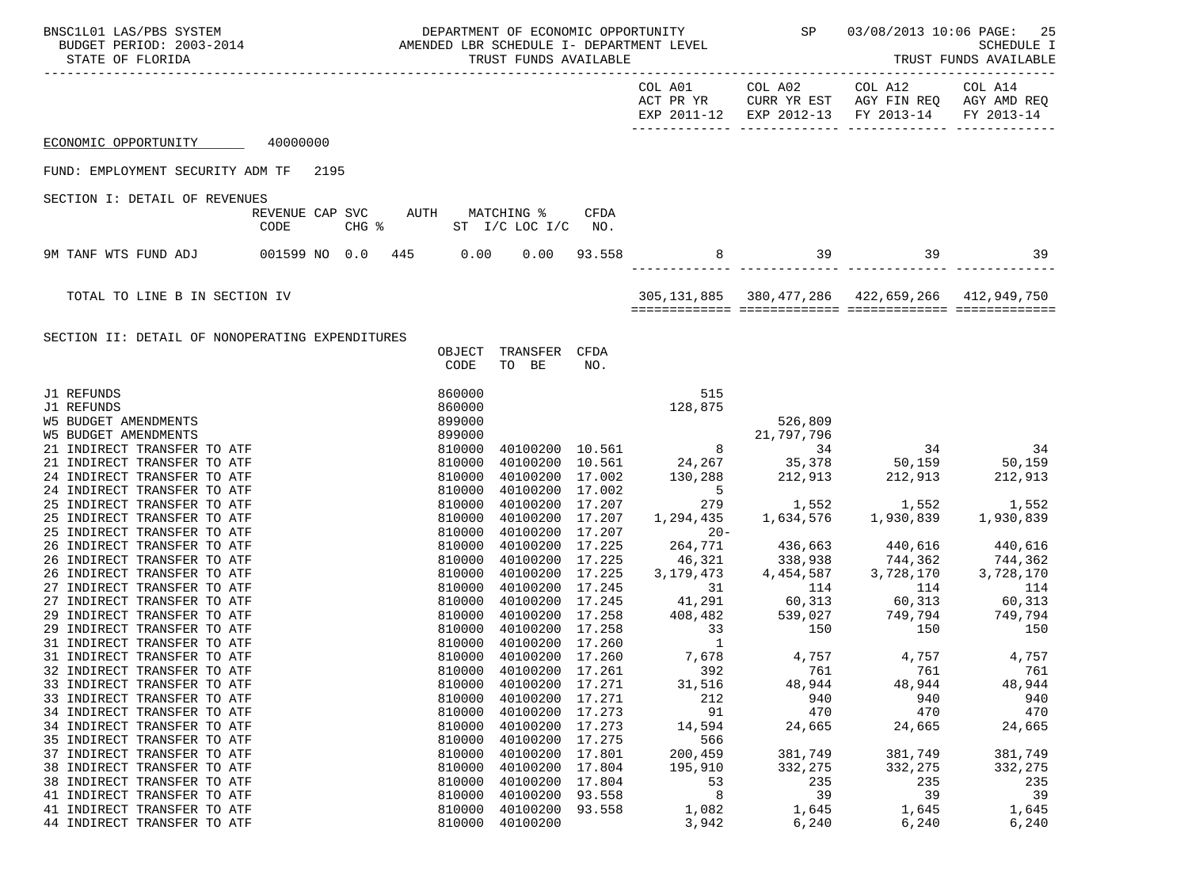BNSC1L01 LAS/PBS SYSTEM — DEPARTMENT OF ECONOMIC OPPORTUNITY — SP — 03/08/2013 10:06 PAGE: 25
BUDGET PERIOD: 2003-2014 — AMENDED LBR SCHEDULE I- DEPARTMENT LEVEL — SCHEDULE I
STATE OF FLORIDA — TRUST FUNDS AVAILABLE — TRUST FUNDS AVAILABLE

ECONOMIC OPPORTUNITY 40000000

FUND: EMPLOYMENT SECURITY ADM TF 2195

## SECTION I: DETAIL OF REVENUES

| | REVENUE CODE | CAP SVC CHG % | AUTH | MATCHING % ST I/C | LOC I/C | CFDA NO. | COL A01 ACT PR YR EXP 2011-12 | COL A02 CURR YR EST EXP 2012-13 | COL A12 AGY FIN REQ FY 2013-14 | COL A14 AGY AMD REQ FY 2013-14 |
|---|---|---|---|---|---|---|---|---|---|---|
| 9M TANF WTS FUND ADJ | 001599 | NO 0.0 | 445 | 0.00 | 0.00 | 93.558 | 8 | 39 | 39 | 39 |
| TOTAL TO LINE B IN SECTION IV | | | | | | | 305,131,885 | 380,477,286 | 422,659,266 | 412,949,750 |

## SECTION II: DETAIL OF NONOPERATING EXPENDITURES

| | OBJECT CODE | TRANSFER TO BE | CFDA NO. | COL A01 ACT PR YR EXP 2011-12 | COL A02 CURR YR EST EXP 2012-13 | COL A12 AGY FIN REQ FY 2013-14 | COL A14 AGY AMD REQ FY 2013-14 |
|---|---|---|---|---|---|---|---|
| J1 REFUNDS | 860000 | | | 515 | | | |
| J1 REFUNDS | 860000 | | | 128,875 | | | |
| W5 BUDGET AMENDMENTS | 899000 | | | | 526,809 | | |
| W5 BUDGET AMENDMENTS | 899000 | | | | 21,797,796 | | |
| 21 INDIRECT TRANSFER TO ATF | 810000 | 40100200 | 10.561 | 8 | 34 | 34 | 34 |
| 21 INDIRECT TRANSFER TO ATF | 810000 | 40100200 | 10.561 | 24,267 | 35,378 | 50,159 | 50,159 |
| 24 INDIRECT TRANSFER TO ATF | 810000 | 40100200 | 17.002 | 130,288 | 212,913 | 212,913 | 212,913 |
| 24 INDIRECT TRANSFER TO ATF | 810000 | 40100200 | 17.002 | 5 | | | |
| 25 INDIRECT TRANSFER TO ATF | 810000 | 40100200 | 17.207 | 279 | 1,552 | 1,552 | 1,552 |
| 25 INDIRECT TRANSFER TO ATF | 810000 | 40100200 | 17.207 | 1,294,435 | 1,634,576 | 1,930,839 | 1,930,839 |
| 25 INDIRECT TRANSFER TO ATF | 810000 | 40100200 | 17.207 | 20- | | | |
| 26 INDIRECT TRANSFER TO ATF | 810000 | 40100200 | 17.225 | 264,771 | 436,663 | 440,616 | 440,616 |
| 26 INDIRECT TRANSFER TO ATF | 810000 | 40100200 | 17.225 | 46,321 | 338,938 | 744,362 | 744,362 |
| 26 INDIRECT TRANSFER TO ATF | 810000 | 40100200 | 17.225 | 3,179,473 | 4,454,587 | 3,728,170 | 3,728,170 |
| 27 INDIRECT TRANSFER TO ATF | 810000 | 40100200 | 17.245 | 31 | 114 | 114 | 114 |
| 27 INDIRECT TRANSFER TO ATF | 810000 | 40100200 | 17.245 | 41,291 | 60,313 | 60,313 | 60,313 |
| 29 INDIRECT TRANSFER TO ATF | 810000 | 40100200 | 17.258 | 408,482 | 539,027 | 749,794 | 749,794 |
| 29 INDIRECT TRANSFER TO ATF | 810000 | 40100200 | 17.258 | 33 | 150 | 150 | 150 |
| 31 INDIRECT TRANSFER TO ATF | 810000 | 40100200 | 17.260 | 1 | | | |
| 31 INDIRECT TRANSFER TO ATF | 810000 | 40100200 | 17.260 | 7,678 | 4,757 | 4,757 | 4,757 |
| 32 INDIRECT TRANSFER TO ATF | 810000 | 40100200 | 17.261 | 392 | 761 | 761 | 761 |
| 33 INDIRECT TRANSFER TO ATF | 810000 | 40100200 | 17.271 | 31,516 | 48,944 | 48,944 | 48,944 |
| 33 INDIRECT TRANSFER TO ATF | 810000 | 40100200 | 17.271 | 212 | 940 | 940 | 940 |
| 34 INDIRECT TRANSFER TO ATF | 810000 | 40100200 | 17.273 | 91 | 470 | 470 | 470 |
| 34 INDIRECT TRANSFER TO ATF | 810000 | 40100200 | 17.273 | 14,594 | 24,665 | 24,665 | 24,665 |
| 35 INDIRECT TRANSFER TO ATF | 810000 | 40100200 | 17.275 | 566 | | | |
| 37 INDIRECT TRANSFER TO ATF | 810000 | 40100200 | 17.801 | 200,459 | 381,749 | 381,749 | 381,749 |
| 38 INDIRECT TRANSFER TO ATF | 810000 | 40100200 | 17.804 | 195,910 | 332,275 | 332,275 | 332,275 |
| 38 INDIRECT TRANSFER TO ATF | 810000 | 40100200 | 17.804 | 53 | 235 | 235 | 235 |
| 41 INDIRECT TRANSFER TO ATF | 810000 | 40100200 | 93.558 | 8 | 39 | 39 | 39 |
| 41 INDIRECT TRANSFER TO ATF | 810000 | 40100200 | 93.558 | 1,082 | 1,645 | 1,645 | 1,645 |
| 44 INDIRECT TRANSFER TO ATF | 810000 | 40100200 | | 3,942 | 6,240 | 6,240 | 6,240 |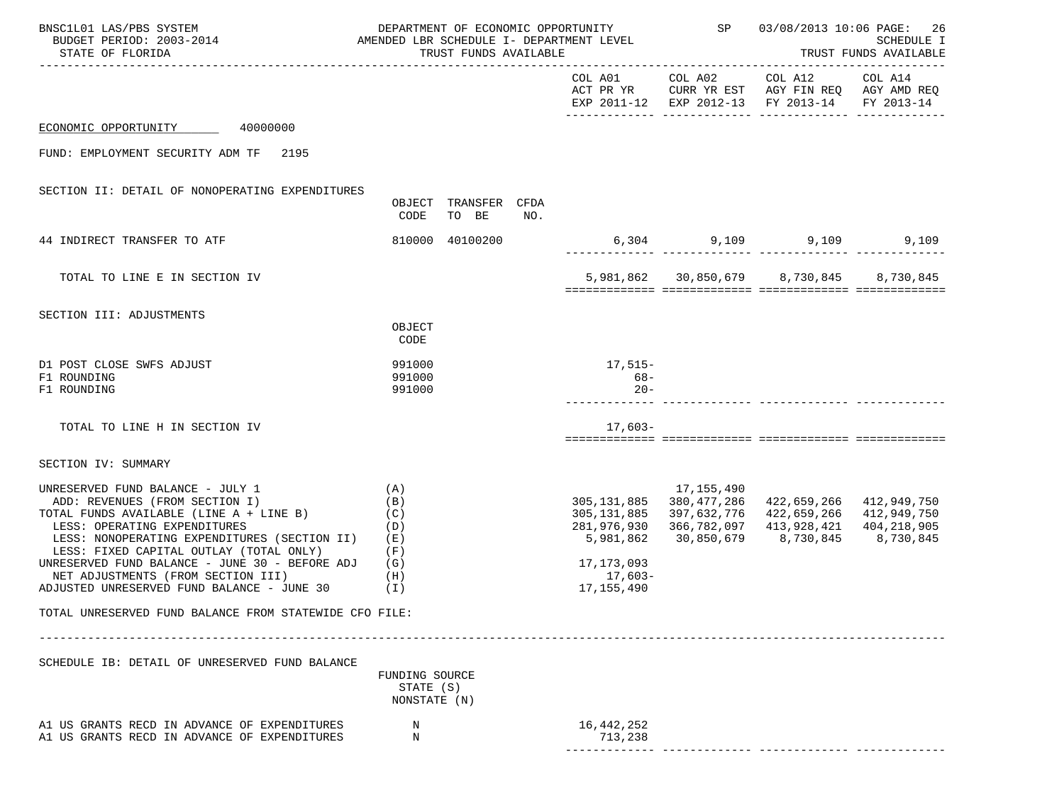ECONOMIC OPPORTUNITY 40000000

FUND: EMPLOYMENT SECURITY ADM TF 2195

SECTION II: DETAIL OF NONOPERATING EXPENDITURES

| | OBJECT CODE | TRANSFER TO BE | CFDA NO. | COL A01 ACT PR YR EXP 2011-12 | COL A02 CURR YR EST EXP 2012-13 | COL A12 AGY FIN REQ FY 2013-14 | COL A14 AGY AMD REQ FY 2013-14 |
|---|---|---|---|---|---|---|---|
| 44 INDIRECT TRANSFER TO ATF | 810000 | 40100200 | | 6,304 | 9,109 | 9,109 | 9,109 |
| TOTAL TO LINE E IN SECTION IV | | | | 5,981,862 | 30,850,679 | 8,730,845 | 8,730,845 |

SECTION III: ADJUSTMENTS

| | OBJECT CODE | COL A01 | COL A02 | COL A12 | COL A14 |
|---|---|---|---|---|---|
| D1 POST CLOSE SWFS ADJUST | 991000 | 17,515- | | | |
| F1 ROUNDING | 991000 | 68- | | | |
| F1 ROUNDING | 991000 | 20- | | | |
| TOTAL TO LINE H IN SECTION IV | | 17,603- | | | |

SECTION IV: SUMMARY

| | | COL A01 | COL A02 | COL A12 | COL A14 |
|---|---|---|---|---|---|
| UNRESERVED FUND BALANCE - JULY 1 | (A) | | 17,155,490 | | |
| ADD: REVENUES (FROM SECTION I) | (B) | 305,131,885 | 380,477,286 | 422,659,266 | 412,949,750 |
| TOTAL FUNDS AVAILABLE (LINE A + LINE B) | (C) | 305,131,885 | 397,632,776 | 422,659,266 | 412,949,750 |
| LESS: OPERATING EXPENDITURES | (D) | 281,976,930 | 366,782,097 | 413,928,421 | 404,218,905 |
| LESS: NONOPERATING EXPENDITURES (SECTION II) | (E) | 5,981,862 | 30,850,679 | 8,730,845 | 8,730,845 |
| LESS: FIXED CAPITAL OUTLAY (TOTAL ONLY) | (F) | | | | |
| UNRESERVED FUND BALANCE - JUNE 30 - BEFORE ADJ | (G) | 17,173,093 | | | |
| NET ADJUSTMENTS (FROM SECTION III) | (H) | 17,603- | | | |
| ADJUSTED UNRESERVED FUND BALANCE - JUNE 30 | (I) | 17,155,490 | | | |

TOTAL UNRESERVED FUND BALANCE FROM STATEWIDE CFO FILE:

SCHEDULE IB: DETAIL OF UNRESERVED FUND BALANCE

| | FUNDING SOURCE STATE (S) NONSTATE (N) | COL A01 | COL A02 | COL A12 | COL A14 |
|---|---|---|---|---|---|
| A1 US GRANTS RECD IN ADVANCE OF EXPENDITURES | N | 16,442,252 | | | |
| A1 US GRANTS RECD IN ADVANCE OF EXPENDITURES | N | 713,238 | | | |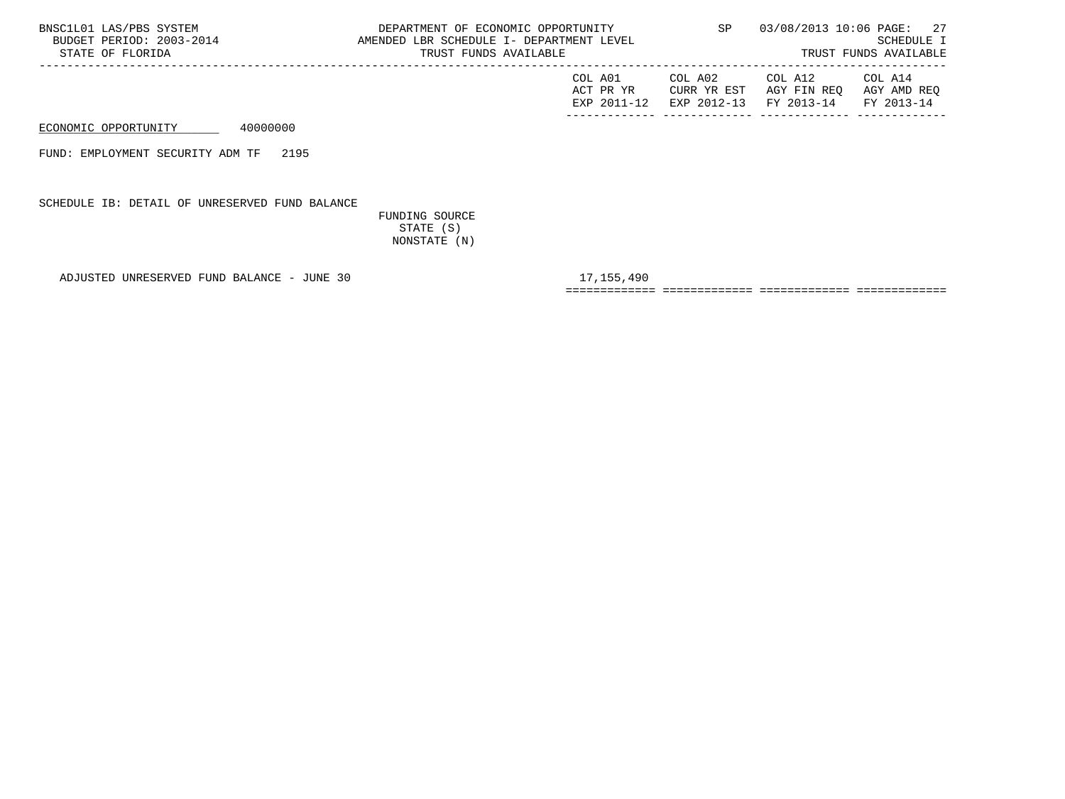BNSC1L01 LAS/PBS SYSTEM
BUDGET PERIOD: 2003-2014
STATE OF FLORIDA

DEPARTMENT OF ECONOMIC OPPORTUNITY
AMENDED LBR SCHEDULE I- DEPARTMENT LEVEL
TRUST FUNDS AVAILABLE

SP 03/08/2013 10:06

SCHEDULE I
TRUST FUNDS AVAILABLE

| | | COL A01 ACT PR YR EXP 2011-12 | COL A02 CURR YR EST EXP 2012-13 | COL A12 AGY FIN REQ FY 2013-14 | COL A14 AGY AMD REQ FY 2013-14 |
|---|---|---|---|---|---|
| ECONOMIC OPPORTUNITY 40000000 | | | | | |
| FUND: EMPLOYMENT SECURITY ADM TF 2195 | | | | | |
| SCHEDULE IB: DETAIL OF UNRESERVED FUND BALANCE | FUNDING SOURCE STATE (S) NONSTATE (N) | | | | |
| ADJUSTED UNRESERVED FUND BALANCE - JUNE 30 | | 17,155,490 | | | |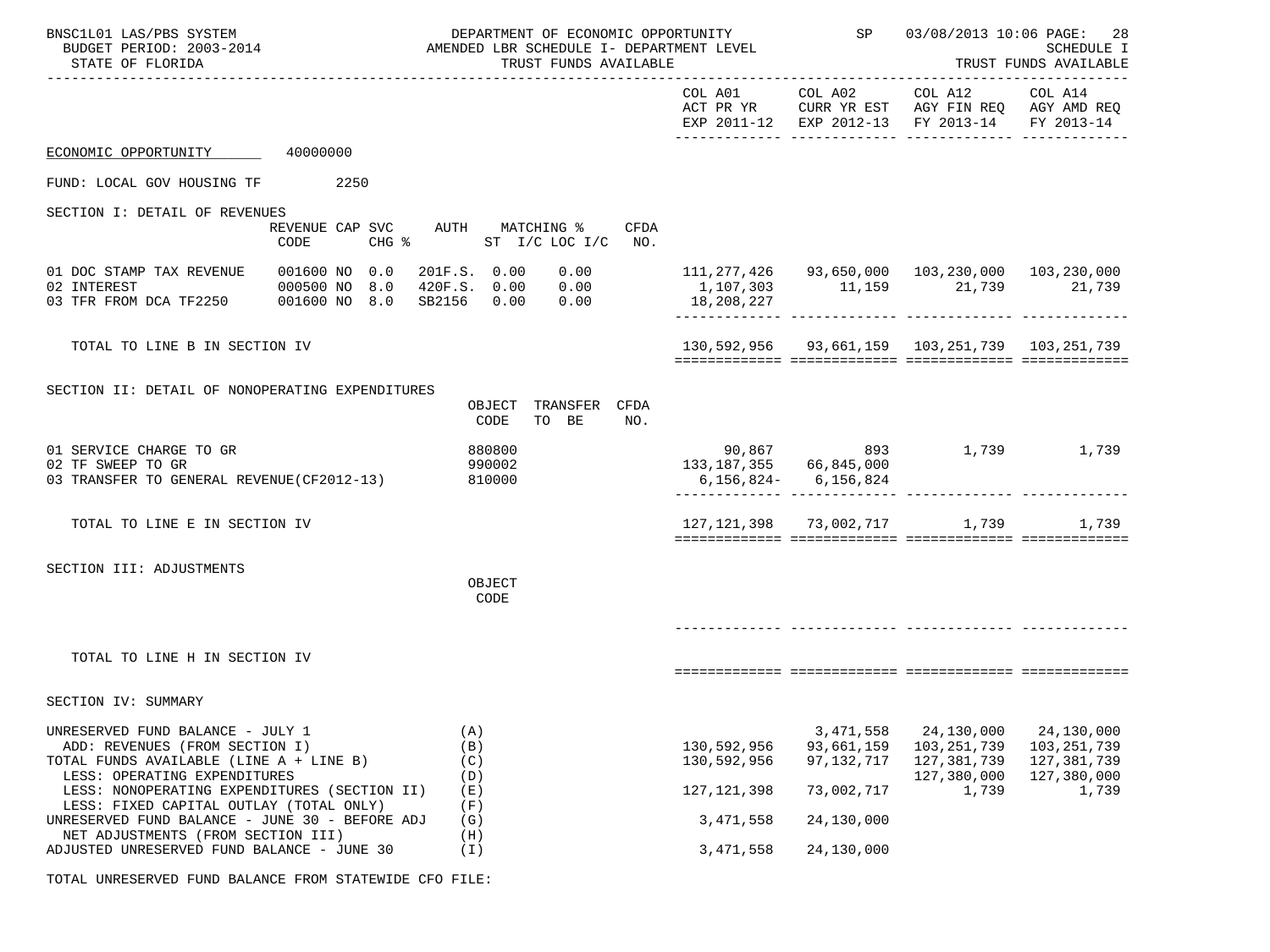BNSC1L01 LAS/PBS SYSTEM — DEPARTMENT OF ECONOMIC OPPORTUNITY — SP 03/08/2013 10:06 PAGE: 28

BUDGET PERIOD: 2003-2014 — AMENDED LBR SCHEDULE I- DEPARTMENT LEVEL — SCHEDULE I

STATE OF FLORIDA — TRUST FUNDS AVAILABLE — TRUST FUNDS AVAILABLE

| | COL A01 ACT PR YR EXP 2011-12 | COL A02 CURR YR EST EXP 2012-13 | COL A12 AGY FIN REQ FY 2013-14 | COL A14 AGY AMD REQ FY 2013-14 |
|---|---|---|---|---|

ECONOMIC OPPORTUNITY 40000000

FUND: LOCAL GOV HOUSING TF 2250

SECTION I: DETAIL OF REVENUES

| | REVENUE CODE | CAP | SVC CHG % | AUTH | MATCHING % ST | I/C | LOC I/C | CFDA NO. | COL A01 | COL A02 | COL A12 | COL A14 |
|---|---|---|---|---|---|---|---|---|---|---|---|---|
| 01 DOC STAMP TAX REVENUE | 001600 | NO | 0.0 | 201F.S. | 0.00 | | 0.00 | | 111,277,426 | 93,650,000 | 103,230,000 | 103,230,000 |
| 02 INTEREST | 000500 | NO | 8.0 | 420F.S. | 0.00 | | 0.00 | | 1,107,303 | 11,159 | 21,739 | 21,739 |
| 03 TFR FROM DCA TF2250 | 001600 | NO | 8.0 | SB2156 | 0.00 | | 0.00 | | 18,208,227 | | | |
| TOTAL TO LINE B IN SECTION IV | | | | | | | | | 130,592,956 | 93,661,159 | 103,251,739 | 103,251,739 |

SECTION II: DETAIL OF NONOPERATING EXPENDITURES

| | OBJECT CODE | TRANSFER TO BE | CFDA NO. | COL A01 | COL A02 | COL A12 | COL A14 |
|---|---|---|---|---|---|---|---|
| 01 SERVICE CHARGE TO GR | 880800 | | | 90,867 | 893 | 1,739 | 1,739 |
| 02 TF SWEEP TO GR | 990002 | | | 133,187,355 | 66,845,000 | | |
| 03 TRANSFER TO GENERAL REVENUE(CF2012-13) | 810000 | | | 6,156,824- | 6,156,824 | | |
| TOTAL TO LINE E IN SECTION IV | | | | 127,121,398 | 73,002,717 | 1,739 | 1,739 |

SECTION III: ADJUSTMENTS

| | OBJECT CODE | COL A01 | COL A02 | COL A12 | COL A14 |
|---|---|---|---|---|---|
| TOTAL TO LINE H IN SECTION IV | | | | | |

SECTION IV: SUMMARY

| | | COL A01 | COL A02 | COL A12 | COL A14 |
|---|---|---|---|---|---|
| UNRESERVED FUND BALANCE - JULY 1 | (A) | | 3,471,558 | 24,130,000 | 24,130,000 |
| ADD: REVENUES (FROM SECTION I) | (B) | 130,592,956 | 93,661,159 | 103,251,739 | 103,251,739 |
| TOTAL FUNDS AVAILABLE (LINE A + LINE B) | (C) | 130,592,956 | 97,132,717 | 127,381,739 | 127,381,739 |
| LESS: OPERATING EXPENDITURES | (D) | | | 127,380,000 | 127,380,000 |
| LESS: NONOPERATING EXPENDITURES (SECTION II) | (E) | 127,121,398 | 73,002,717 | 1,739 | 1,739 |
| LESS: FIXED CAPITAL OUTLAY (TOTAL ONLY) | (F) | | | | |
| UNRESERVED FUND BALANCE - JUNE 30 - BEFORE ADJ | (G) | 3,471,558 | 24,130,000 | | |
| NET ADJUSTMENTS (FROM SECTION III) | (H) | | | | |
| ADJUSTED UNRESERVED FUND BALANCE - JUNE 30 | (I) | 3,471,558 | 24,130,000 | | |

TOTAL UNRESERVED FUND BALANCE FROM STATEWIDE CFO FILE: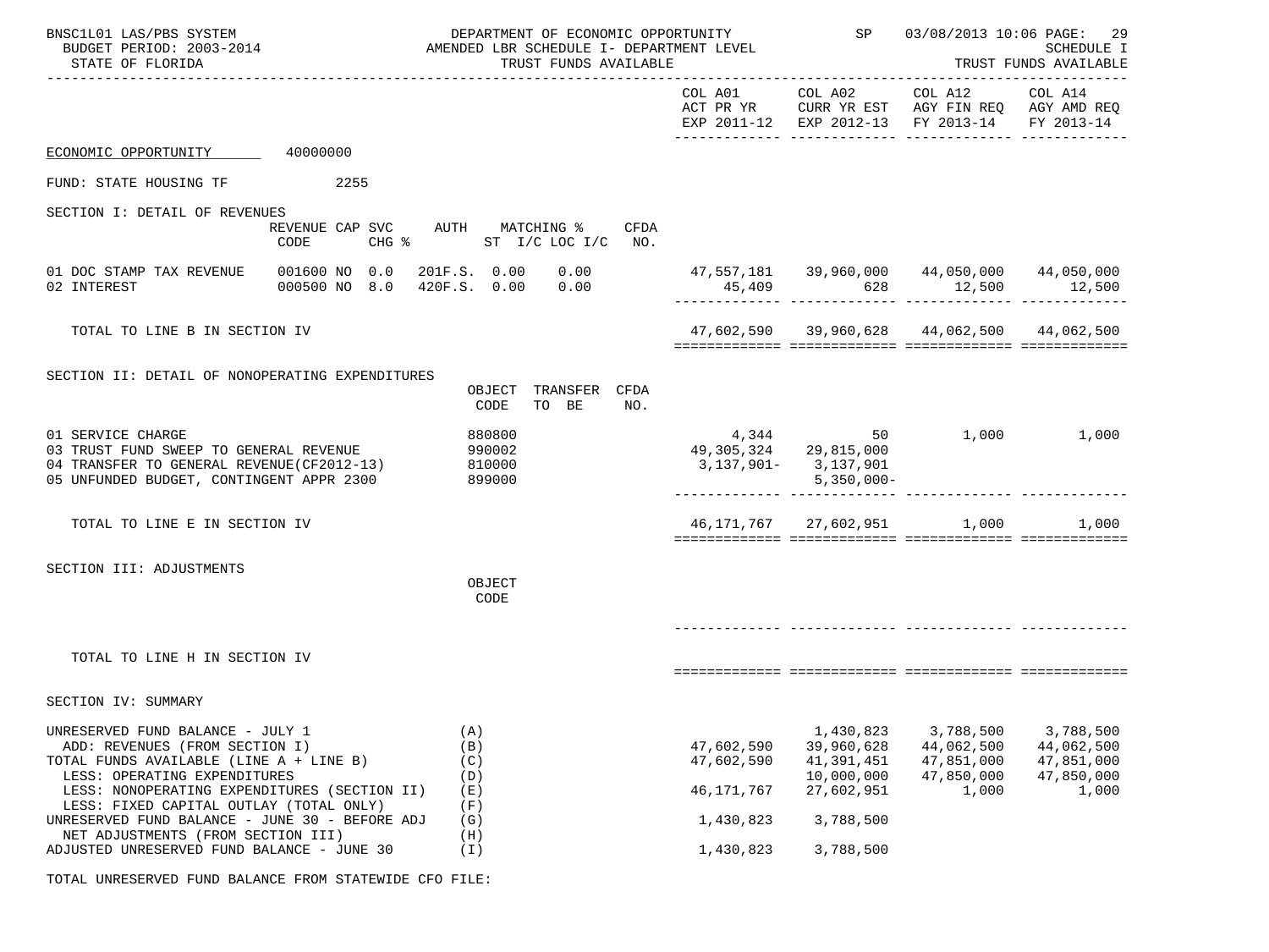BNSC1L01 LAS/PBS SYSTEM — DEPARTMENT OF ECONOMIC OPPORTUNITY — SP — 03/08/2013 10:06 PAGE: 29

BUDGET PERIOD: 2003-2014 — AMENDED LBR SCHEDULE I- DEPARTMENT LEVEL — SCHEDULE I

STATE OF FLORIDA — TRUST FUNDS AVAILABLE — TRUST FUNDS AVAILABLE

ECONOMIC OPPORTUNITY 40000000

FUND: STATE HOUSING TF 2255

## SECTION I: DETAIL OF REVENUES

| | REVENUE CODE | CAP SVC CHG % | AUTH | MATCHING % ST I/C | LOC I/C | CFDA NO. | COL A01 ACT PR YR EXP 2011-12 | COL A02 CURR YR EST EXP 2012-13 | COL A12 AGY FIN REQ FY 2013-14 | COL A14 AGY AMD REQ FY 2013-14 |
|---|---|---|---|---|---|---|---|---|---|---|
| 01 DOC STAMP TAX REVENUE | 001600 | NO 0.0 | 201F.S. | 0.00 | 0.00 | | 47,557,181 | 39,960,000 | 44,050,000 | 44,050,000 |
| 02 INTEREST | 000500 | NO 8.0 | 420F.S. | 0.00 | 0.00 | | 45,409 | 628 | 12,500 | 12,500 |
| TOTAL TO LINE B IN SECTION IV | | | | | | | 47,602,590 | 39,960,628 | 44,062,500 | 44,062,500 |

## SECTION II: DETAIL OF NONOPERATING EXPENDITURES

| | OBJECT CODE | TRANSFER TO BE | CFDA NO. | COL A01 | COL A02 | COL A12 | COL A14 |
|---|---|---|---|---|---|---|---|
| 01 SERVICE CHARGE | 880800 | | | 4,344 | 50 | 1,000 | 1,000 |
| 03 TRUST FUND SWEEP TO GENERAL REVENUE | 990002 | | | 49,305,324 | 29,815,000 | | |
| 04 TRANSFER TO GENERAL REVENUE(CF2012-13) | 810000 | | | 3,137,901- | 3,137,901 | | |
| 05 UNFUNDED BUDGET, CONTINGENT APPR 2300 | 899000 | | | | 5,350,000- | | |
| TOTAL TO LINE E IN SECTION IV | | | | 46,171,767 | 27,602,951 | 1,000 | 1,000 |

## SECTION III: ADJUSTMENTS

| | OBJECT CODE | COL A01 | COL A02 | COL A12 | COL A14 |
|---|---|---|---|---|---|
| TOTAL TO LINE H IN SECTION IV | | | | | |

## SECTION IV: SUMMARY

| | | COL A01 | COL A02 | COL A12 | COL A14 |
|---|---|---|---|---|---|
| UNRESERVED FUND BALANCE - JULY 1 | (A) | | 1,430,823 | 3,788,500 | 3,788,500 |
| ADD: REVENUES (FROM SECTION I) | (B) | 47,602,590 | 39,960,628 | 44,062,500 | 44,062,500 |
| TOTAL FUNDS AVAILABLE (LINE A + LINE B) | (C) | 47,602,590 | 41,391,451 | 47,851,000 | 47,851,000 |
| LESS: OPERATING EXPENDITURES | (D) | | 10,000,000 | 47,850,000 | 47,850,000 |
| LESS: NONOPERATING EXPENDITURES (SECTION II) | (E) | 46,171,767 | 27,602,951 | 1,000 | 1,000 |
| LESS: FIXED CAPITAL OUTLAY (TOTAL ONLY) | (F) | | | | |
| UNRESERVED FUND BALANCE - JUNE 30 - BEFORE ADJ | (G) | 1,430,823 | 3,788,500 | | |
| NET ADJUSTMENTS (FROM SECTION III) | (H) | | | | |
| ADJUSTED UNRESERVED FUND BALANCE - JUNE 30 | (I) | 1,430,823 | 3,788,500 | | |

TOTAL UNRESERVED FUND BALANCE FROM STATEWIDE CFO FILE: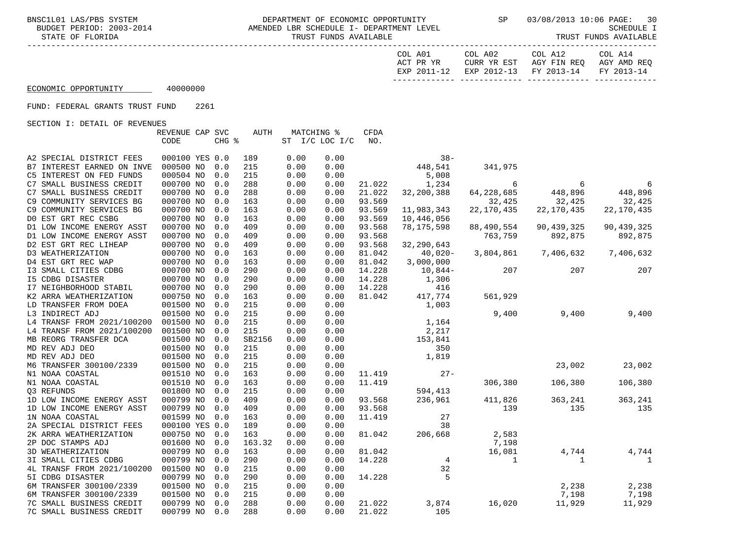BNSC1L01 LAS/PBS SYSTEM — DEPARTMENT OF ECONOMIC OPPORTUNITY — SP 03/08/2013 10:06

BUDGET PERIOD: 2003-2014 — AMENDED LBR SCHEDULE I- DEPARTMENT LEVEL — SCHEDULE I

STATE OF FLORIDA — TRUST FUNDS AVAILABLE — TRUST FUNDS AVAILABLE

ECONOMIC OPPORTUNITY 40000000

FUND: FEDERAL GRANTS TRUST FUND 2261

SECTION I: DETAIL OF REVENUES

| | REVENUE CODE | CAP | SVC CHG % | AUTH | MATCHING % ST I/C | LOC I/C | CFDA NO. | COL A01 ACT PR YR EXP 2011-12 | COL A02 CURR YR EST EXP 2012-13 | COL A12 AGY FIN REQ FY 2013-14 | COL A14 AGY AMD REQ FY 2013-14 |
|---|---|---|---|---|---|---|---|---|---|---|---|
| A2 SPECIAL DISTRICT FEES | 000100 | YES | 0.0 | 189 | 0.00 | 0.00 | | 38- | | | |
| B7 INTEREST EARNED ON INVE | 000500 | NO | 0.0 | 215 | 0.00 | 0.00 | | 448,541 | 341,975 | | |
| C5 INTEREST ON FED FUNDS | 000504 | NO | 0.0 | 215 | 0.00 | 0.00 | | 5,008 | | | |
| C7 SMALL BUSINESS CREDIT | 000700 | NO | 0.0 | 288 | 0.00 | 0.00 | 21.022 | 1,234 | 6 | 6 | 6 |
| C7 SMALL BUSINESS CREDIT | 000700 | NO | 0.0 | 288 | 0.00 | 0.00 | 21.022 | 32,200,388 | 64,228,685 | 448,896 | 448,896 |
| C9 COMMUNITY SERVICES BG | 000700 | NO | 0.0 | 163 | 0.00 | 0.00 | 93.569 | | 32,425 | 32,425 | 32,425 |
| C9 COMMUNITY SERVICES BG | 000700 | NO | 0.0 | 163 | 0.00 | 0.00 | 93.569 | 11,983,343 | 22,170,435 | 22,170,435 | 22,170,435 |
| D0 EST GRT REC CSBG | 000700 | NO | 0.0 | 163 | 0.00 | 0.00 | 93.569 | 10,446,056 | | | |
| D1 LOW INCOME ENERGY ASST | 000700 | NO | 0.0 | 409 | 0.00 | 0.00 | 93.568 | 78,175,598 | 88,490,554 | 90,439,325 | 90,439,325 |
| D1 LOW INCOME ENERGY ASST | 000700 | NO | 0.0 | 409 | 0.00 | 0.00 | 93.568 | | 763,759 | 892,875 | 892,875 |
| D2 EST GRT REC LIHEAP | 000700 | NO | 0.0 | 409 | 0.00 | 0.00 | 93.568 | 32,290,643 | | | |
| D3 WEATHERIZATION | 000700 | NO | 0.0 | 163 | 0.00 | 0.00 | 81.042 | 40,020- | 3,804,861 | 7,406,632 | 7,406,632 |
| D4 EST GRT REC WAP | 000700 | NO | 0.0 | 163 | 0.00 | 0.00 | 81.042 | 3,000,000 | | | |
| I3 SMALL CITIES CDBG | 000700 | NO | 0.0 | 290 | 0.00 | 0.00 | 14.228 | 10,844- | 207 | 207 | 207 |
| I5 CDBG DISASTER | 000700 | NO | 0.0 | 290 | 0.00 | 0.00 | 14.228 | 1,306 | | | |
| I7 NEIGHBORHOOD STABIL | 000700 | NO | 0.0 | 290 | 0.00 | 0.00 | 14.228 | 416 | | | |
| K2 ARRA WEATHERIZATION | 000750 | NO | 0.0 | 163 | 0.00 | 0.00 | 81.042 | 417,774 | 561,929 | | |
| LD TRANSFER FROM DOEA | 001500 | NO | 0.0 | 215 | 0.00 | 0.00 | | 1,003 | | | |
| L3 INDIRECT ADJ | 001500 | NO | 0.0 | 215 | 0.00 | 0.00 | | | 9,400 | 9,400 | 9,400 |
| L4 TRANSF FROM 2021/100200 | 001500 | NO | 0.0 | 215 | 0.00 | 0.00 | | 1,164 | | | |
| L4 TRANSF FROM 2021/100200 | 001500 | NO | 0.0 | 215 | 0.00 | 0.00 | | 2,217 | | | |
| MB REORG TRANSFER DCA | 001500 | NO | 0.0 | SB2156 | 0.00 | 0.00 | | 153,841 | | | |
| MD REV ADJ DEO | 001500 | NO | 0.0 | 215 | 0.00 | 0.00 | | 350 | | | |
| MD REV ADJ DEO | 001500 | NO | 0.0 | 215 | 0.00 | 0.00 | | 1,819 | | | |
| M6 TRANSFER 300100/2339 | 001500 | NO | 0.0 | 215 | 0.00 | 0.00 | | | | 23,002 | 23,002 |
| N1 NOAA COASTAL | 001510 | NO | 0.0 | 163 | 0.00 | 0.00 | 11.419 | 27- | | | |
| N1 NOAA COASTAL | 001510 | NO | 0.0 | 163 | 0.00 | 0.00 | 11.419 | | 306,380 | 106,380 | 106,380 |
| Q3 REFUNDS | 001800 | NO | 0.0 | 215 | 0.00 | 0.00 | | 594,413 | | | |
| 1D LOW INCOME ENERGY ASST | 000799 | NO | 0.0 | 409 | 0.00 | 0.00 | 93.568 | 236,961 | 411,826 | 363,241 | 363,241 |
| 1D LOW INCOME ENERGY ASST | 000799 | NO | 0.0 | 409 | 0.00 | 0.00 | 93.568 | | 139 | 135 | 135 |
| 1N NOAA COASTAL | 001599 | NO | 0.0 | 163 | 0.00 | 0.00 | 11.419 | 27 | | | |
| 2A SPECIAL DISTRICT FEES | 000100 | YES | 0.0 | 189 | 0.00 | 0.00 | | 38 | | | |
| 2K ARRA WEATHERIZATION | 000750 | NO | 0.0 | 163 | 0.00 | 0.00 | 81.042 | 206,668 | 2,583 | | |
| 2P DOC STAMPS ADJ | 001600 | NO | 0.0 | 163.32 | 0.00 | 0.00 | | | 7,198 | | |
| 3D WEATHERIZATION | 000799 | NO | 0.0 | 163 | 0.00 | 0.00 | 81.042 | | 16,081 | 4,744 | 4,744 |
| 3I SMALL CITIES CDBG | 000799 | NO | 0.0 | 290 | 0.00 | 0.00 | 14.228 | 4 | 1 | 1 | 1 |
| 4L TRANSF FROM 2021/100200 | 001500 | NO | 0.0 | 215 | 0.00 | 0.00 | | 32 | | | |
| 5I CDBG DISASTER | 000799 | NO | 0.0 | 290 | 0.00 | 0.00 | 14.228 | 5 | | | |
| 6M TRANSFER 300100/2339 | 001500 | NO | 0.0 | 215 | 0.00 | 0.00 | | | | 2,238 | 2,238 |
| 6M TRANSFER 300100/2339 | 001500 | NO | 0.0 | 215 | 0.00 | 0.00 | | | | 7,198 | 7,198 |
| 7C SMALL BUSINESS CREDIT | 000799 | NO | 0.0 | 288 | 0.00 | 0.00 | 21.022 | 3,874 | 16,020 | 11,929 | 11,929 |
| 7C SMALL BUSINESS CREDIT | 000799 | NO | 0.0 | 288 | 0.00 | 0.00 | 21.022 | 105 | | | |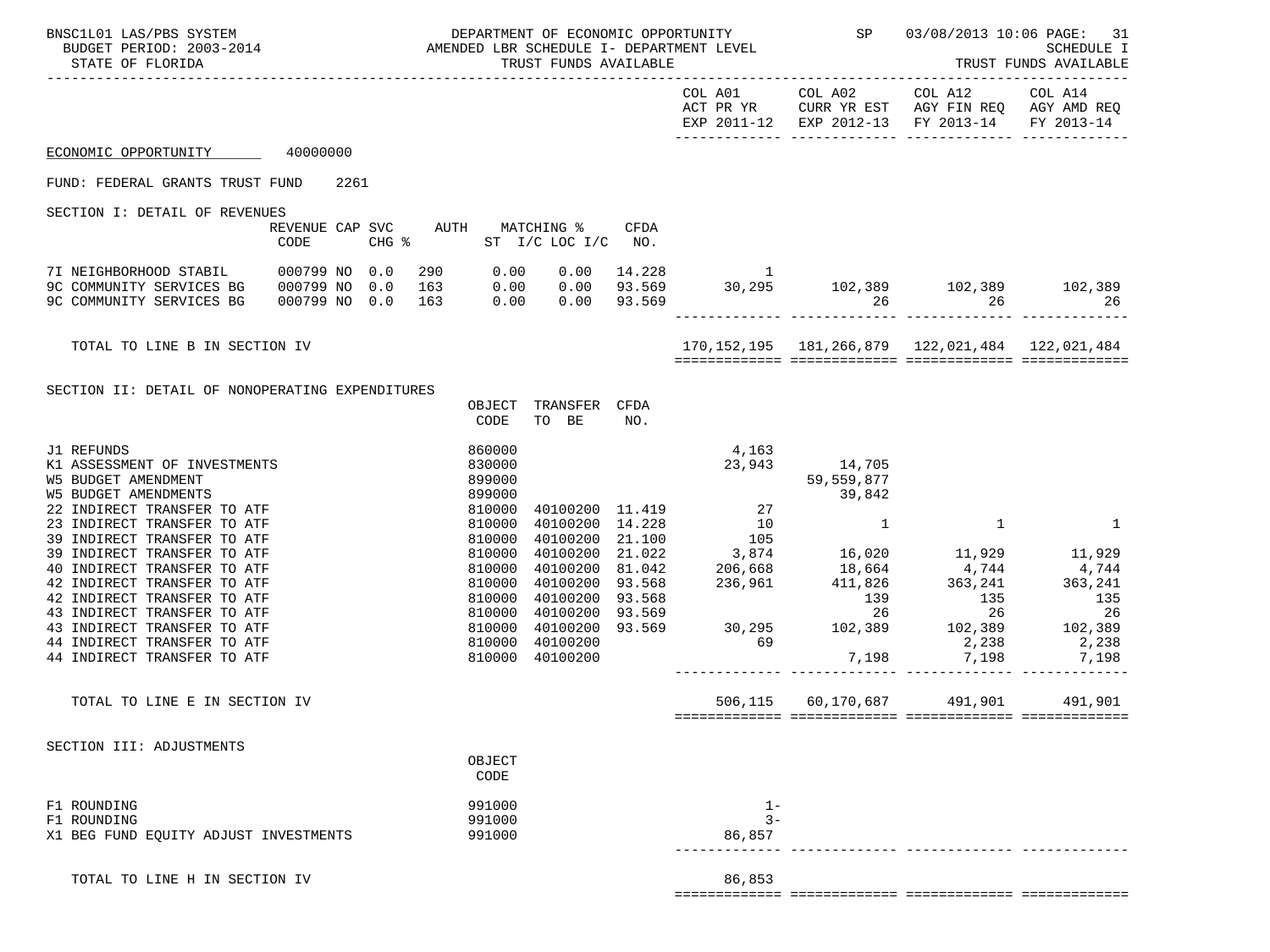ECONOMIC OPPORTUNITY 40000000

FUND: FEDERAL GRANTS TRUST FUND 2261

## SECTION I: DETAIL OF REVENUES

| | REVENUE CODE | CAP CHG | SVC % | AUTH ST | MATCHING % I/C | LOC I/C | CFDA NO. | COL A01 ACT PR YR EXP 2011-12 | COL A02 CURR YR EST EXP 2012-13 | COL A12 AGY FIN REQ FY 2013-14 | COL A14 AGY AMD REQ FY 2013-14 |
|---|---|---|---|---|---|---|---|---|---|---|---|
| 7I NEIGHBORHOOD STABIL | 000799 | NO | 0.0 | 290 | 0.00 | 0.00 | 14.228 | 1 | | | |
| 9C COMMUNITY SERVICES BG | 000799 | NO | 0.0 | 163 | 0.00 | 0.00 | 93.569 | 30,295 | 102,389 | 102,389 | 102,389 |
| 9C COMMUNITY SERVICES BG | 000799 | NO | 0.0 | 163 | 0.00 | 0.00 | 93.569 | | 26 | 26 | 26 |
| TOTAL TO LINE B IN SECTION IV | | | | | | | | 170,152,195 | 181,266,879 | 122,021,484 | 122,021,484 |

## SECTION II: DETAIL OF NONOPERATING EXPENDITURES

| | OBJECT CODE | TRANSFER TO BE | CFDA NO. | COL A01 ACT PR YR EXP 2011-12 | COL A02 CURR YR EST EXP 2012-13 | COL A12 AGY FIN REQ FY 2013-14 | COL A14 AGY AMD REQ FY 2013-14 |
|---|---|---|---|---|---|---|---|
| J1 REFUNDS | 860000 | | | 4,163 | | | |
| K1 ASSESSMENT OF INVESTMENTS | 830000 | | | 23,943 | 14,705 | | |
| W5 BUDGET AMENDMENT | 899000 | | | | 59,559,877 | | |
| W5 BUDGET AMENDMENTS | 899000 | | | | 39,842 | | |
| 22 INDIRECT TRANSFER TO ATF | 810000 | 40100200 | 11.419 | 27 | | | |
| 23 INDIRECT TRANSFER TO ATF | 810000 | 40100200 | 14.228 | 10 | 1 | 1 | 1 |
| 39 INDIRECT TRANSFER TO ATF | 810000 | 40100200 | 21.100 | 105 | | | |
| 39 INDIRECT TRANSFER TO ATF | 810000 | 40100200 | 21.022 | 3,874 | 16,020 | 11,929 | 11,929 |
| 40 INDIRECT TRANSFER TO ATF | 810000 | 40100200 | 81.042 | 206,668 | 18,664 | 4,744 | 4,744 |
| 42 INDIRECT TRANSFER TO ATF | 810000 | 40100200 | 93.568 | 236,961 | 411,826 | 363,241 | 363,241 |
| 42 INDIRECT TRANSFER TO ATF | 810000 | 40100200 | 93.568 | | 139 | 135 | 135 |
| 43 INDIRECT TRANSFER TO ATF | 810000 | 40100200 | 93.569 | | 26 | 26 | 26 |
| 43 INDIRECT TRANSFER TO ATF | 810000 | 40100200 | 93.569 | 30,295 | 102,389 | 102,389 | 102,389 |
| 44 INDIRECT TRANSFER TO ATF | 810000 | 40100200 | | 69 | | 2,238 | 2,238 |
| 44 INDIRECT TRANSFER TO ATF | 810000 | 40100200 | | | 7,198 | 7,198 | 7,198 |
| TOTAL TO LINE E IN SECTION IV | | | | 506,115 | 60,170,687 | 491,901 | 491,901 |

## SECTION III: ADJUSTMENTS

| | OBJECT CODE | COL A01 | COL A02 | COL A12 | COL A14 |
|---|---|---|---|---|---|
| F1 ROUNDING | 991000 | 1- | | | |
| F1 ROUNDING | 991000 | 3- | | | |
| X1 BEG FUND EQUITY ADJUST INVESTMENTS | 991000 | 86,857 | | | |
| TOTAL TO LINE H IN SECTION IV | | 86,853 | | | |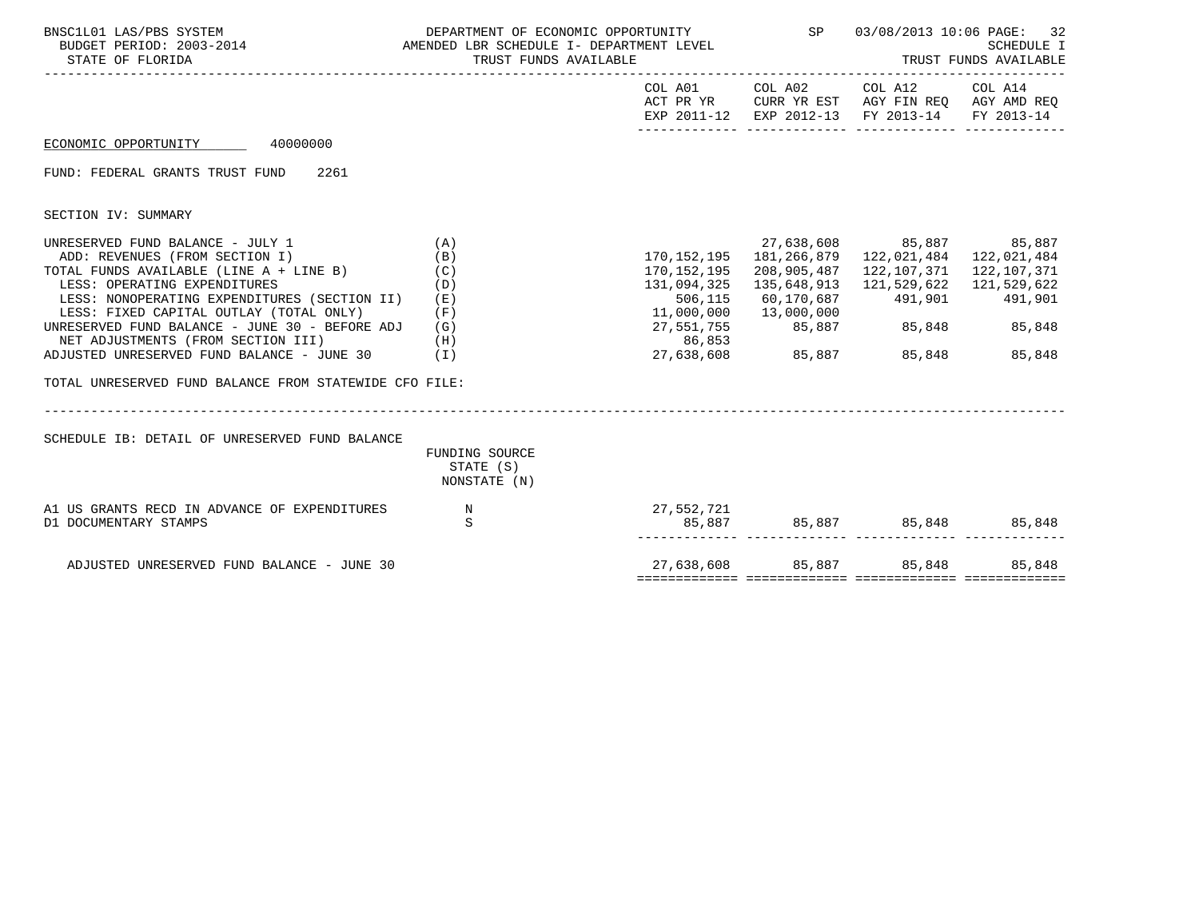BNSC1L01 LAS/PBS SYSTEM — DEPARTMENT OF ECONOMIC OPPORTUNITY — SP 03/08/2013 10:06

BUDGET PERIOD: 2003-2014 — AMENDED LBR SCHEDULE I- DEPARTMENT LEVEL — SCHEDULE I

STATE OF FLORIDA — TRUST FUNDS AVAILABLE — TRUST FUNDS AVAILABLE

ECONOMIC OPPORTUNITY 40000000

FUND: FEDERAL GRANTS TRUST FUND 2261

SECTION IV: SUMMARY

| | | COL A01 ACT PR YR EXP 2011-12 | COL A02 CURR YR EST EXP 2012-13 | COL A12 AGY FIN REQ FY 2013-14 | COL A14 AGY AMD REQ FY 2013-14 |
|---|---|---|---|---|---|
| UNRESERVED FUND BALANCE - JULY 1 | (A) | | 27,638,608 | 85,887 | 85,887 |
| ADD: REVENUES (FROM SECTION I) | (B) | 170,152,195 | 181,266,879 | 122,021,484 | 122,021,484 |
| TOTAL FUNDS AVAILABLE (LINE A + LINE B) | (C) | 170,152,195 | 208,905,487 | 122,107,371 | 122,107,371 |
| LESS: OPERATING EXPENDITURES | (D) | 131,094,325 | 135,648,913 | 121,529,622 | 121,529,622 |
| LESS: NONOPERATING EXPENDITURES (SECTION II) | (E) | 506,115 | 60,170,687 | 491,901 | 491,901 |
| LESS: FIXED CAPITAL OUTLAY (TOTAL ONLY) | (F) | 11,000,000 | 13,000,000 | | |
| UNRESERVED FUND BALANCE - JUNE 30 - BEFORE ADJ | (G) | 27,551,755 | 85,887 | 85,848 | 85,848 |
| NET ADJUSTMENTS (FROM SECTION III) | (H) | 86,853 | | | |
| ADJUSTED UNRESERVED FUND BALANCE - JUNE 30 | (I) | 27,638,608 | 85,887 | 85,848 | 85,848 |

TOTAL UNRESERVED FUND BALANCE FROM STATEWIDE CFO FILE:

SCHEDULE IB: DETAIL OF UNRESERVED FUND BALANCE

| | FUNDING SOURCE STATE (S) NONSTATE (N) | COL A01 | COL A02 | COL A12 | COL A14 |
|---|---|---|---|---|---|
| A1 US GRANTS RECD IN ADVANCE OF EXPENDITURES | N | 27,552,721 | | | |
| D1 DOCUMENTARY STAMPS | S | 85,887 | 85,887 | 85,848 | 85,848 |
| ADJUSTED UNRESERVED FUND BALANCE - JUNE 30 | | 27,638,608 | 85,887 | 85,848 | 85,848 |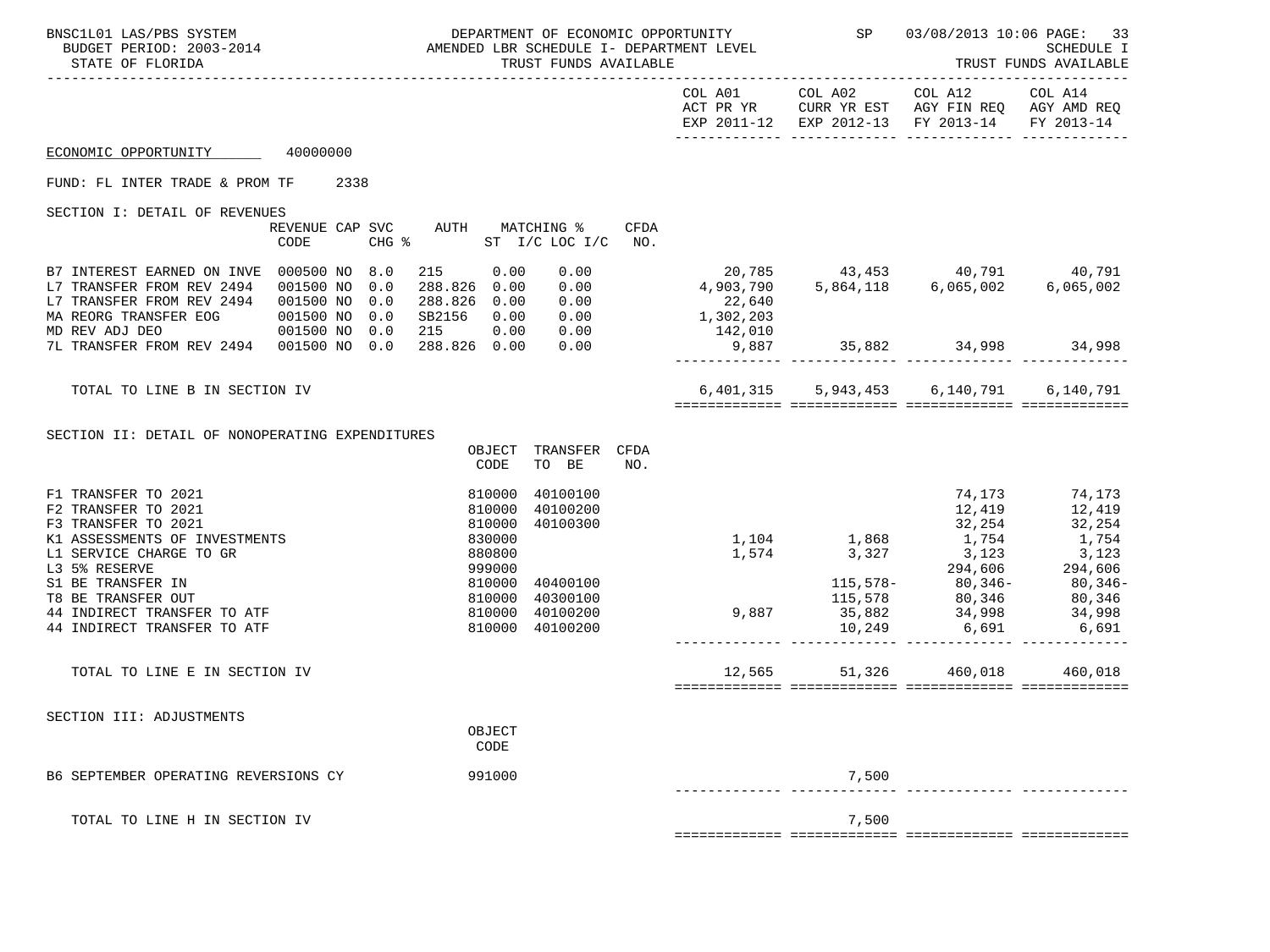BNSC1L01 LAS/PBS SYSTEM — DEPARTMENT OF ECONOMIC OPPORTUNITY — SP 03/08/2013 10:06 PAGE: 33
BUDGET PERIOD: 2003-2014 — AMENDED LBR SCHEDULE I- DEPARTMENT LEVEL — SCHEDULE I
STATE OF FLORIDA — TRUST FUNDS AVAILABLE — TRUST FUNDS AVAILABLE

ECONOMIC OPPORTUNITY 40000000

FUND: FL INTER TRADE & PROM TF 2338

## SECTION I: DETAIL OF REVENUES

| | REVENUE CODE | CAP | SVC CHG % | AUTH | MATCHING % ST I/C | LOC I/C | CFDA NO. | COL A01 ACT PR YR EXP 2011-12 | COL A02 CURR YR EST EXP 2012-13 | COL A12 AGY FIN REQ FY 2013-14 | COL A14 AGY AMD REQ FY 2013-14 |
|---|---|---|---|---|---|---|---|---|---|---|---|
| B7 INTEREST EARNED ON INVE | 000500 | NO | 8.0 | 215 | 0.00 | 0.00 | | 20,785 | 43,453 | 40,791 | 40,791 |
| L7 TRANSFER FROM REV 2494 | 001500 | NO | 0.0 | 288.826 | 0.00 | 0.00 | | 4,903,790 | 5,864,118 | 6,065,002 | 6,065,002 |
| L7 TRANSFER FROM REV 2494 | 001500 | NO | 0.0 | 288.826 | 0.00 | 0.00 | | 22,640 | | | |
| MA REORG TRANSFER EOG | 001500 | NO | 0.0 | SB2156 | 0.00 | 0.00 | | 1,302,203 | | | |
| MD REV ADJ DEO | 001500 | NO | 0.0 | 215 | 0.00 | 0.00 | | 142,010 | | | |
| 7L TRANSFER FROM REV 2494 | 001500 | NO | 0.0 | 288.826 | 0.00 | 0.00 | | 9,887 | 35,882 | 34,998 | 34,998 |
| TOTAL TO LINE B IN SECTION IV | | | | | | | | 6,401,315 | 5,943,453 | 6,140,791 | 6,140,791 |

## SECTION II: DETAIL OF NONOPERATING EXPENDITURES

| | OBJECT CODE | TRANSFER TO BE | CFDA NO. | COL A01 ACT PR YR EXP 2011-12 | COL A02 CURR YR EST EXP 2012-13 | COL A12 AGY FIN REQ FY 2013-14 | COL A14 AGY AMD REQ FY 2013-14 |
|---|---|---|---|---|---|---|---|
| F1 TRANSFER TO 2021 | 810000 | 40100100 | | | | 74,173 | 74,173 |
| F2 TRANSFER TO 2021 | 810000 | 40100200 | | | | 12,419 | 12,419 |
| F3 TRANSFER TO 2021 | 810000 | 40100300 | | | | 32,254 | 32,254 |
| K1 ASSESSMENTS OF INVESTMENTS | 830000 | | | 1,104 | 1,868 | 1,754 | 1,754 |
| L1 SERVICE CHARGE TO GR | 880800 | | | 1,574 | 3,327 | 3,123 | 3,123 |
| L3 5% RESERVE | 999000 | | | | | 294,606 | 294,606 |
| S1 BE TRANSFER IN | 810000 | 40400100 | | | 115,578- | 80,346- | 80,346- |
| T8 BE TRANSFER OUT | 810000 | 40300100 | | | 115,578 | 80,346 | 80,346 |
| 44 INDIRECT TRANSFER TO ATF | 810000 | 40100200 | | 9,887 | 35,882 | 34,998 | 34,998 |
| 44 INDIRECT TRANSFER TO ATF | 810000 | 40100200 | | | 10,249 | 6,691 | 6,691 |
| TOTAL TO LINE E IN SECTION IV | | | | 12,565 | 51,326 | 460,018 | 460,018 |

## SECTION III: ADJUSTMENTS

| | OBJECT CODE | COL A01 ACT PR YR EXP 2011-12 | COL A02 CURR YR EST EXP 2012-13 | COL A12 AGY FIN REQ FY 2013-14 | COL A14 AGY AMD REQ FY 2013-14 |
|---|---|---|---|---|---|
| B6 SEPTEMBER OPERATING REVERSIONS CY | 991000 | | 7,500 | | |
| TOTAL TO LINE H IN SECTION IV | | | 7,500 | | |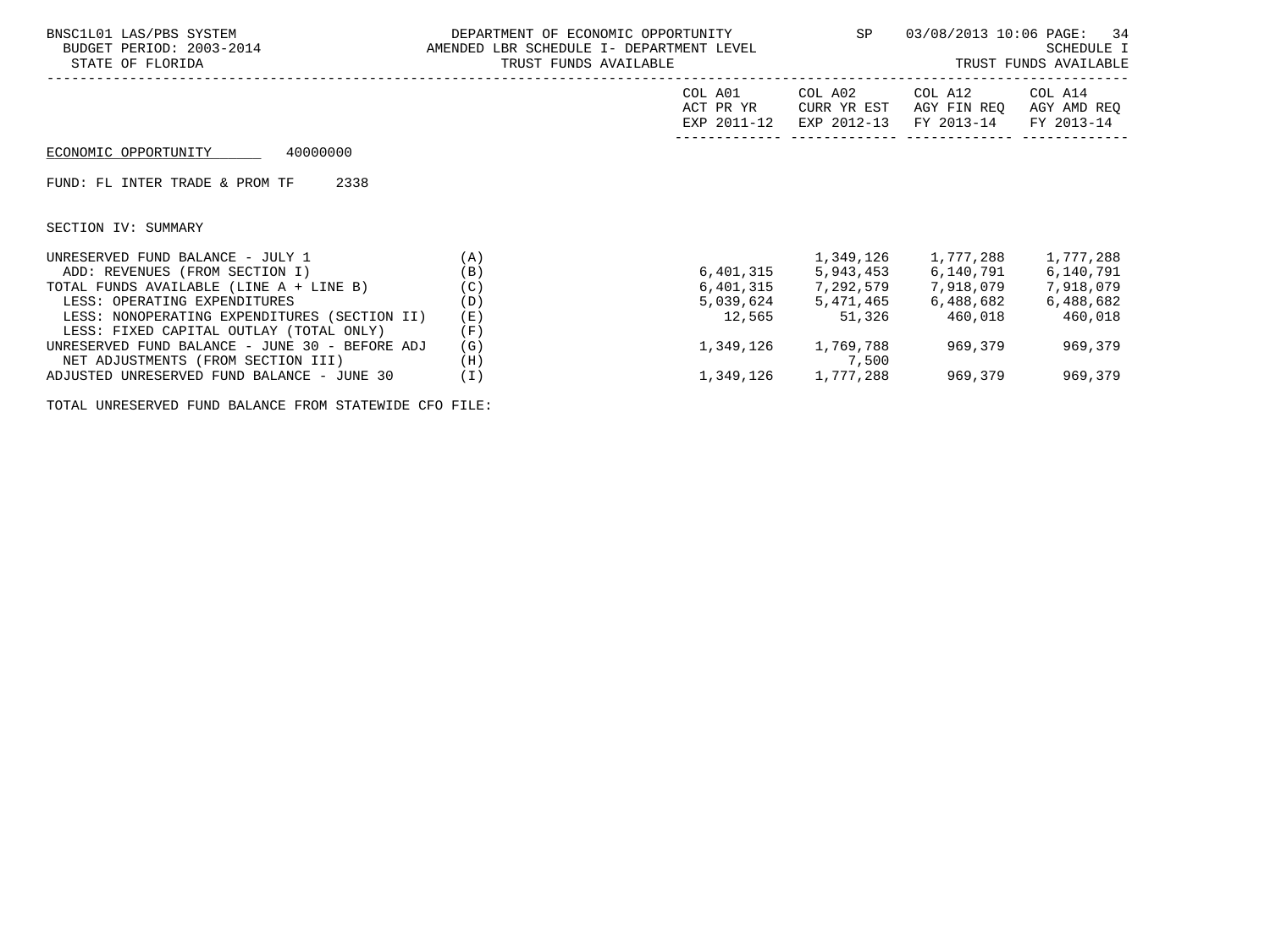ECONOMIC OPPORTUNITY 40000000

FUND: FL INTER TRADE & PROM TF 2338

SECTION IV: SUMMARY

| | | COL A01 ACT PR YR EXP 2011-12 | COL A02 CURR YR EST EXP 2012-13 | COL A12 AGY FIN REQ FY 2013-14 | COL A14 AGY AMD REQ FY 2013-14 |
|---|---|---|---|---|---|
| UNRESERVED FUND BALANCE - JULY 1 | (A) | | 1,349,126 | 1,777,288 | 1,777,288 |
| ADD: REVENUES (FROM SECTION I) | (B) | 6,401,315 | 5,943,453 | 6,140,791 | 6,140,791 |
| TOTAL FUNDS AVAILABLE (LINE A + LINE B) | (C) | 6,401,315 | 7,292,579 | 7,918,079 | 7,918,079 |
| LESS: OPERATING EXPENDITURES | (D) | 5,039,624 | 5,471,465 | 6,488,682 | 6,488,682 |
| LESS: NONOPERATING EXPENDITURES (SECTION II) | (E) | 12,565 | 51,326 | 460,018 | 460,018 |
| LESS: FIXED CAPITAL OUTLAY (TOTAL ONLY) | (F) | | | | |
| UNRESERVED FUND BALANCE - JUNE 30 - BEFORE ADJ | (G) | 1,349,126 | 1,769,788 | 969,379 | 969,379 |
| NET ADJUSTMENTS (FROM SECTION III) | (H) | | 7,500 | | |
| ADJUSTED UNRESERVED FUND BALANCE - JUNE 30 | (I) | 1,349,126 | 1,777,288 | 969,379 | 969,379 |

TOTAL UNRESERVED FUND BALANCE FROM STATEWIDE CFO FILE: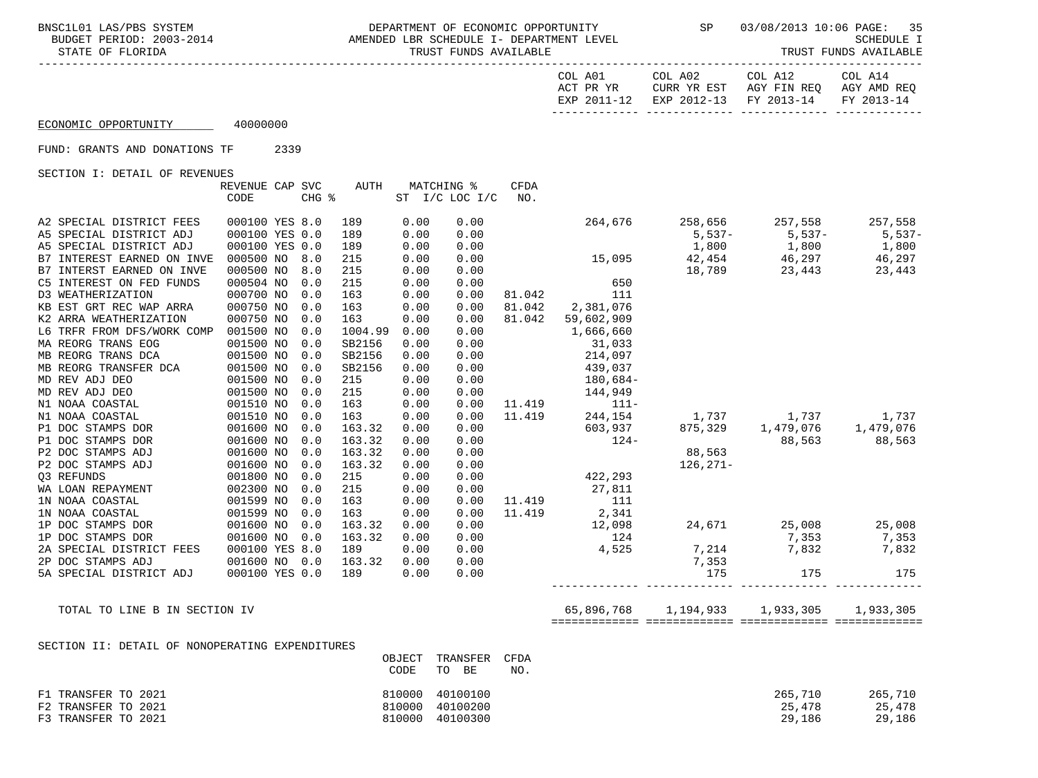BNSC1L01 LAS/PBS SYSTEM — DEPARTMENT OF ECONOMIC OPPORTUNITY — SP — 03/08/2013 10:06

BUDGET PERIOD: 2003-2014 — AMENDED LBR SCHEDULE I- DEPARTMENT LEVEL — SCHEDULE I

STATE OF FLORIDA — TRUST FUNDS AVAILABLE — TRUST FUNDS AVAILABLE

ECONOMIC OPPORTUNITY 40000000

FUND: GRANTS AND DONATIONS TF 2339

SECTION I: DETAIL OF REVENUES

| | REVENUE CODE | CAP | SVC CHG % | AUTH | MATCHING % ST I/C | LOC I/C | CFDA NO. | COL A01 ACT PR YR EXP 2011-12 | COL A02 CURR YR EST EXP 2012-13 | COL A12 AGY FIN REQ FY 2013-14 | COL A14 AGY AMD REQ FY 2013-14 |
|---|---|---|---|---|---|---|---|---|---|---|---|
| A2 SPECIAL DISTRICT FEES | 000100 | YES | 8.0 | 189 | 0.00 | 0.00 | | 264,676 | 258,656 | 257,558 | 257,558 |
| A5 SPECIAL DISTRICT ADJ | 000100 | YES | 0.0 | 189 | 0.00 | 0.00 | | | 5,537- | 5,537- | 5,537- |
| A5 SPECIAL DISTRICT ADJ | 000100 | YES | 0.0 | 189 | 0.00 | 0.00 | | | 1,800 | 1,800 | 1,800 |
| B7 INTERST EARNED ON INVE | 000500 | NO | 8.0 | 215 | 0.00 | 0.00 | | 15,095 | 42,454 | 46,297 | 46,297 |
| B7 INTERST EARNED ON INVE | 000500 | NO | 8.0 | 215 | 0.00 | 0.00 | | | 18,789 | 23,443 | 23,443 |
| C5 INTEREST ON FED FUNDS | 000504 | NO | 0.0 | 215 | 0.00 | 0.00 | | 650 | | | |
| D3 WEATHERIZATION | 000700 | NO | 0.0 | 163 | 0.00 | 0.00 | 81.042 | 111 | | | |
| KB EST GRT REC WAP ARRA | 000750 | NO | 0.0 | 163 | 0.00 | 0.00 | 81.042 | 2,381,076 | | | |
| K2 ARRA WEATHERIZATION | 000750 | NO | 0.0 | 163 | 0.00 | 0.00 | 81.042 | 59,602,909 | | | |
| L6 TRFR FROM DFS/WORK COMP | 001500 | NO | 0.0 | 1004.99 | 0.00 | 0.00 | | 1,666,660 | | | |
| MA REORG TRANS EOG | 001500 | NO | 0.0 | SB2156 | 0.00 | 0.00 | | 31,033 | | | |
| MB REORG TRANS DCA | 001500 | NO | 0.0 | SB2156 | 0.00 | 0.00 | | 214,097 | | | |
| MB REORG TRANSFER DCA | 001500 | NO | 0.0 | SB2156 | 0.00 | 0.00 | | 439,037 | | | |
| MD REV ADJ DEO | 001500 | NO | 0.0 | 215 | 0.00 | 0.00 | | 180,684- | | | |
| MD REV ADJ DEO | 001500 | NO | 0.0 | 215 | 0.00 | 0.00 | | 144,949 | | | |
| N1 NOAA COASTAL | 001510 | NO | 0.0 | 163 | 0.00 | 0.00 | 11.419 | 111- | | | |
| N1 NOAA COASTAL | 001510 | NO | 0.0 | 163 | 0.00 | 0.00 | 11.419 | 244,154 | 1,737 | 1,737 | 1,737 |
| P1 DOC STAMPS DOR | 001600 | NO | 0.0 | 163.32 | 0.00 | 0.00 | | 603,937 | 875,329 | 1,479,076 | 1,479,076 |
| P1 DOC STAMPS DOR | 001600 | NO | 0.0 | 163.32 | 0.00 | 0.00 | | 124- | | 88,563 | 88,563 |
| P2 DOC STAMPS ADJ | 001600 | NO | 0.0 | 163.32 | 0.00 | 0.00 | | | 88,563 | | |
| P2 DOC STAMPS ADJ | 001600 | NO | 0.0 | 163.32 | 0.00 | 0.00 | | | 126,271- | | |
| Q3 REFUNDS | 001800 | NO | 0.0 | 215 | 0.00 | 0.00 | | 422,293 | | | |
| WA LOAN REPAYMENT | 002300 | NO | 0.0 | 215 | 0.00 | 0.00 | | 27,811 | | | |
| 1N NOAA COASTAL | 001599 | NO | 0.0 | 163 | 0.00 | 0.00 | 11.419 | 111 | | | |
| 1N NOAA COASTAL | 001599 | NO | 0.0 | 163 | 0.00 | 0.00 | 11.419 | 2,341 | | | |
| 1P DOC STAMPS DOR | 001600 | NO | 0.0 | 163.32 | 0.00 | 0.00 | | 12,098 | 24,671 | 25,008 | 25,008 |
| 1P DOC STAMPS DOR | 001600 | NO | 0.0 | 163.32 | 0.00 | 0.00 | | 124 | | 7,353 | 7,353 |
| 2A SPECIAL DISTRICT FEES | 000100 | YES | 8.0 | 189 | 0.00 | 0.00 | | 4,525 | 7,214 | 7,832 | 7,832 |
| 2P DOC STAMPS ADJ | 001600 | NO | 0.0 | 163.32 | 0.00 | 0.00 | | | 7,353 | | |
| 5A SPECIAL DISTRICT ADJ | 000100 | YES | 0.0 | 189 | 0.00 | 0.00 | | | 175 | 175 | 175 |
| TOTAL TO LINE B IN SECTION IV | | | | | | | | 65,896,768 | 1,194,933 | 1,933,305 | 1,933,305 |

SECTION II: DETAIL OF NONOPERATING EXPENDITURES

| | OBJECT CODE | TRANSFER TO BE | CFDA NO. | COL A01 | COL A02 | COL A12 | COL A14 |
|---|---|---|---|---|---|---|---|
| F1 TRANSFER TO 2021 | 810000 | 40100100 | | | | 265,710 | 265,710 |
| F2 TRANSFER TO 2021 | 810000 | 40100200 | | | | 25,478 | 25,478 |
| F3 TRANSFER TO 2021 | 810000 | 40100300 | | | | 29,186 | 29,186 |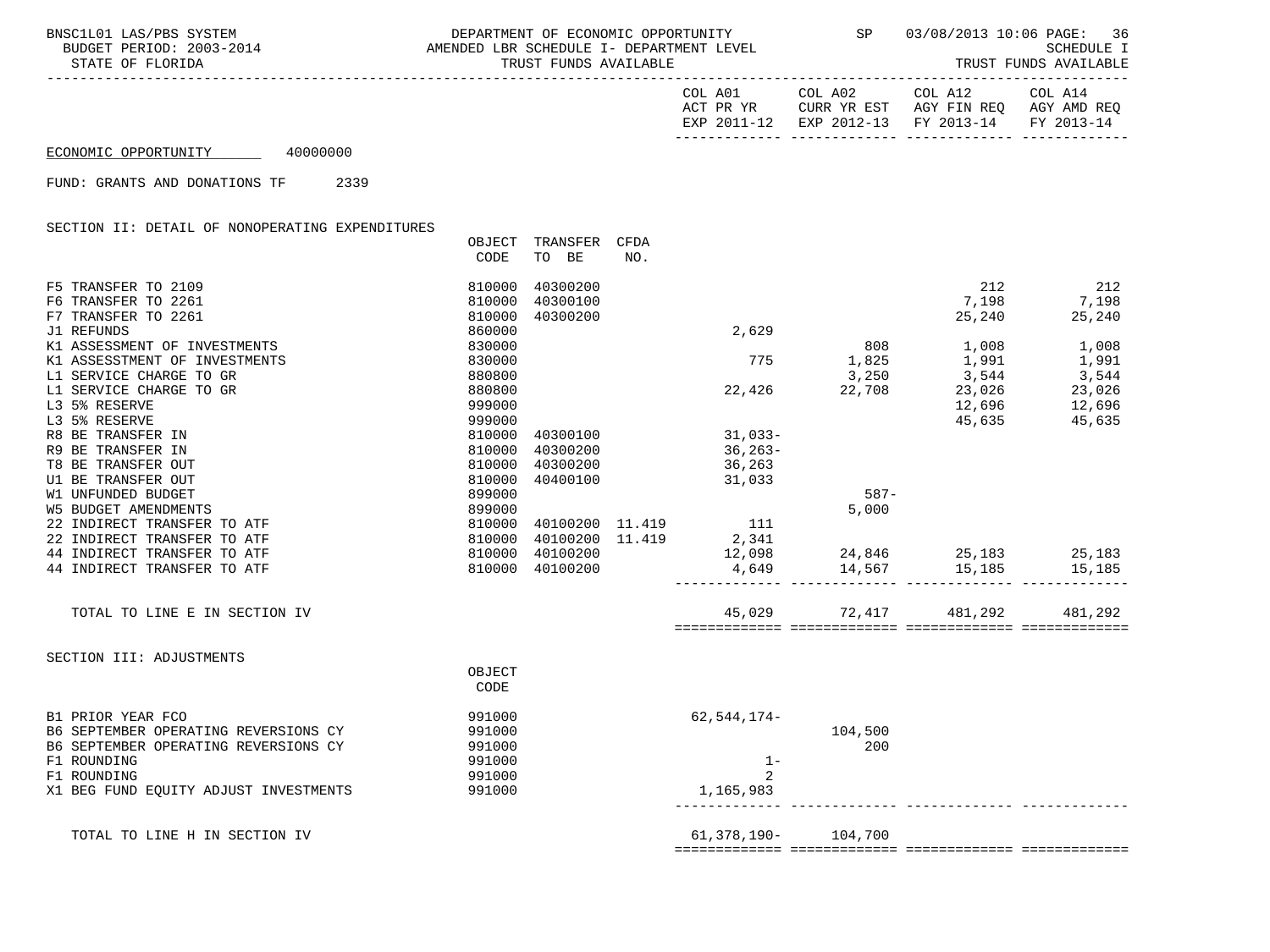BNSC1L01 LAS/PBS SYSTEM — DEPARTMENT OF ECONOMIC OPPORTUNITY — SP 03/08/2013 10:06

BUDGET PERIOD: 2003-2014 — AMENDED LBR SCHEDULE I- DEPARTMENT LEVEL — SCHEDULE I

STATE OF FLORIDA — TRUST FUNDS AVAILABLE — TRUST FUNDS AVAILABLE

ECONOMIC OPPORTUNITY 40000000

FUND: GRANTS AND DONATIONS TF 2339

## SECTION II: DETAIL OF NONOPERATING EXPENDITURES

| | OBJECT CODE | TRANSFER TO BE | CFDA NO. | COL A01 ACT PR YR EXP 2011-12 | COL A02 CURR YR EST EXP 2012-13 | COL A12 AGY FIN REQ FY 2013-14 | COL A14 AGY AMD REQ FY 2013-14 |
|---|---|---|---|---|---|---|---|
| F5 TRANSFER TO 2109 | 810000 | 40300200 | | | | 212 | 212 |
| F6 TRANSFER TO 2261 | 810000 | 40300100 | | | | 7,198 | 7,198 |
| F7 TRANSFER TO 2261 | 810000 | 40300200 | | | | 25,240 | 25,240 |
| J1 REFUNDS | 860000 | | | 2,629 | | | |
| K1 ASSESSMENT OF INVESTMENTS | 830000 | | | | 808 | 1,008 | 1,008 |
| K1 ASSESSTMENT OF INVESTMENTS | 830000 | | | 775 | 1,825 | 1,991 | 1,991 |
| L1 SERVICE CHARGE TO GR | 880800 | | | | 3,250 | 3,544 | 3,544 |
| L1 SERVICE CHARGE TO GR | 880800 | | | 22,426 | 22,708 | 23,026 | 23,026 |
| L3 5% RESERVE | 999000 | | | | | 12,696 | 12,696 |
| L3 5% RESERVE | 999000 | | | | | 45,635 | 45,635 |
| R8 BE TRANSFER IN | 810000 | 40300100 | | 31,033- | | | |
| R9 BE TRANSFER IN | 810000 | 40300200 | | 36,263- | | | |
| T8 BE TRANSFER OUT | 810000 | 40300200 | | 36,263 | | | |
| U1 BE TRANSFER OUT | 810000 | 40400100 | | 31,033 | | | |
| W1 UNFUNDED BUDGET | 899000 | | | | 587- | | |
| W5 BUDGET AMENDMENTS | 899000 | | | | 5,000 | | |
| 22 INDIRECT TRANSFER TO ATF | 810000 | 40100200 | 11.419 | 111 | | | |
| 22 INDIRECT TRANSFER TO ATF | 810000 | 40100200 | 11.419 | 2,341 | | | |
| 44 INDIRECT TRANSFER TO ATF | 810000 | 40100200 | | 12,098 | 24,846 | 25,183 | 25,183 |
| 44 INDIRECT TRANSFER TO ATF | 810000 | 40100200 | | 4,649 | 14,567 | 15,185 | 15,185 |
| TOTAL TO LINE E IN SECTION IV | | | | 45,029 | 72,417 | 481,292 | 481,292 |

## SECTION III: ADJUSTMENTS

| | OBJECT CODE | COL A01 | COL A02 | COL A12 | COL A14 |
|---|---|---|---|---|---|
| B1 PRIOR YEAR FCO | 991000 | 62,544,174- | | | |
| B6 SEPTEMBER OPERATING REVERSIONS CY | 991000 | | 104,500 | | |
| B6 SEPTEMBER OPERATING REVERSIONS CY | 991000 | | 200 | | |
| F1 ROUNDING | 991000 | 1- | | | |
| F1 ROUNDING | 991000 | 2 | | | |
| X1 BEG FUND EQUITY ADJUST INVESTMENTS | 991000 | 1,165,983 | | | |
| TOTAL TO LINE H IN SECTION IV | | 61,378,190- | 104,700 | | |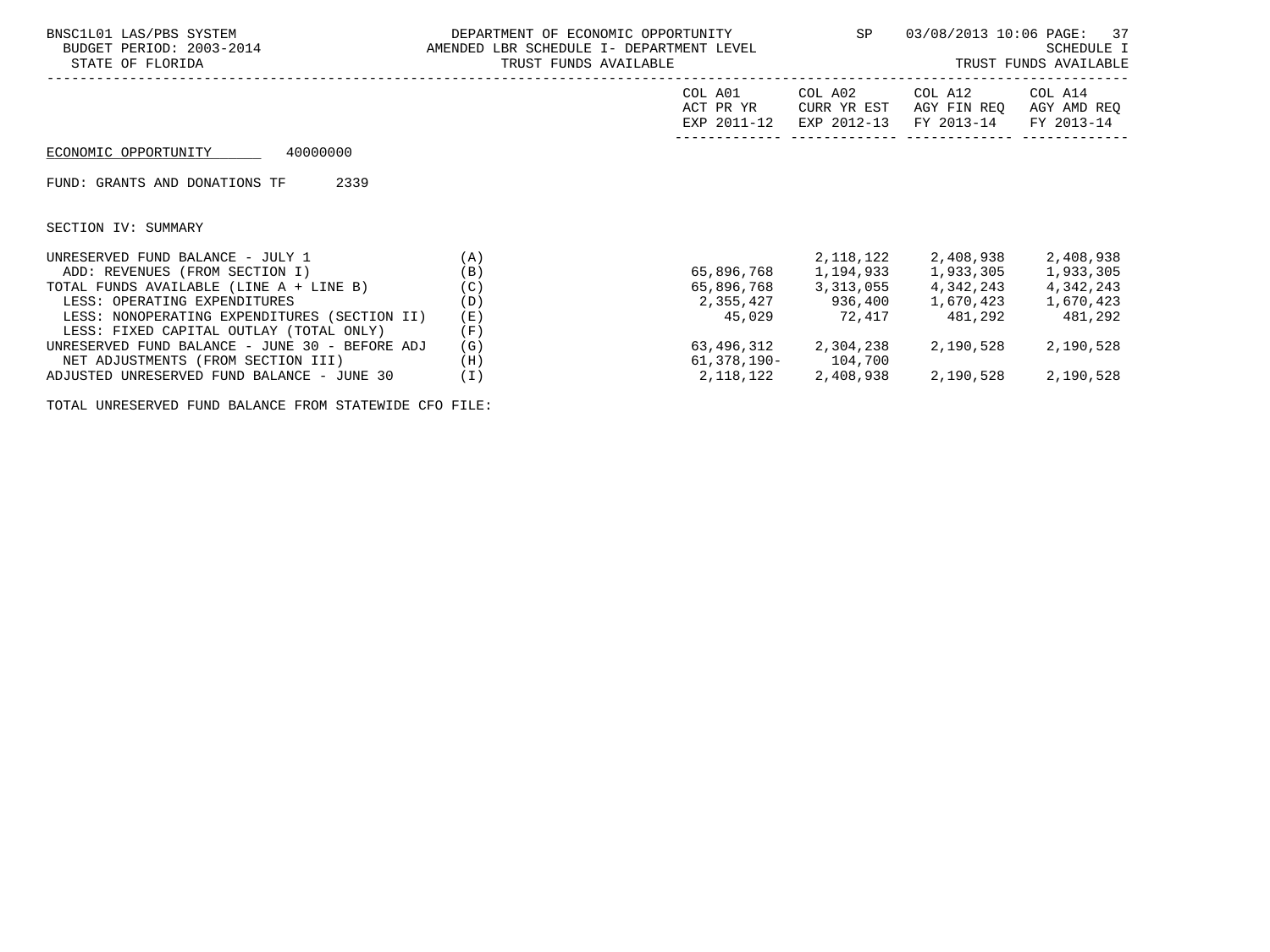BNSC1L01 LAS/PBS SYSTEM
BUDGET PERIOD: 2003-2014
STATE OF FLORIDA

DEPARTMENT OF ECONOMIC OPPORTUNITY
AMENDED LBR SCHEDULE I- DEPARTMENT LEVEL
TRUST FUNDS AVAILABLE

SP 03/08/2013 10:06 PAGE: 37
SCHEDULE I
TRUST FUNDS AVAILABLE

ECONOMIC OPPORTUNITY 40000000

FUND: GRANTS AND DONATIONS TF 2339

SECTION IV: SUMMARY

| | | COL A01 ACT PR YR EXP 2011-12 | COL A02 CURR YR EST EXP 2012-13 | COL A12 AGY FIN REQ FY 2013-14 | COL A14 AGY AMD REQ FY 2013-14 |
|---|---|---|---|---|---|
| UNRESERVED FUND BALANCE - JULY 1 | (A) | | 2,118,122 | 2,408,938 | 2,408,938 |
| ADD: REVENUES (FROM SECTION I) | (B) | 65,896,768 | 1,194,933 | 1,933,305 | 1,933,305 |
| TOTAL FUNDS AVAILABLE (LINE A + LINE B) | (C) | 65,896,768 | 3,313,055 | 4,342,243 | 4,342,243 |
| LESS: OPERATING EXPENDITURES | (D) | 2,355,427 | 936,400 | 1,670,423 | 1,670,423 |
| LESS: NONOPERATING EXPENDITURES (SECTION II) | (E) | 45,029 | 72,417 | 481,292 | 481,292 |
| LESS: FIXED CAPITAL OUTLAY (TOTAL ONLY) | (F) | | | | |
| UNRESERVED FUND BALANCE - JUNE 30 - BEFORE ADJ | (G) | 63,496,312 | 2,304,238 | 2,190,528 | 2,190,528 |
| NET ADJUSTMENTS (FROM SECTION III) | (H) | 61,378,190- | 104,700 | | |
| ADJUSTED UNRESERVED FUND BALANCE - JUNE 30 | (I) | 2,118,122 | 2,408,938 | 2,190,528 | 2,190,528 |

TOTAL UNRESERVED FUND BALANCE FROM STATEWIDE CFO FILE: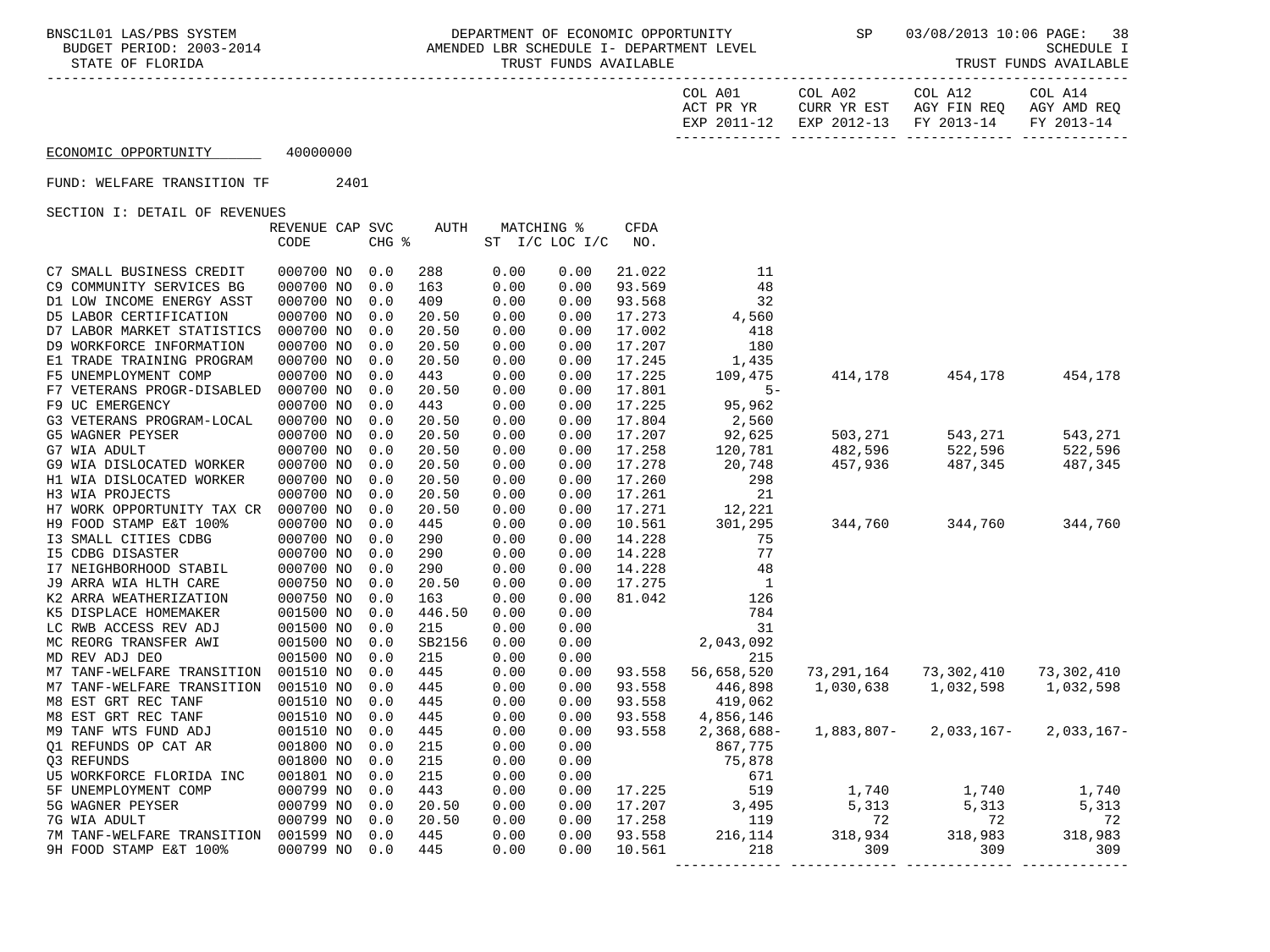BNSC1L01 LAS/PBS SYSTEM — DEPARTMENT OF ECONOMIC OPPORTUNITY — SP 03/08/2013 10:06

BUDGET PERIOD: 2003-2014 — AMENDED LBR SCHEDULE I- DEPARTMENT LEVEL — SCHEDULE I

STATE OF FLORIDA — TRUST FUNDS AVAILABLE — TRUST FUNDS AVAILABLE

ECONOMIC OPPORTUNITY 40000000

FUND: WELFARE TRANSITION TF 2401

SECTION I: DETAIL OF REVENUES

| | REVENUE CODE | CAP | SVC CHG % | AUTH | MATCHING % ST I/C | LOC I/C | CFDA NO. | COL A01 ACT PR YR EXP 2011-12 | COL A02 CURR YR EST EXP 2012-13 | COL A12 AGY FIN REQ FY 2013-14 | COL A14 AGY AMD REQ FY 2013-14 |
|---|---|---|---|---|---|---|---|---|---|---|---|
| C7 SMALL BUSINESS CREDIT | 000700 | NO | 0.0 | 288 | 0.00 | 0.00 | 21.022 | 11 | | | |
| C9 COMMUNITY SERVICES BG | 000700 | NO | 0.0 | 163 | 0.00 | 0.00 | 93.569 | 48 | | | |
| D1 LOW INCOME ENERGY ASST | 000700 | NO | 0.0 | 409 | 0.00 | 0.00 | 93.568 | 32 | | | |
| D5 LABOR CERTIFICATION | 000700 | NO | 0.0 | 20.50 | 0.00 | 0.00 | 17.273 | 4,560 | | | |
| D7 LABOR MARKET STATISTICS | 000700 | NO | 0.0 | 20.50 | 0.00 | 0.00 | 17.002 | 418 | | | |
| D9 WORKFORCE INFORMATION | 000700 | NO | 0.0 | 20.50 | 0.00 | 0.00 | 17.207 | 180 | | | |
| E1 TRADE TRAINING PROGRAM | 000700 | NO | 0.0 | 20.50 | 0.00 | 0.00 | 17.245 | 1,435 | | | |
| F5 UNEMPLOYMENT COMP | 000700 | NO | 0.0 | 443 | 0.00 | 0.00 | 17.225 | 109,475 | 414,178 | 454,178 | 454,178 |
| F7 VETERANS PROGR-DISABLED | 000700 | NO | 0.0 | 20.50 | 0.00 | 0.00 | 17.801 | 5- | | | |
| F9 UC EMERGENCY | 000700 | NO | 0.0 | 443 | 0.00 | 0.00 | 17.225 | 95,962 | | | |
| G3 VETERANS PROGRAM-LOCAL | 000700 | NO | 0.0 | 20.50 | 0.00 | 0.00 | 17.804 | 2,560 | | | |
| G5 WAGNER PEYSER | 000700 | NO | 0.0 | 20.50 | 0.00 | 0.00 | 17.207 | 92,625 | 503,271 | 543,271 | 543,271 |
| G7 WIA ADULT | 000700 | NO | 0.0 | 20.50 | 0.00 | 0.00 | 17.258 | 120,781 | 482,596 | 522,596 | 522,596 |
| G9 WIA DISLOCATED WORKER | 000700 | NO | 0.0 | 20.50 | 0.00 | 0.00 | 17.278 | 20,748 | 457,936 | 487,345 | 487,345 |
| H1 WIA DISLOCATED WORKER | 000700 | NO | 0.0 | 20.50 | 0.00 | 0.00 | 17.260 | 298 | | | |
| H3 WIA PROJECTS | 000700 | NO | 0.0 | 20.50 | 0.00 | 0.00 | 17.261 | 21 | | | |
| H7 WORK OPPORTUNITY TAX CR | 000700 | NO | 0.0 | 20.50 | 0.00 | 0.00 | 17.271 | 12,221 | | | |
| H9 FOOD STAMP E&T 100% | 000700 | NO | 0.0 | 445 | 0.00 | 0.00 | 10.561 | 301,295 | 344,760 | 344,760 | 344,760 |
| I3 SMALL CITIES CDBG | 000700 | NO | 0.0 | 290 | 0.00 | 0.00 | 14.228 | 75 | | | |
| I5 CDBG DISASTER | 000700 | NO | 0.0 | 290 | 0.00 | 0.00 | 14.228 | 77 | | | |
| I7 NEIGHBORHOOD STABIL | 000700 | NO | 0.0 | 290 | 0.00 | 0.00 | 14.228 | 48 | | | |
| J9 ARRA WIA HLTH CARE | 000750 | NO | 0.0 | 20.50 | 0.00 | 0.00 | 17.275 | 1 | | | |
| K2 ARRA WEATHERIZATION | 000750 | NO | 0.0 | 163 | 0.00 | 0.00 | 81.042 | 126 | | | |
| K5 DISPLACE HOMEMAKER | 001500 | NO | 0.0 | 446.50 | 0.00 | 0.00 | | 784 | | | |
| LC RWB ACCESS REV ADJ | 001500 | NO | 0.0 | 215 | 0.00 | 0.00 | | 31 | | | |
| MC REORG TRANSFER AWI | 001500 | NO | 0.0 | SB2156 | 0.00 | 0.00 | | 2,043,092 | | | |
| MD REV ADJ DEO | 001500 | NO | 0.0 | 215 | 0.00 | 0.00 | | 215 | | | |
| M7 TANF-WELFARE TRANSITION | 001510 | NO | 0.0 | 445 | 0.00 | 0.00 | 93.558 | 56,658,520 | 73,291,164 | 73,302,410 | 73,302,410 |
| M7 TANF-WELFARE TRANSITION | 001510 | NO | 0.0 | 445 | 0.00 | 0.00 | 93.558 | 446,898 | 1,030,638 | 1,032,598 | 1,032,598 |
| M8 EST GRT REC TANF | 001510 | NO | 0.0 | 445 | 0.00 | 0.00 | 93.558 | 419,062 | | | |
| M8 EST GRT REC TANF | 001510 | NO | 0.0 | 445 | 0.00 | 0.00 | 93.558 | 4,856,146 | | | |
| M9 TANF WTS FUND ADJ | 001510 | NO | 0.0 | 445 | 0.00 | 0.00 | 93.558 | 2,368,688- | 1,883,807- | 2,033,167- | 2,033,167- |
| Q1 REFUNDS OP CAT AR | 001800 | NO | 0.0 | 215 | 0.00 | 0.00 | | 867,775 | | | |
| Q3 REFUNDS | 001800 | NO | 0.0 | 215 | 0.00 | 0.00 | | 75,878 | | | |
| U5 WORKFORCE FLORIDA INC | 001801 | NO | 0.0 | 215 | 0.00 | 0.00 | | 671 | | | |
| 5F UNEMPLOYMENT COMP | 000799 | NO | 0.0 | 443 | 0.00 | 0.00 | 17.225 | 519 | 1,740 | 1,740 | 1,740 |
| 5G WAGNER PEYSER | 000799 | NO | 0.0 | 20.50 | 0.00 | 0.00 | 17.207 | 3,495 | 5,313 | 5,313 | 5,313 |
| 7G WIA ADULT | 000799 | NO | 0.0 | 20.50 | 0.00 | 0.00 | 17.258 | 119 | 72 | 72 | 72 |
| 7M TANF-WELFARE TRANSITION | 001599 | NO | 0.0 | 445 | 0.00 | 0.00 | 93.558 | 216,114 | 318,934 | 318,983 | 318,983 |
| 9H FOOD STAMP E&T 100% | 000799 | NO | 0.0 | 445 | 0.00 | 0.00 | 10.561 | 218 | 309 | 309 | 309 |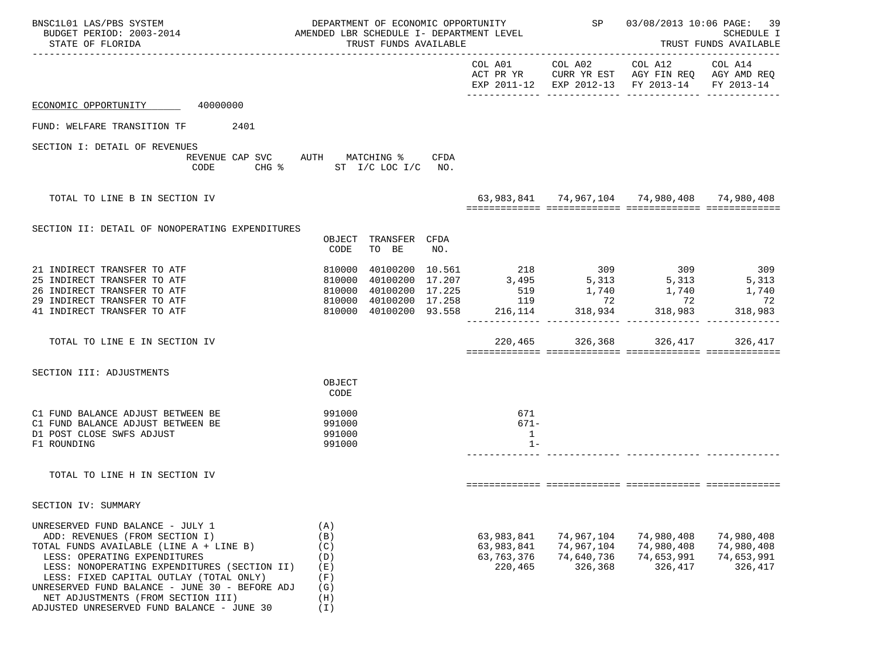BNSC1L01 LAS/PBS SYSTEM — DEPARTMENT OF ECONOMIC OPPORTUNITY — SP 03/08/2013 10:06

BUDGET PERIOD: 2003-2014 — AMENDED LBR SCHEDULE I- DEPARTMENT LEVEL — SCHEDULE I

STATE OF FLORIDA — TRUST FUNDS AVAILABLE — TRUST FUNDS AVAILABLE

| | | | | COL A01 ACT PR YR EXP 2011-12 | COL A02 CURR YR EST EXP 2012-13 | COL A12 AGY FIN REQ FY 2013-14 | COL A14 AGY AMD REQ FY 2013-14 |
|---|---|---|---|---|---|---|---|

ECONOMIC OPPORTUNITY 40000000

FUND: WELFARE TRANSITION TF 2401

## SECTION I: DETAIL OF REVENUES

| REVENUE CODE | CAP SVC CHG % | AUTH ST | MATCHING % I/C LOC I/C | CFDA NO. | COL A01 | COL A02 | COL A12 | COL A14 |
|---|---|---|---|---|---|---|---|---|
| TOTAL TO LINE B IN SECTION IV | | | | | 63,983,841 | 74,967,104 | 74,980,408 | 74,980,408 |

## SECTION II: DETAIL OF NONOPERATING EXPENDITURES

| | OBJECT CODE | TRANSFER TO BE | CFDA NO. | COL A01 | COL A02 | COL A12 | COL A14 |
|---|---|---|---|---|---|---|---|
| 21 INDIRECT TRANSFER TO ATF | 810000 | 40100200 | 10.561 | 218 | 309 | 309 | 309 |
| 25 INDIRECT TRANSFER TO ATF | 810000 | 40100200 | 17.207 | 3,495 | 5,313 | 5,313 | 5,313 |
| 26 INDIRECT TRANSFER TO ATF | 810000 | 40100200 | 17.225 | 519 | 1,740 | 1,740 | 1,740 |
| 29 INDIRECT TRANSFER TO ATF | 810000 | 40100200 | 17.258 | 119 | 72 | 72 | 72 |
| 41 INDIRECT TRANSFER TO ATF | 810000 | 40100200 | 93.558 | 216,114 | 318,934 | 318,983 | 318,983 |
| TOTAL TO LINE E IN SECTION IV | | | | 220,465 | 326,368 | 326,417 | 326,417 |

## SECTION III: ADJUSTMENTS

| | OBJECT CODE | COL A01 | COL A02 | COL A12 | COL A14 |
|---|---|---|---|---|---|
| C1 FUND BALANCE ADJUST BETWEEN BE | 991000 | 671 | | | |
| C1 FUND BALANCE ADJUST BETWEEN BE | 991000 | 671- | | | |
| D1 POST CLOSE SWFS ADJUST | 991000 | 1 | | | |
| F1 ROUNDING | 991000 | 1- | | | |
| TOTAL TO LINE H IN SECTION IV | | | | | |

## SECTION IV: SUMMARY

| | | COL A01 | COL A02 | COL A12 | COL A14 |
|---|---|---|---|---|---|
| UNRESERVED FUND BALANCE - JULY 1 | (A) | | | | |
| ADD: REVENUES (FROM SECTION I) | (B) | 63,983,841 | 74,967,104 | 74,980,408 | 74,980,408 |
| TOTAL FUNDS AVAILABLE (LINE A + LINE B) | (C) | 63,983,841 | 74,967,104 | 74,980,408 | 74,980,408 |
| LESS: OPERATING EXPENDITURES | (D) | 63,763,376 | 74,640,736 | 74,653,991 | 74,653,991 |
| LESS: NONOPERATING EXPENDITURES (SECTION II) | (E) | 220,465 | 326,368 | 326,417 | 326,417 |
| LESS: FIXED CAPITAL OUTLAY (TOTAL ONLY) | (F) | | | | |
| UNRESERVED FUND BALANCE - JUNE 30 - BEFORE ADJ | (G) | | | | |
| NET ADJUSTMENTS (FROM SECTION III) | (H) | | | | |
| ADJUSTED UNRESERVED FUND BALANCE - JUNE 30 | (I) | | | | |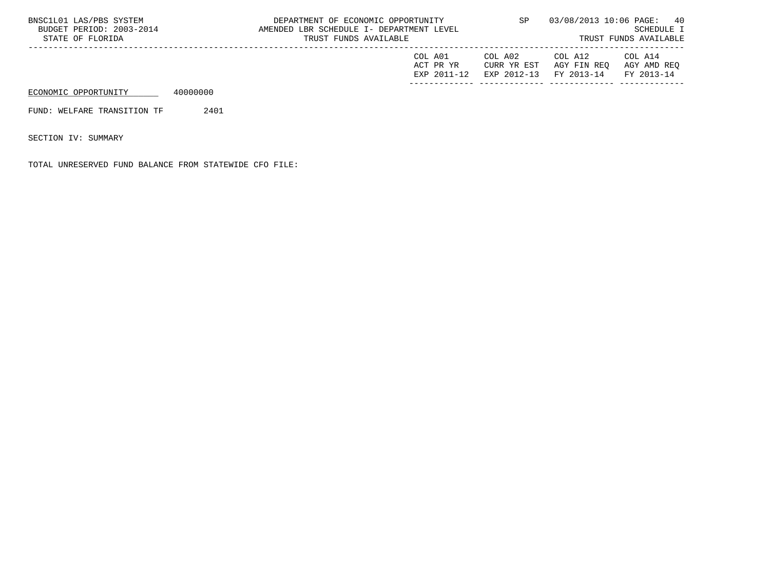| | COL A01 ACT PR YR EXP 2011-12 | COL A02 CURR YR EST EXP 2012-13 | COL A12 AGY FIN REQ FY 2013-14 | COL A14 AGY AMD REQ FY 2013-14 |
|---|---|---|---|---|

ECONOMIC OPPORTUNITY 40000000

FUND: WELFARE TRANSITION TF 2401

SECTION IV: SUMMARY

TOTAL UNRESERVED FUND BALANCE FROM STATEWIDE CFO FILE: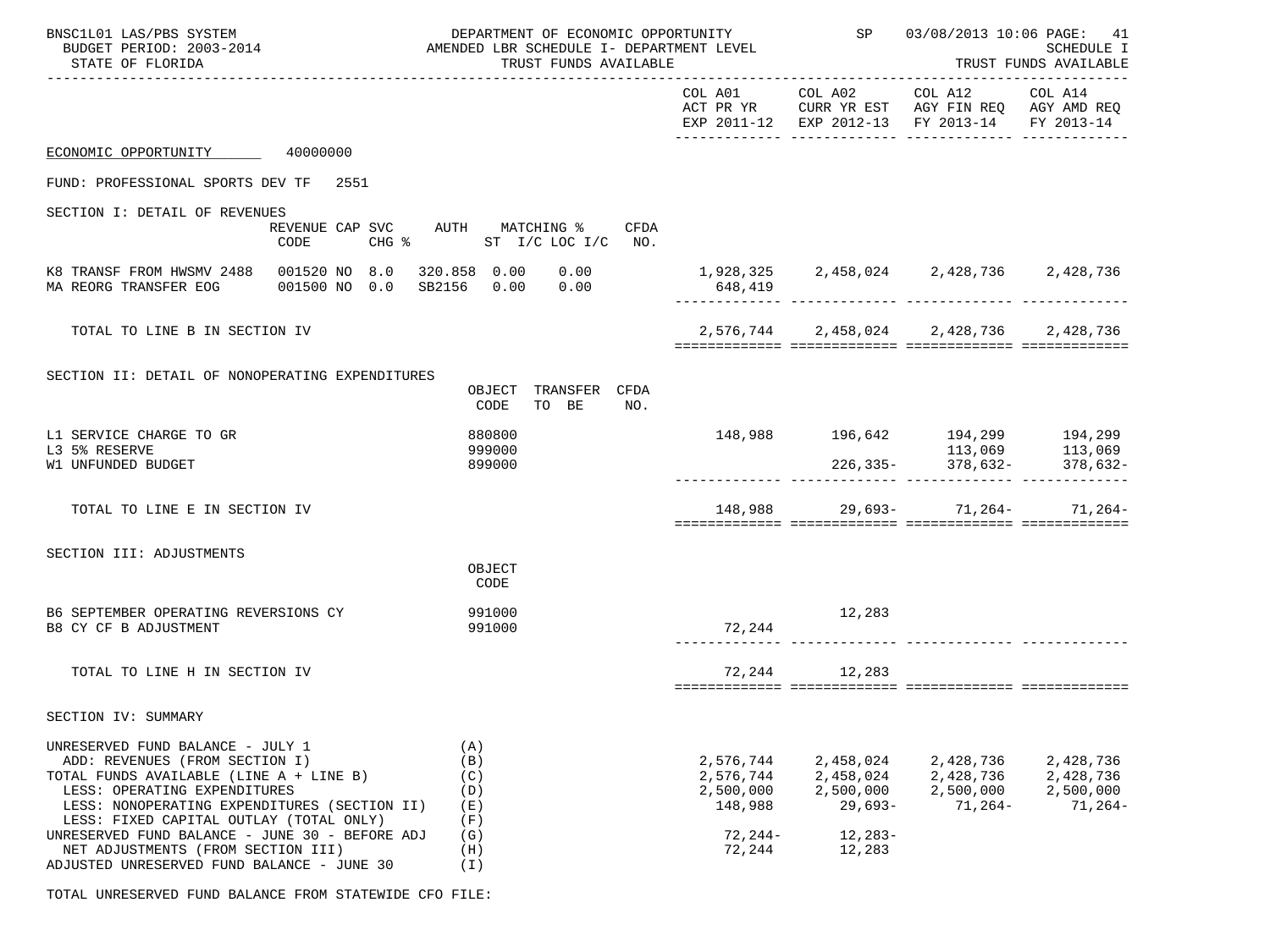BNSC1L01 LAS/PBS SYSTEM — DEPARTMENT OF ECONOMIC OPPORTUNITY — SP 03/08/2013 10:06

BUDGET PERIOD: 2003-2014 — AMENDED LBR SCHEDULE I- DEPARTMENT LEVEL — SCHEDULE I

STATE OF FLORIDA — TRUST FUNDS AVAILABLE — TRUST FUNDS AVAILABLE

| | COL A01 ACT PR YR EXP 2011-12 | COL A02 CURR YR EST EXP 2012-13 | COL A12 AGY FIN REQ FY 2013-14 | COL A14 AGY AMD REQ FY 2013-14 |
|---|---|---|---|---|

ECONOMIC OPPORTUNITY 40000000

FUND: PROFESSIONAL SPORTS DEV TF 2551

## SECTION I: DETAIL OF REVENUES

| | REVENUE CODE | CAP | SVC CHG % | AUTH | MATCHING % ST I/C | LOC I/C | CFDA NO. | COL A01 | COL A02 | COL A12 | COL A14 |
|---|---|---|---|---|---|---|---|---|---|---|---|
| K8 TRANSF FROM HWSMV 2488 | 001520 | NO | 8.0 | 320.858 | 0.00 | 0.00 | | 1,928,325 | 2,458,024 | 2,428,736 | 2,428,736 |
| MA REORG TRANSFER EOG | 001500 | NO | 0.0 | SB2156 | 0.00 | 0.00 | | 648,419 | | | |
| TOTAL TO LINE B IN SECTION IV | | | | | | | | 2,576,744 | 2,458,024 | 2,428,736 | 2,428,736 |

## SECTION II: DETAIL OF NONOPERATING EXPENDITURES

| | OBJECT CODE | TRANSFER TO BE | CFDA NO. | COL A01 | COL A02 | COL A12 | COL A14 |
|---|---|---|---|---|---|---|---|
| L1 SERVICE CHARGE TO GR | 880800 | | | 148,988 | 196,642 | 194,299 | 194,299 |
| L3 5% RESERVE | 999000 | | | | | 113,069 | 113,069 |
| W1 UNFUNDED BUDGET | 899000 | | | | 226,335- | 378,632- | 378,632- |
| TOTAL TO LINE E IN SECTION IV | | | | 148,988 | 29,693- | 71,264- | 71,264- |

## SECTION III: ADJUSTMENTS

| | OBJECT CODE | COL A01 | COL A02 | COL A12 | COL A14 |
|---|---|---|---|---|---|
| B6 SEPTEMBER OPERATING REVERSIONS CY | 991000 | | 12,283 | | |
| B8 CY CF B ADJUSTMENT | 991000 | 72,244 | | | |
| TOTAL TO LINE H IN SECTION III | | 72,244 | 12,283 | | |

## SECTION IV: SUMMARY

| | | COL A01 | COL A02 | COL A12 | COL A14 |
|---|---|---|---|---|---|
| UNRESERVED FUND BALANCE - JULY 1 | (A) | | | | |
| ADD: REVENUES (FROM SECTION I) | (B) | 2,576,744 | 2,458,024 | 2,428,736 | 2,428,736 |
| TOTAL FUNDS AVAILABLE (LINE A + LINE B) | (C) | 2,576,744 | 2,458,024 | 2,428,736 | 2,428,736 |
| LESS: OPERATING EXPENDITURES | (D) | 2,500,000 | 2,500,000 | 2,500,000 | 2,500,000 |
| LESS: NONOPERATING EXPENDITURES (SECTION II) | (E) | 148,988 | 29,693- | 71,264- | 71,264- |
| LESS: FIXED CAPITAL OUTLAY (TOTAL ONLY) | (F) | | | | |
| UNRESERVED FUND BALANCE - JUNE 30 - BEFORE ADJ | (G) | 72,244- | 12,283- | | |
| NET ADJUSTMENTS (FROM SECTION III) | (H) | 72,244 | 12,283 | | |
| ADJUSTED UNRESERVED FUND BALANCE - JUNE 30 | (I) | | | | |

TOTAL UNRESERVED FUND BALANCE FROM STATEWIDE CFO FILE: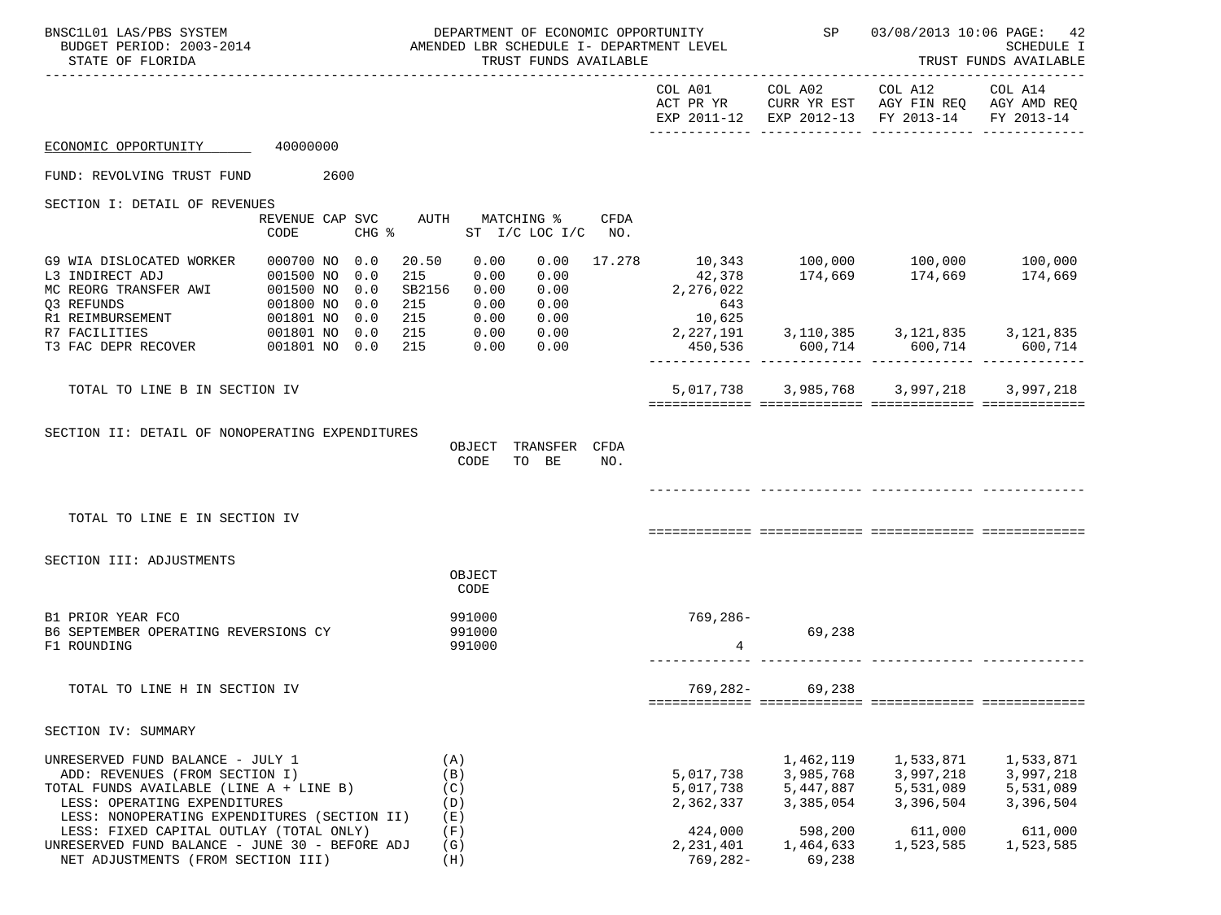BNSC1L01 LAS/PBS SYSTEM — DEPARTMENT OF ECONOMIC OPPORTUNITY — SP 03/08/2013 10:06 PAGE: 42
BUDGET PERIOD: 2003-2014 — AMENDED LBR SCHEDULE I- DEPARTMENT LEVEL — SCHEDULE I
STATE OF FLORIDA — TRUST FUNDS AVAILABLE — TRUST FUNDS AVAILABLE

| | COL A01 ACT PR YR EXP 2011-12 | COL A02 CURR YR EST EXP 2012-13 | COL A12 AGY FIN REQ FY 2013-14 | COL A14 AGY AMD REQ FY 2013-14 |
|---|---|---|---|---|

ECONOMIC OPPORTUNITY 40000000

FUND: REVOLVING TRUST FUND 2600

## SECTION I: DETAIL OF REVENUES

| | REVENUE CODE | CAP | SVC CHG % | AUTH | MATCHING % ST I/C | LOC I/C | CFDA NO. | COL A01 | COL A02 | COL A12 | COL A14 |
|---|---|---|---|---|---|---|---|---|---|---|---|
| G9 WIA DISLOCATED WORKER | 000700 | NO | 0.0 | 20.50 | 0.00 | 0.00 | 17.278 | 10,343 | 100,000 | 100,000 | 100,000 |
| L3 INDIRECT ADJ | 001500 | NO | 0.0 | 215 | 0.00 | 0.00 | | 42,378 | 174,669 | 174,669 | 174,669 |
| MC REORG TRANSFER AWI | 001500 | NO | 0.0 | SB2156 | 0.00 | 0.00 | | 2,276,022 | | | |
| Q3 REFUNDS | 001800 | NO | 0.0 | 215 | 0.00 | 0.00 | | 643 | | | |
| R1 REIMBURSEMENT | 001801 | NO | 0.0 | 215 | 0.00 | 0.00 | | 10,625 | | | |
| R7 FACILITIES | 001801 | NO | 0.0 | 215 | 0.00 | 0.00 | | 2,227,191 | 3,110,385 | 3,121,835 | 3,121,835 |
| T3 FAC DEPR RECOVER | 001801 | NO | 0.0 | 215 | 0.00 | 0.00 | | 450,536 | 600,714 | 600,714 | 600,714 |
| TOTAL TO LINE B IN SECTION IV | | | | | | | | 5,017,738 | 3,985,768 | 3,997,218 | 3,997,218 |

## SECTION II: DETAIL OF NONOPERATING EXPENDITURES

| | OBJECT CODE | TRANSFER TO BE | CFDA NO. | COL A01 | COL A02 | COL A12 | COL A14 |
|---|---|---|---|---|---|---|---|
| TOTAL TO LINE E IN SECTION IV | | | | | | | |

## SECTION III: ADJUSTMENTS

| | OBJECT CODE | COL A01 | COL A02 | COL A12 | COL A14 |
|---|---|---|---|---|---|
| B1 PRIOR YEAR FCO | 991000 | 769,286- | | | |
| B6 SEPTEMBER OPERATING REVERSIONS CY | 991000 | | 69,238 | | |
| F1 ROUNDING | 991000 | 4 | | | |
| TOTAL TO LINE H IN SECTION IV | | 769,282- | 69,238 | | |

## SECTION IV: SUMMARY

| | | COL A01 | COL A02 | COL A12 | COL A14 |
|---|---|---|---|---|---|
| UNRESERVED FUND BALANCE - JULY 1 | (A) | | 1,462,119 | 1,533,871 | 1,533,871 |
| ADD: REVENUES (FROM SECTION I) | (B) | 5,017,738 | 3,985,768 | 3,997,218 | 3,997,218 |
| TOTAL FUNDS AVAILABLE (LINE A + LINE B) | (C) | 5,017,738 | 5,447,887 | 5,531,089 | 5,531,089 |
| LESS: OPERATING EXPENDITURES | (D) | 2,362,337 | 3,385,054 | 3,396,504 | 3,396,504 |
| LESS: NONOPERATING EXPENDITURES (SECTION II) | (E) | | | | |
| LESS: FIXED CAPITAL OUTLAY (TOTAL ONLY) | (F) | 424,000 | 598,200 | 611,000 | 611,000 |
| UNRESERVED FUND BALANCE - JUNE 30 - BEFORE ADJ | (G) | 2,231,401 | 1,464,633 | 1,523,585 | 1,523,585 |
| NET ADJUSTMENTS (FROM SECTION III) | (H) | 769,282- | 69,238 | | |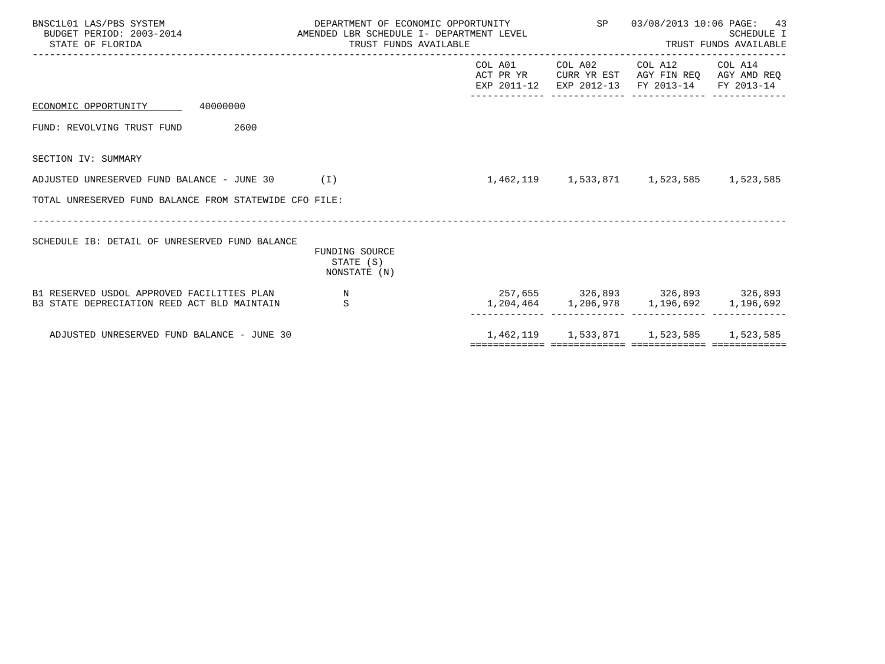BNSC1L01 LAS/PBS SYSTEM | DEPARTMENT OF ECONOMIC OPPORTUNITY | SP | 03/08/2013 10:06 PAGE: 43
BUDGET PERIOD: 2003-2014 | AMENDED LBR SCHEDULE I- DEPARTMENT LEVEL | SCHEDULE I
STATE OF FLORIDA | TRUST FUNDS AVAILABLE | TRUST FUNDS AVAILABLE

| | | COL A01<br>ACT PR YR<br>EXP 2011-12 | COL A02<br>CURR YR EST<br>EXP 2012-13 | COL A12<br>AGY FIN REQ<br>FY 2013-14 | COL A14<br>AGY AMD REQ<br>FY 2013-14 |
|---|---|---|---|---|---|
| ECONOMIC OPPORTUNITY 40000000 | | | | | |
| FUND: REVOLVING TRUST FUND 2600 | | | | | |
| SECTION IV: SUMMARY | | | | | |
| ADJUSTED UNRESERVED FUND BALANCE - JUNE 30 | (I) | 1,462,119 | 1,533,871 | 1,523,585 | 1,523,585 |
| TOTAL UNRESERVED FUND BALANCE FROM STATEWIDE CFO FILE: | | | | | |

| SCHEDULE IB: DETAIL OF UNRESERVED FUND BALANCE | FUNDING SOURCE<br>STATE (S)<br>NONSTATE (N) | COL A01 | COL A02 | COL A12 | COL A14 |
|---|---|---|---|---|---|
| B1 RESERVED USDOL APPROVED FACILITIES PLAN | N | 257,655 | 326,893 | 326,893 | 326,893 |
| B3 STATE DEPRECIATION REED ACT BLD MAINTAIN | S | 1,204,464 | 1,206,978 | 1,196,692 | 1,196,692 |
| ADJUSTED UNRESERVED FUND BALANCE - JUNE 30 | | 1,462,119 | 1,533,871 | 1,523,585 | 1,523,585 |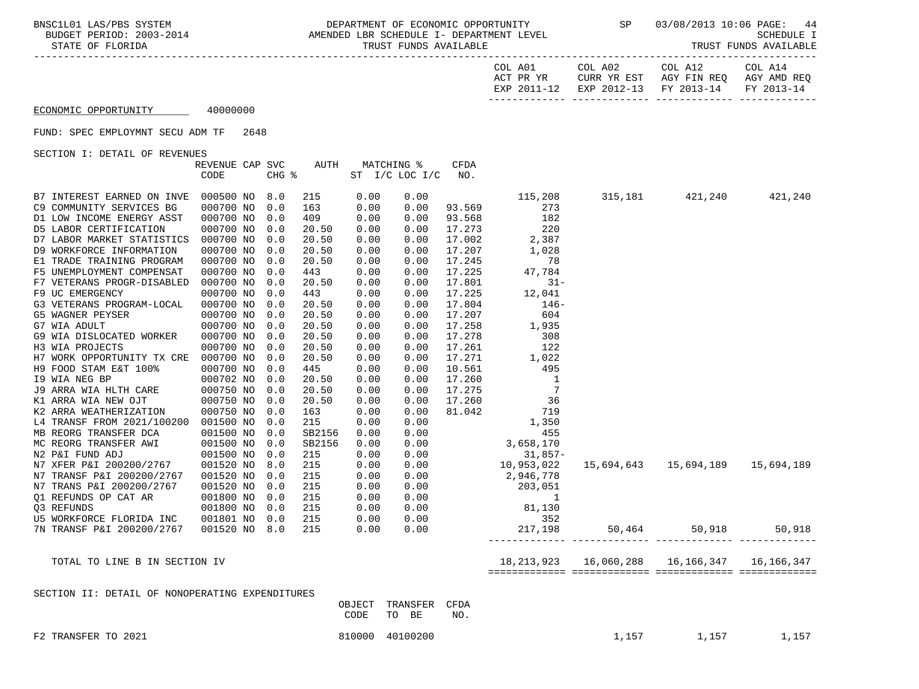BNSC1L01 LAS/PBS SYSTEM — DEPARTMENT OF ECONOMIC OPPORTUNITY — SP 03/08/2013 10:06

BUDGET PERIOD: 2003-2014 — AMENDED LBR SCHEDULE I- DEPARTMENT LEVEL — SCHEDULE I

STATE OF FLORIDA — TRUST FUNDS AVAILABLE

ECONOMIC OPPORTUNITY 40000000

FUND: SPEC EMPLOYMNT SECU ADM TF 2648

SECTION I: DETAIL OF REVENUES

| | REVENUE CODE | CAP | SVC CHG % | AUTH | MATCHING % ST I/C | LOC I/C | CFDA NO. | COL A01 ACT PR YR EXP 2011-12 | COL A02 CURR YR EST EXP 2012-13 | COL A12 AGY FIN REQ FY 2013-14 | COL A14 AGY AMD REQ FY 2013-14 |
|---|---|---|---|---|---|---|---|---|---|---|---|
| B7 INTEREST EARNED ON INVE | 000500 | NO | 8.0 | 215 | 0.00 | 0.00 | | 115,208 | 315,181 | 421,240 | 421,240 |
| C9 COMMUNITY SERVICES BG | 000700 | NO | 0.0 | 163 | 0.00 | 0.00 | 93.569 | 273 | | | |
| D1 LOW INCOME ENERGY ASST | 000700 | NO | 0.0 | 409 | 0.00 | 0.00 | 93.568 | 182 | | | |
| D5 LABOR CERTIFICATION | 000700 | NO | 0.0 | 20.50 | 0.00 | 0.00 | 17.273 | 220 | | | |
| D7 LABOR MARKET STATISTICS | 000700 | NO | 0.0 | 20.50 | 0.00 | 0.00 | 17.002 | 2,387 | | | |
| D9 WORKFORCE INFORMATION | 000700 | NO | 0.0 | 20.50 | 0.00 | 0.00 | 17.207 | 1,028 | | | |
| E1 TRADE TRAINING PROGRAM | 000700 | NO | 0.0 | 20.50 | 0.00 | 0.00 | 17.245 | 78 | | | |
| F5 UNEMPLOYMENT COMPENSAT | 000700 | NO | 0.0 | 443 | 0.00 | 0.00 | 17.225 | 47,784 | | | |
| F7 VETERANS PROGR-DISABLED | 000700 | NO | 0.0 | 20.50 | 0.00 | 0.00 | 17.801 | 31- | | | |
| F9 UC EMERGENCY | 000700 | NO | 0.0 | 443 | 0.00 | 0.00 | 17.225 | 12,041 | | | |
| G3 VETERANS PROGRAM-LOCAL | 000700 | NO | 0.0 | 20.50 | 0.00 | 0.00 | 17.804 | 146- | | | |
| G5 WAGNER PEYSER | 000700 | NO | 0.0 | 20.50 | 0.00 | 0.00 | 17.207 | 604 | | | |
| G7 WIA ADULT | 000700 | NO | 0.0 | 20.50 | 0.00 | 0.00 | 17.258 | 1,935 | | | |
| G9 WIA DISLOCATED WORKER | 000700 | NO | 0.0 | 20.50 | 0.00 | 0.00 | 17.278 | 308 | | | |
| H3 WIA PROJECTS | 000700 | NO | 0.0 | 20.50 | 0.00 | 0.00 | 17.261 | 122 | | | |
| H7 WORK OPPORTUNITY TX CRE | 000700 | NO | 0.0 | 20.50 | 0.00 | 0.00 | 17.271 | 1,022 | | | |
| H9 FOOD STAM E&T 100% | 000700 | NO | 0.0 | 445 | 0.00 | 0.00 | 10.561 | 495 | | | |
| I9 WIA NEG BP | 000702 | NO | 0.0 | 20.50 | 0.00 | 0.00 | 17.260 | 1 | | | |
| J9 ARRA WIA HLTH CARE | 000750 | NO | 0.0 | 20.50 | 0.00 | 0.00 | 17.275 | 7 | | | |
| K1 ARRA WIA NEW OJT | 000750 | NO | 0.0 | 20.50 | 0.00 | 0.00 | 17.260 | 36 | | | |
| K2 ARRA WEATHERIZATION | 000750 | NO | 0.0 | 163 | 0.00 | 0.00 | 81.042 | 719 | | | |
| L4 TRANSF FROM 2021/100200 | 001500 | NO | 0.0 | 215 | 0.00 | 0.00 | | 1,350 | | | |
| MB REORG TRANSFER DCA | 001500 | NO | 0.0 | SB2156 | 0.00 | 0.00 | | 455 | | | |
| MC REORG TRANSFER AWI | 001500 | NO | 0.0 | SB2156 | 0.00 | 0.00 | | 3,658,170 | | | |
| N2 P&I FUND ADJ | 001500 | NO | 0.0 | 215 | 0.00 | 0.00 | | 31,857- | | | |
| N7 XFER P&I 200200/2767 | 001520 | NO | 8.0 | 215 | 0.00 | 0.00 | | 10,953,022 | 15,694,643 | 15,694,189 | 15,694,189 |
| N7 TRANSF P&I 200200/2767 | 001520 | NO | 0.0 | 215 | 0.00 | 0.00 | | 2,946,778 | | | |
| N7 TRANS P&I 200200/2767 | 001520 | NO | 0.0 | 215 | 0.00 | 0.00 | | 203,051 | | | |
| Q1 REFUNDS OP CAT AR | 001800 | NO | 0.0 | 215 | 0.00 | 0.00 | | 1 | | | |
| Q3 REFUNDS | 001800 | NO | 0.0 | 215 | 0.00 | 0.00 | | 81,130 | | | |
| U5 WORKFORCE FLORIDA INC | 001801 | NO | 0.0 | 215 | 0.00 | 0.00 | | 352 | | | |
| 7N TRANSF P&I 200200/2767 | 001520 | NO | 8.0 | 215 | 0.00 | 0.00 | | 217,198 | 50,464 | 50,918 | 50,918 |
| TOTAL TO LINE B IN SECTION IV | | | | | | | | 18,213,923 | 16,060,288 | 16,166,347 | 16,166,347 |

SECTION II: DETAIL OF NONOPERATING EXPENDITURES

| | OBJECT CODE | TRANSFER TO BE | CFDA NO. | COL A01 | COL A02 | COL A12 | COL A14 |
|---|---|---|---|---|---|---|---|
| F2 TRANSFER TO 2021 | 810000 | 40100200 | | | 1,157 | 1,157 | 1,157 |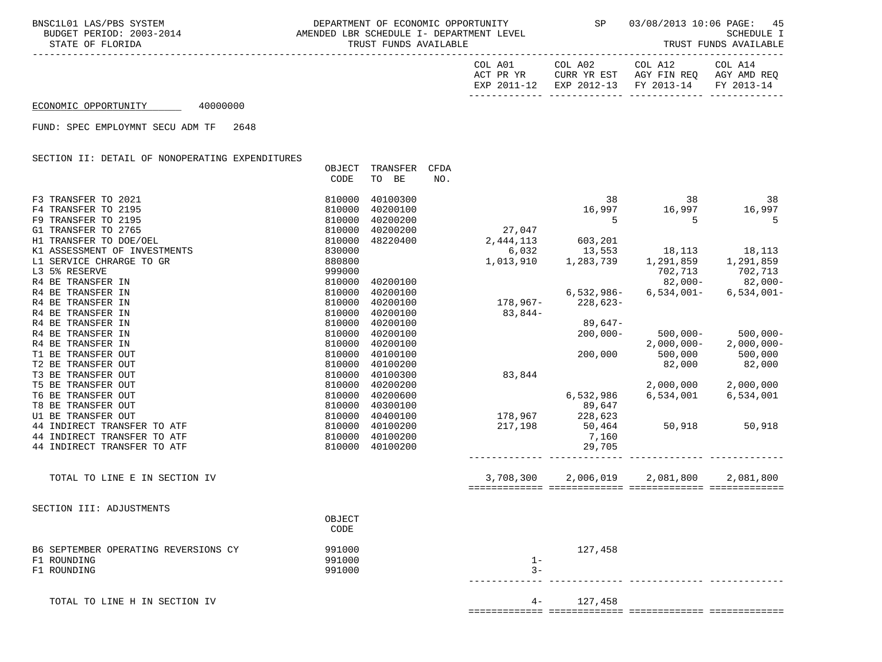BNSC1L01 LAS/PBS SYSTEM — DEPARTMENT OF ECONOMIC OPPORTUNITY — SP 03/08/2013 10:06

BUDGET PERIOD: 2003-2014 — AMENDED LBR SCHEDULE I- DEPARTMENT LEVEL — SCHEDULE I

STATE OF FLORIDA — TRUST FUNDS AVAILABLE — TRUST FUNDS AVAILABLE

ECONOMIC OPPORTUNITY 40000000

FUND: SPEC EMPLOYMNT SECU ADM TF 2648

SECTION II: DETAIL OF NONOPERATING EXPENDITURES

| | OBJECT CODE | TRANSFER TO BE | CFDA NO. | COL A01 ACT PR YR EXP 2011-12 | COL A02 CURR YR EST EXP 2012-13 | COL A12 AGY FIN REQ FY 2013-14 | COL A14 AGY AMD REQ FY 2013-14 |
|---|---|---|---|---|---|---|---|
| F3 TRANSFER TO 2021 | 810000 | 40100300 | | | 38 | 38 | 38 |
| F4 TRANSFER TO 2195 | 810000 | 40200100 | | | 16,997 | 16,997 | 16,997 |
| F9 TRANSFER TO 2195 | 810000 | 40200200 | | | 5 | 5 | 5 |
| G1 TRANSFER TO 2765 | 810000 | 40200200 | | 27,047 | | | |
| H1 TRANSFER TO DOE/OEL | 810000 | 48220400 | | 2,444,113 | 603,201 | | |
| K1 ASSESSMENT OF INVESTMENTS | 830000 | | | 6,032 | 13,553 | 18,113 | 18,113 |
| L1 SERVICE CHRARGE TO GR | 880800 | | | 1,013,910 | 1,283,739 | 1,291,859 | 1,291,859 |
| L3 5% RESERVE | 999000 | | | | | 702,713 | 702,713 |
| R4 BE TRANSFER IN | 810000 | 40200100 | | | | 82,000- | 82,000- |
| R4 BE TRANSFER IN | 810000 | 40200100 | | | 6,532,986- | 6,534,001- | 6,534,001- |
| R4 BE TRANSFER IN | 810000 | 40200100 | | 178,967- | 228,623- | | |
| R4 BE TRANSFER IN | 810000 | 40200100 | | 83,844- | | | |
| R4 BE TRANSFER IN | 810000 | 40200100 | | | 89,647- | | |
| R4 BE TRANSFER IN | 810000 | 40200100 | | | 200,000- | 500,000- | 500,000- |
| R4 BE TRANSFER IN | 810000 | 40200100 | | | | 2,000,000- | 2,000,000- |
| T1 BE TRANSFER OUT | 810000 | 40100100 | | | 200,000 | 500,000 | 500,000 |
| T2 BE TRANSFER OUT | 810000 | 40100200 | | | | 82,000 | 82,000 |
| T3 BE TRANSFER OUT | 810000 | 40100300 | | 83,844 | | | |
| T5 BE TRANSFER OUT | 810000 | 40200200 | | | | 2,000,000 | 2,000,000 |
| T6 BE TRANSFER OUT | 810000 | 40200600 | | | 6,532,986 | 6,534,001 | 6,534,001 |
| T8 BE TRANSFER OUT | 810000 | 40300100 | | | 89,647 | | |
| U1 BE TRANSFER OUT | 810000 | 40400100 | | 178,967 | 228,623 | | |
| 44 INDIRECT TRANSFER TO ATF | 810000 | 40100200 | | 217,198 | 50,464 | 50,918 | 50,918 |
| 44 INDIRECT TRANSFER TO ATF | 810000 | 40100200 | | | 7,160 | | |
| 44 INDIRECT TRANSFER TO ATF | 810000 | 40100200 | | | 29,705 | | |
| TOTAL TO LINE E IN SECTION IV | | | | 3,708,300 | 2,006,019 | 2,081,800 | 2,081,800 |

SECTION III: ADJUSTMENTS

| | OBJECT CODE | COL A01 | COL A02 | COL A12 | COL A14 |
|---|---|---|---|---|---|
| B6 SEPTEMBER OPERATING REVERSIONS CY | 991000 | | 127,458 | | |
| F1 ROUNDING | 991000 | 1- | | | |
| F1 ROUNDING | 991000 | 3- | | | |
| TOTAL TO LINE H IN SECTION IV | | 4- | 127,458 | | |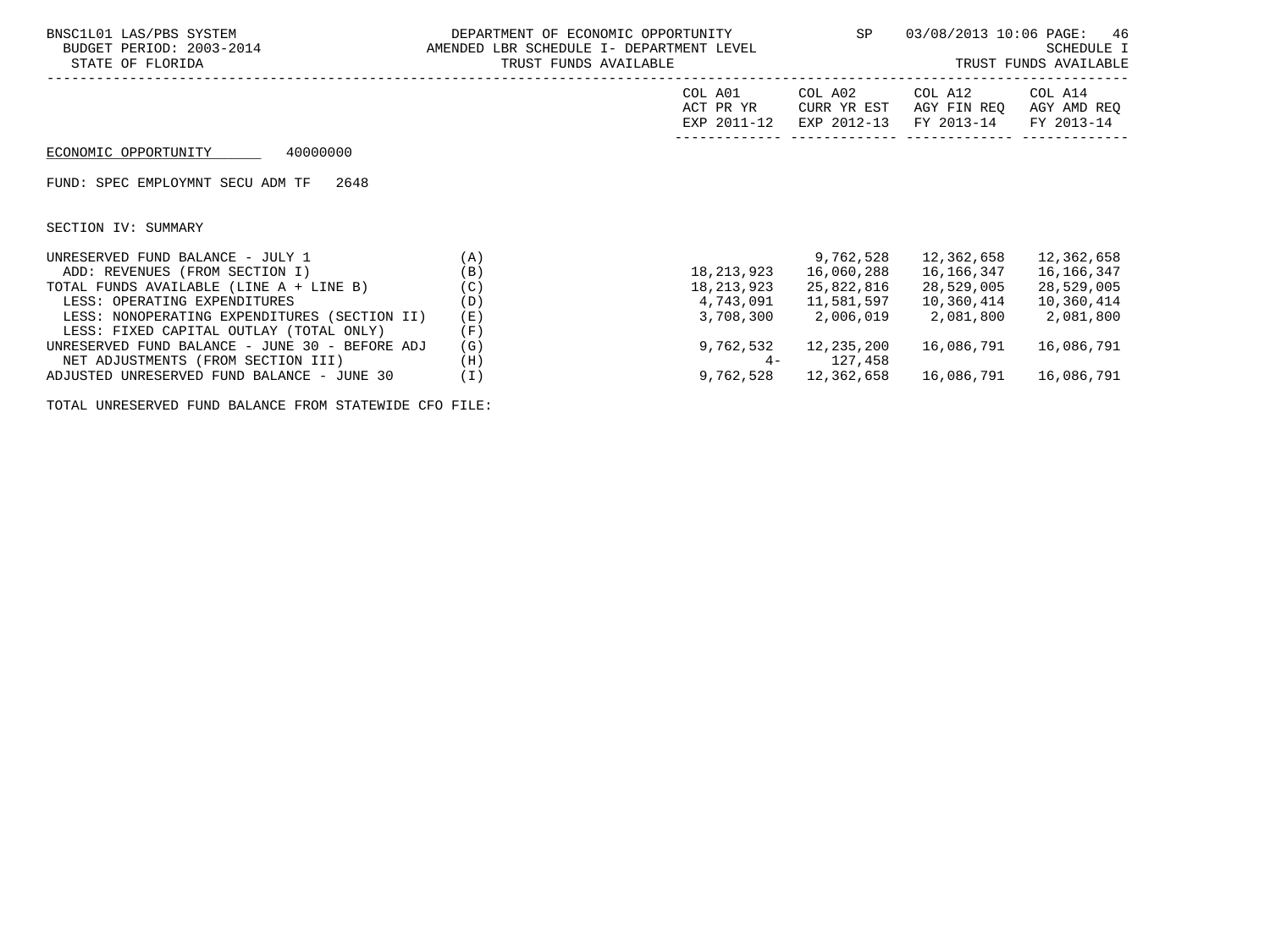BNSC1L01 LAS/PBS SYSTEM
BUDGET PERIOD: 2003-2014
STATE OF FLORIDA

DEPARTMENT OF ECONOMIC OPPORTUNITY
AMENDED LBR SCHEDULE I- DEPARTMENT LEVEL
TRUST FUNDS AVAILABLE

SP 03/08/2013 10:06

SCHEDULE I
TRUST FUNDS AVAILABLE

ECONOMIC OPPORTUNITY 40000000

FUND: SPEC EMPLOYMNT SECU ADM TF 2648

SECTION IV: SUMMARY

| | | COL A01 ACT PR YR EXP 2011-12 | COL A02 CURR YR EST EXP 2012-13 | COL A12 AGY FIN REQ FY 2013-14 | COL A14 AGY AMD REQ FY 2013-14 |
|---|---|---|---|---|---|
| UNRESERVED FUND BALANCE - JULY 1 | (A) | | 9,762,528 | 12,362,658 | 12,362,658 |
| ADD: REVENUES (FROM SECTION I) | (B) | 18,213,923 | 16,060,288 | 16,166,347 | 16,166,347 |
| TOTAL FUNDS AVAILABLE (LINE A + LINE B) | (C) | 18,213,923 | 25,822,816 | 28,529,005 | 28,529,005 |
| LESS: OPERATING EXPENDITURES | (D) | 4,743,091 | 11,581,597 | 10,360,414 | 10,360,414 |
| LESS: NONOPERATING EXPENDITURES (SECTION II) | (E) | 3,708,300 | 2,006,019 | 2,081,800 | 2,081,800 |
| LESS: FIXED CAPITAL OUTLAY (TOTAL ONLY) | (F) | | | | |
| UNRESERVED FUND BALANCE - JUNE 30 - BEFORE ADJ | (G) | 9,762,532 | 12,235,200 | 16,086,791 | 16,086,791 |
| NET ADJUSTMENTS (FROM SECTION III) | (H) | 4- | 127,458 | | |
| ADJUSTED UNRESERVED FUND BALANCE - JUNE 30 | (I) | 9,762,528 | 12,362,658 | 16,086,791 | 16,086,791 |

TOTAL UNRESERVED FUND BALANCE FROM STATEWIDE CFO FILE: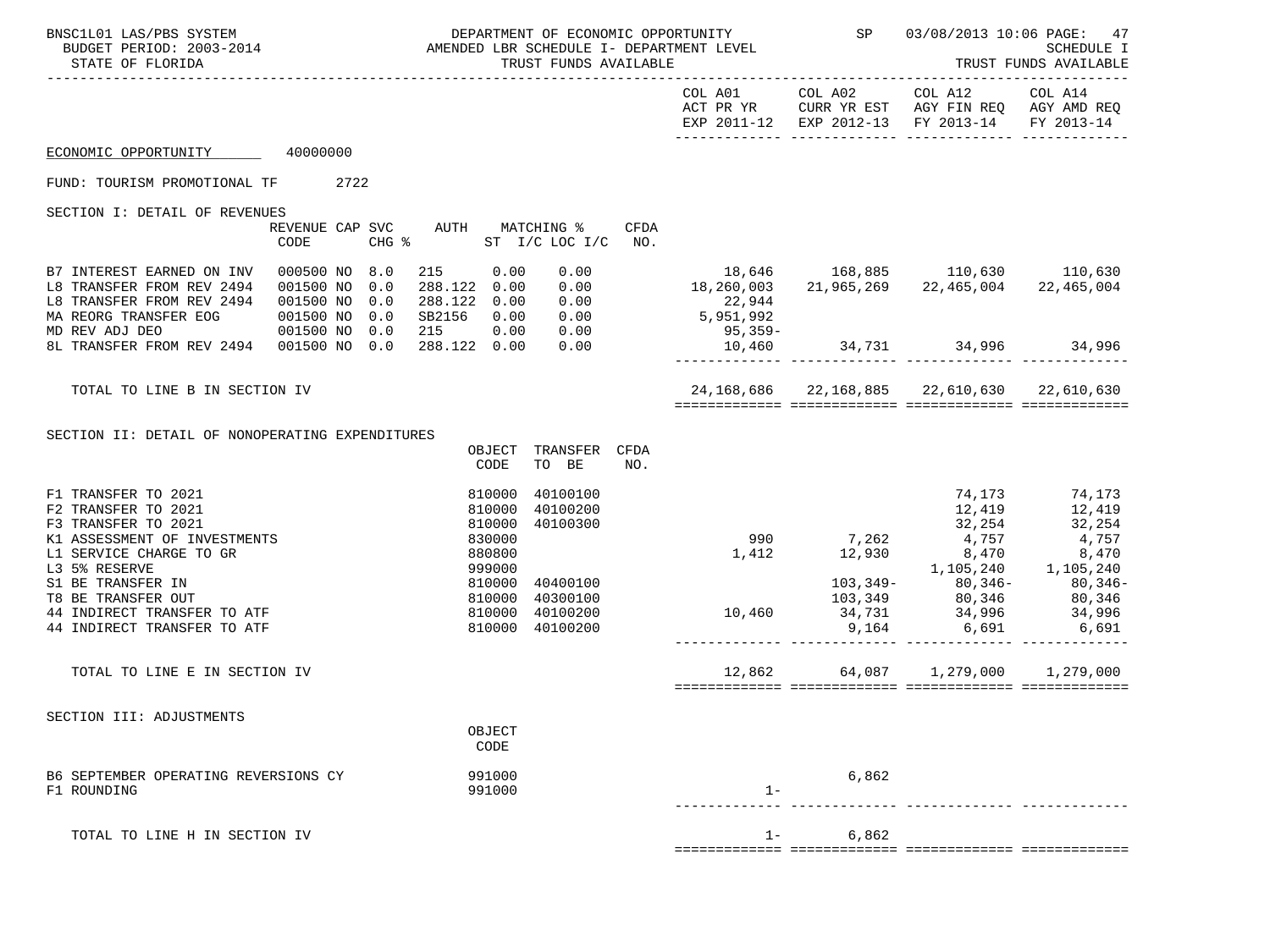BNSC1L01 LAS/PBS SYSTEM — DEPARTMENT OF ECONOMIC OPPORTUNITY — SP 03/08/2013 10:06

BUDGET PERIOD: 2003-2014 — AMENDED LBR SCHEDULE I- DEPARTMENT LEVEL — SCHEDULE I

STATE OF FLORIDA — TRUST FUNDS AVAILABLE — TRUST FUNDS AVAILABLE

| | COL A01 ACT PR YR EXP 2011-12 | COL A02 CURR YR EST EXP 2012-13 | COL A12 AGY FIN REQ FY 2013-14 | COL A14 AGY AMD REQ FY 2013-14 |
|---|---|---|---|---|

ECONOMIC OPPORTUNITY 40000000

FUND: TOURISM PROMOTIONAL TF 2722

SECTION I: DETAIL OF REVENUES

| | REVENUE CODE | CAP | SVC CHG % | AUTH | MATCHING % ST I/C | LOC I/C | CFDA NO. | COL A01 | COL A02 | COL A12 | COL A14 |
|---|---|---|---|---|---|---|---|---|---|---|---|
| B7 INTEREST EARNED ON INV | 000500 | NO | 8.0 | 215 | 0.00 | 0.00 | | 18,646 | 168,885 | 110,630 | 110,630 |
| L8 TRANSFER FROM REV 2494 | 001500 | NO | 0.0 | 288.122 | 0.00 | 0.00 | | 18,260,003 | 21,965,269 | 22,465,004 | 22,465,004 |
| L8 TRANSFER FROM REV 2494 | 001500 | NO | 0.0 | 288.122 | 0.00 | 0.00 | | 22,944 | | | |
| MA REORG TRANSFER EOG | 001500 | NO | 0.0 | SB2156 | 0.00 | 0.00 | | 5,951,992 | | | |
| MD REV ADJ DEO | 001500 | NO | 0.0 | 215 | 0.00 | 0.00 | | 95,359- | | | |
| 8L TRANSFER FROM REV 2494 | 001500 | NO | 0.0 | 288.122 | 0.00 | 0.00 | | 10,460 | 34,731 | 34,996 | 34,996 |
| TOTAL TO LINE B IN SECTION IV | | | | | | | | 24,168,686 | 22,168,885 | 22,610,630 | 22,610,630 |

SECTION II: DETAIL OF NONOPERATING EXPENDITURES

| | OBJECT CODE | TRANSFER TO BE | CFDA NO. | COL A01 | COL A02 | COL A12 | COL A14 |
|---|---|---|---|---|---|---|---|
| F1 TRANSFER TO 2021 | 810000 | 40100100 | | | | 74,173 | 74,173 |
| F2 TRANSFER TO 2021 | 810000 | 40100200 | | | | 12,419 | 12,419 |
| F3 TRANSFER TO 2021 | 810000 | 40100300 | | | | 32,254 | 32,254 |
| K1 ASSESSMENT OF INVESTMENTS | 830000 | | | 990 | 7,262 | 4,757 | 4,757 |
| L1 SERVICE CHARGE TO GR | 880800 | | | 1,412 | 12,930 | 8,470 | 8,470 |
| L3 5% RESERVE | 999000 | | | | | 1,105,240 | 1,105,240 |
| S1 BE TRANSFER IN | 810000 | 40400100 | | | 103,349- | 80,346- | 80,346- |
| T8 BE TRANSFER OUT | 810000 | 40300100 | | | 103,349 | 80,346 | 80,346 |
| 44 INDIRECT TRANSFER TO ATF | 810000 | 40100200 | | 10,460 | 34,731 | 34,996 | 34,996 |
| 44 INDIRECT TRANSFER TO ATF | 810000 | 40100200 | | | 9,164 | 6,691 | 6,691 |
| TOTAL TO LINE E IN SECTION IV | | | | 12,862 | 64,087 | 1,279,000 | 1,279,000 |

SECTION III: ADJUSTMENTS

| | OBJECT CODE | COL A01 | COL A02 | COL A12 | COL A14 |
|---|---|---|---|---|---|
| B6 SEPTEMBER OPERATING REVERSIONS CY | 991000 | | 6,862 | | |
| F1 ROUNDING | 991000 | 1- | | | |
| TOTAL TO LINE H IN SECTION IV | | 1- | 6,862 | | |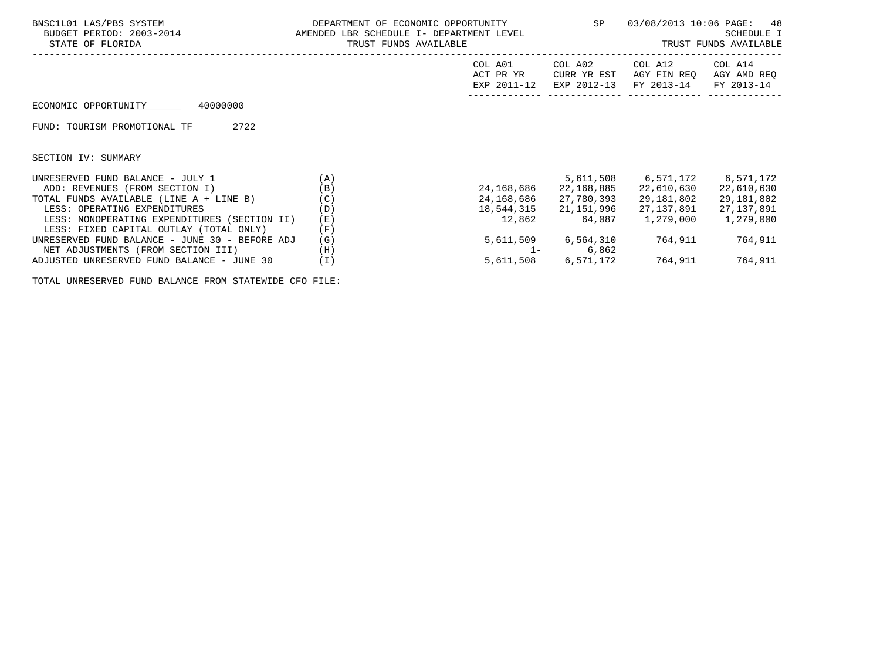BNSC1L01 LAS/PBS SYSTEM — DEPARTMENT OF ECONOMIC OPPORTUNITY — SP — 03/08/2013 10:06 PAGE: 48
BUDGET PERIOD: 2003-2014 — AMENDED LBR SCHEDULE I- DEPARTMENT LEVEL — SCHEDULE I
STATE OF FLORIDA — TRUST FUNDS AVAILABLE — TRUST FUNDS AVAILABLE

ECONOMIC OPPORTUNITY 40000000

FUND: TOURISM PROMOTIONAL TF 2722

SECTION IV: SUMMARY

| | | COL A01 ACT PR YR EXP 2011-12 | COL A02 CURR YR EST EXP 2012-13 | COL A12 AGY FIN REQ FY 2013-14 | COL A14 AGY AMD REQ FY 2013-14 |
|---|---|---|---|---|---|
| UNRESERVED FUND BALANCE - JULY 1 | (A) | | 5,611,508 | 6,571,172 | 6,571,172 |
| ADD: REVENUES (FROM SECTION I) | (B) | 24,168,686 | 22,168,885 | 22,610,630 | 22,610,630 |
| TOTAL FUNDS AVAILABLE (LINE A + LINE B) | (C) | 24,168,686 | 27,780,393 | 29,181,802 | 29,181,802 |
| LESS: OPERATING EXPENDITURES | (D) | 18,544,315 | 21,151,996 | 27,137,891 | 27,137,891 |
| LESS: NONOPERATING EXPENDITURES (SECTION II) | (E) | 12,862 | 64,087 | 1,279,000 | 1,279,000 |
| LESS: FIXED CAPITAL OUTLAY (TOTAL ONLY) | (F) | | | | |
| UNRESERVED FUND BALANCE - JUNE 30 - BEFORE ADJ | (G) | 5,611,509 | 6,564,310 | 764,911 | 764,911 |
| NET ADJUSTMENTS (FROM SECTION III) | (H) | 1- | 6,862 | | |
| ADJUSTED UNRESERVED FUND BALANCE - JUNE 30 | (I) | 5,611,508 | 6,571,172 | 764,911 | 764,911 |

TOTAL UNRESERVED FUND BALANCE FROM STATEWIDE CFO FILE: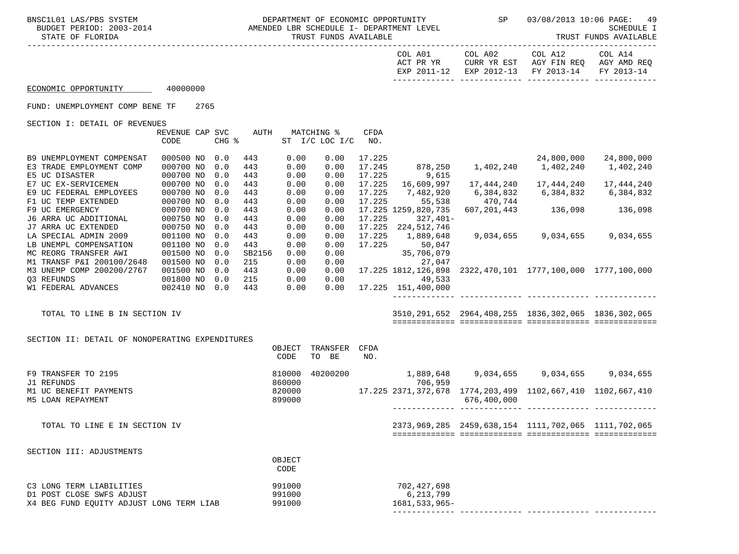BNSC1L01 LAS/PBS SYSTEM — DEPARTMENT OF ECONOMIC OPPORTUNITY — SP — 03/08/2013 10:06

BUDGET PERIOD: 2003-2014 — AMENDED LBR SCHEDULE I- DEPARTMENT LEVEL — SCHEDULE I

STATE OF FLORIDA — TRUST FUNDS AVAILABLE — TRUST FUNDS AVAILABLE

| | COL A01 ACT PR YR EXP 2011-12 | COL A02 CURR YR EST EXP 2012-13 | COL A12 AGY FIN REQ FY 2013-14 | COL A14 AGY AMD REQ FY 2013-14 |
|---|---|---|---|---|

ECONOMIC OPPORTUNITY 40000000

FUND: UNEMPLOYMENT COMP BENE TF 2765

SECTION I: DETAIL OF REVENUES

| | REVENUE CODE | CAP | SVC CHG % | AUTH | MATCHING % ST I/C | LOC I/C | CFDA NO. | COL A01 | COL A02 | COL A12 | COL A14 |
|---|---|---|---|---|---|---|---|---|---|---|---|
| B9 UNEMPLOYMENT COMPENSAT | 000500 | NO | 0.0 | 443 | 0.00 | 0.00 | 17.225 | | | 24,800,000 | 24,800,000 |
| E3 TRADE EMPLOYMENT COMP | 000700 | NO | 0.0 | 443 | 0.00 | 0.00 | 17.245 | 878,250 | 1,402,240 | 1,402,240 | 1,402,240 |
| E5 UC DISASTER | 000700 | NO | 0.0 | 443 | 0.00 | 0.00 | 17.225 | 9,615 | | | |
| E7 UC EX-SERVICEMEN | 000700 | NO | 0.0 | 443 | 0.00 | 0.00 | 17.225 | 16,609,997 | 17,444,240 | 17,444,240 | 17,444,240 |
| E9 UC FEDERAL EMPLOYEES | 000700 | NO | 0.0 | 443 | 0.00 | 0.00 | 17.225 | 7,482,920 | 6,384,832 | 6,384,832 | 6,384,832 |
| F1 UC TEMP EXTENDED | 000700 | NO | 0.0 | 443 | 0.00 | 0.00 | 17.225 | 55,538 | 470,744 | | |
| F9 UC EMERGENCY | 000700 | NO | 0.0 | 443 | 0.00 | 0.00 | 17.225 | 1259,820,735 | 607,201,443 | 136,098 | 136,098 |
| J6 ARRA UC ADDITIONAL | 000750 | NO | 0.0 | 443 | 0.00 | 0.00 | 17.225 | 327,401- | | | |
| J7 ARRA UC EXTENDED | 000750 | NO | 0.0 | 443 | 0.00 | 0.00 | 17.225 | 224,512,746 | | | |
| LA SPECIAL ADMIN 2009 | 001100 | NO | 0.0 | 443 | 0.00 | 0.00 | 17.225 | 1,889,648 | 9,034,655 | 9,034,655 | 9,034,655 |
| LB UNEMPL COMPENSATION | 001100 | NO | 0.0 | 443 | 0.00 | 0.00 | 17.225 | 50,047 | | | |
| MC REORG TRANSFER AWI | 001500 | NO | 0.0 | SB2156 | 0.00 | 0.00 | | 35,706,079 | | | |
| M1 TRANSF P&I 200100/2648 | 001500 | NO | 0.0 | 215 | 0.00 | 0.00 | | 27,047 | | | |
| M3 UNEMP COMP 200200/2767 | 001500 | NO | 0.0 | 443 | 0.00 | 0.00 | 17.225 | 1812,126,898 | 2322,470,101 | 1777,100,000 | 1777,100,000 |
| Q3 REFUNDS | 001800 | NO | 0.0 | 215 | 0.00 | 0.00 | | 49,533 | | | |
| W1 FEDERAL ADVANCES | 002410 | NO | 0.0 | 443 | 0.00 | 0.00 | 17.225 | 151,400,000 | | | |
| TOTAL TO LINE B IN SECTION IV | | | | | | | | 3510,291,652 | 2964,408,255 | 1836,302,065 | 1836,302,065 |

SECTION II: DETAIL OF NONOPERATING EXPENDITURES

| | OBJECT CODE | TRANSFER TO BE | CFDA NO. | COL A01 | COL A02 | COL A12 | COL A14 |
|---|---|---|---|---|---|---|---|
| F9 TRANSFER TO 2195 | 810000 | 40200200 | | 1,889,648 | 9,034,655 | 9,034,655 | 9,034,655 |
| J1 REFUNDS | 860000 | | | 706,959 | | | |
| M1 UC BENEFIT PAYMENTS | 820000 | | 17.225 | 2371,372,678 | 1774,203,499 | 1102,667,410 | 1102,667,410 |
| M5 LOAN REPAYMENT | 899000 | | | | 676,400,000 | | |
| TOTAL TO LINE E IN SECTION IV | | | | 2373,969,285 | 2459,638,154 | 1111,702,065 | 1111,702,065 |

SECTION III: ADJUSTMENTS

| | OBJECT CODE | COL A01 | COL A02 | COL A12 | COL A14 |
|---|---|---|---|---|---|
| C3 LONG TERM LIABILITIES | 991000 | 702,427,698 | | | |
| D1 POST CLOSE SWFS ADJUST | 991000 | 6,213,799 | | | |
| X4 BEG FUND EQUITY ADJUST LONG TERM LIAB | 991000 | 1681,533,965- | | | |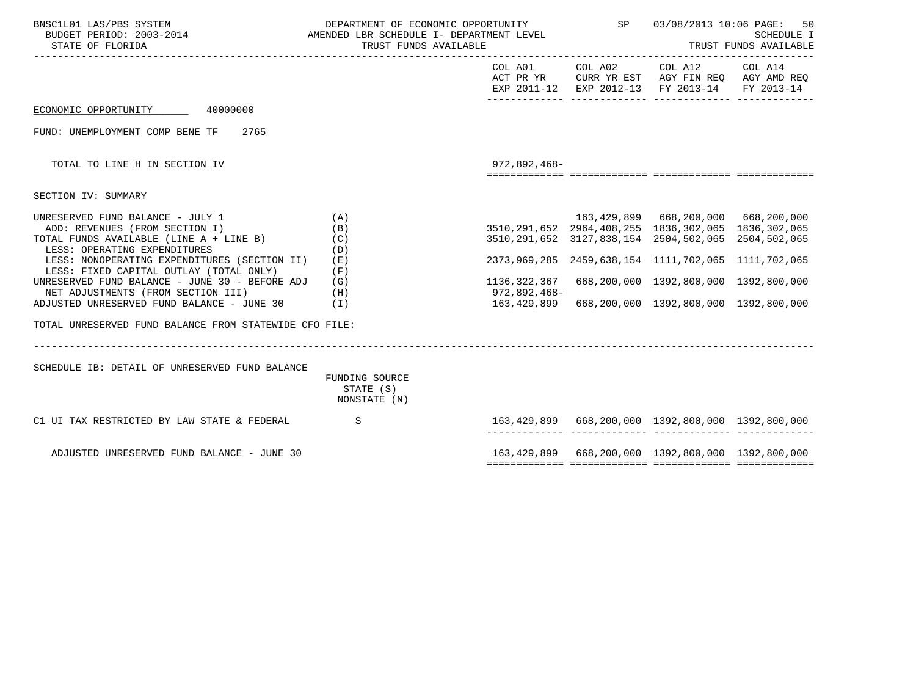BNSC1L01 LAS/PBS SYSTEM — DEPARTMENT OF ECONOMIC OPPORTUNITY — SP — 03/08/2013 10:06
BUDGET PERIOD: 2003-2014 — AMENDED LBR SCHEDULE I- DEPARTMENT LEVEL — SCHEDULE I
STATE OF FLORIDA — TRUST FUNDS AVAILABLE — TRUST FUNDS AVAILABLE

ECONOMIC OPPORTUNITY 40000000

FUND: UNEMPLOYMENT COMP BENE TF 2765

| | | COL A01 ACT PR YR EXP 2011-12 | COL A02 CURR YR EST EXP 2012-13 | COL A12 AGY FIN REQ FY 2013-14 | COL A14 AGY AMD REQ FY 2013-14 |
|---|---|---|---|---|---|
| TOTAL TO LINE H IN SECTION IV | | 972,892,468- | | | |

SECTION IV: SUMMARY

| | | COL A01 ACT PR YR EXP 2011-12 | COL A02 CURR YR EST EXP 2012-13 | COL A12 AGY FIN REQ FY 2013-14 | COL A14 AGY AMD REQ FY 2013-14 |
|---|---|---|---|---|---|
| UNRESERVED FUND BALANCE - JULY 1 | (A) | | 163,429,899 | 668,200,000 | 668,200,000 |
| ADD: REVENUES (FROM SECTION I) | (B) | 3510,291,652 | 2964,408,255 | 1836,302,065 | 1836,302,065 |
| TOTAL FUNDS AVAILABLE (LINE A + LINE B) | (C) | 3510,291,652 | 3127,838,154 | 2504,502,065 | 2504,502,065 |
| LESS: OPERATING EXPENDITURES | (D) | | | | |
| LESS: NONOPERATING EXPENDITURES (SECTION II) | (E) | 2373,969,285 | 2459,638,154 | 1111,702,065 | 1111,702,065 |
| LESS: FIXED CAPITAL OUTLAY (TOTAL ONLY) | (F) | | | | |
| UNRESERVED FUND BALANCE - JUNE 30 - BEFORE ADJ | (G) | 1136,322,367 | 668,200,000 | 1392,800,000 | 1392,800,000 |
| NET ADJUSTMENTS (FROM SECTION III) | (H) | 972,892,468- | | | |
| ADJUSTED UNRESERVED FUND BALANCE - JUNE 30 | (I) | 163,429,899 | 668,200,000 | 1392,800,000 | 1392,800,000 |

TOTAL UNRESERVED FUND BALANCE FROM STATEWIDE CFO FILE:

SCHEDULE IB: DETAIL OF UNRESERVED FUND BALANCE

| | FUNDING SOURCE STATE (S) NONSTATE (N) | COL A01 | COL A02 | COL A12 | COL A14 |
|---|---|---|---|---|---|
| C1 UI TAX RESTRICTED BY LAW STATE & FEDERAL | S | 163,429,899 | 668,200,000 | 1392,800,000 | 1392,800,000 |
| ADJUSTED UNRESERVED FUND BALANCE - JUNE 30 | | 163,429,899 | 668,200,000 | 1392,800,000 | 1392,800,000 |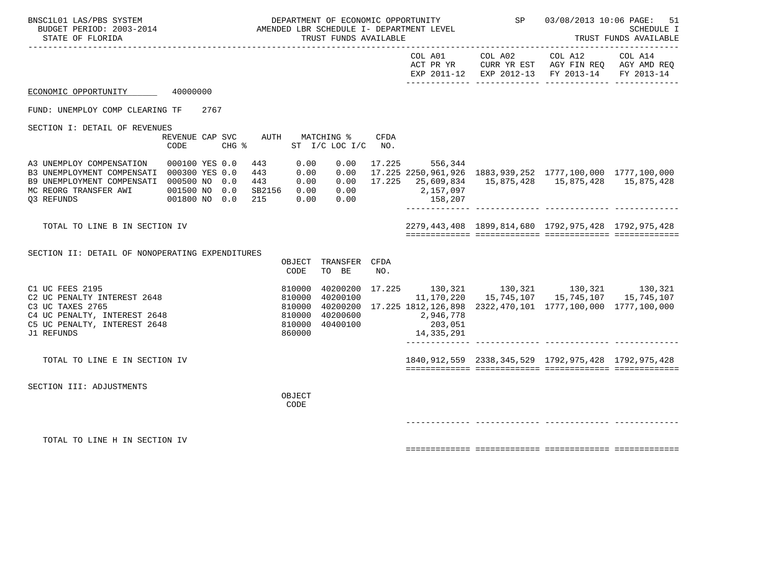BNSC1L01 LAS/PBS SYSTEM
BUDGET PERIOD: 2003-2014
STATE OF FLORIDA

DEPARTMENT OF ECONOMIC OPPORTUNITY
AMENDED LBR SCHEDULE I- DEPARTMENT LEVEL
TRUST FUNDS AVAILABLE

SP 03/08/2013 10:06 PAGE: 51
SCHEDULE I
TRUST FUNDS AVAILABLE

ECONOMIC OPPORTUNITY 40000000

FUND: UNEMPLOY COMP CLEARING TF 2767

## SECTION I: DETAIL OF REVENUES

| | REVENUE CODE | CAP | SVC CHG % | AUTH | MATCHING % ST I/C | LOC I/C | CFDA NO. | COL A01 ACT PR YR EXP 2011-12 | COL A02 CURR YR EST EXP 2012-13 | COL A12 AGY FIN REQ FY 2013-14 | COL A14 AGY AMD REQ FY 2013-14 |
|---|---|---|---|---|---|---|---|---|---|---|---|
| A3 UNEMPLOY COMPENSATION | 000100 | YES | 0.0 | 443 | 0.00 | 0.00 | 17.225 | 556,344 | | | |
| B3 UNEMPLOYMENT COMPENSATI | 000300 | YES | 0.0 | 443 | 0.00 | 0.00 | 17.225 | 2250,961,926 | 1883,939,252 | 1777,100,000 | 1777,100,000 |
| B9 UNEMPLOYMENT COMPENSATI | 000500 | NO | 0.0 | 443 | 0.00 | 0.00 | 17.225 | 25,609,834 | 15,875,428 | 15,875,428 | 15,875,428 |
| MC REORG TRANSFER AWI | 001500 | NO | 0.0 | SB2156 | 0.00 | 0.00 | | 2,157,097 | | | |
| Q3 REFUNDS | 001800 | NO | 0.0 | 215 | 0.00 | 0.00 | | 158,207 | | | |
| TOTAL TO LINE B IN SECTION IV | | | | | | | | 2279,443,408 | 1899,814,680 | 1792,975,428 | 1792,975,428 |

## SECTION II: DETAIL OF NONOPERATING EXPENDITURES

| | OBJECT CODE | TRANSFER TO BE | CFDA NO. | COL A01 | COL A02 | COL A12 | COL A14 |
|---|---|---|---|---|---|---|---|
| C1 UC FEES 2195 | 810000 | 40200200 | 17.225 | 130,321 | 130,321 | 130,321 | 130,321 |
| C2 UC PENALTY INTEREST 2648 | 810000 | 40200100 | | 11,170,220 | 15,745,107 | 15,745,107 | 15,745,107 |
| C3 UC TAXES 2765 | 810000 | 40200200 | 17.225 | 1812,126,898 | 2322,470,101 | 1777,100,000 | 1777,100,000 |
| C4 UC PENALTY, INTEREST 2648 | 810000 | 40200600 | | 2,946,778 | | | |
| C5 UC PENALTY, INTEREST 2648 | 810000 | 40400100 | | 203,051 | | | |
| J1 REFUNDS | 860000 | | | 14,335,291 | | | |
| TOTAL TO LINE E IN SECTION IV | | | | 1840,912,559 | 2338,345,529 | 1792,975,428 | 1792,975,428 |

## SECTION III: ADJUSTMENTS

| | OBJECT CODE | COL A01 | COL A02 | COL A12 | COL A14 |
|---|---|---|---|---|---|
| TOTAL TO LINE H IN SECTION IV | | | | | |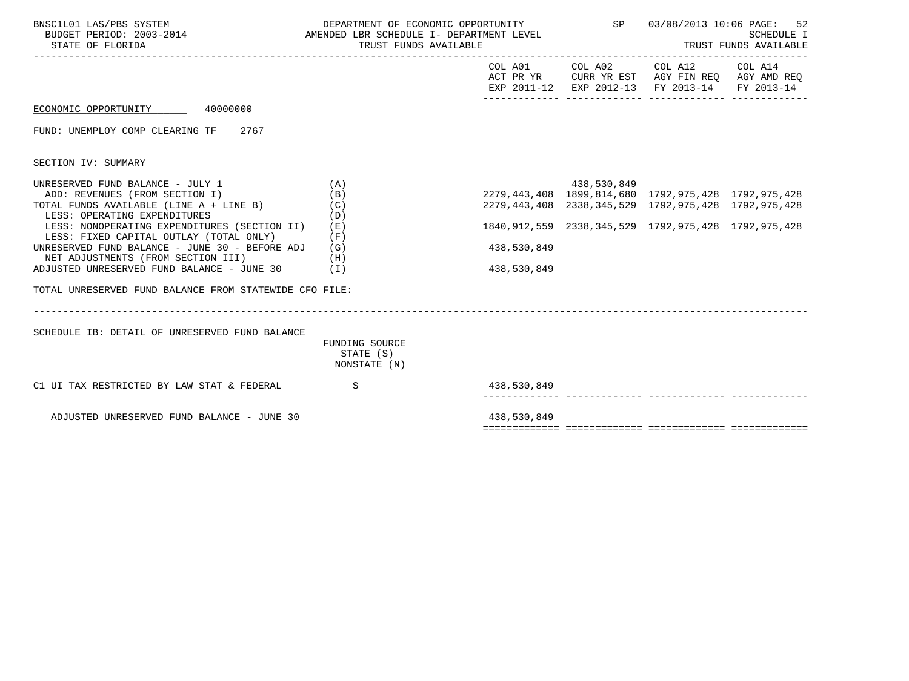BNSC1L01 LAS/PBS SYSTEM — DEPARTMENT OF ECONOMIC OPPORTUNITY — SP 03/08/2013 10:06

BUDGET PERIOD: 2003-2014 — AMENDED LBR SCHEDULE I- DEPARTMENT LEVEL — SCHEDULE I

STATE OF FLORIDA — TRUST FUNDS AVAILABLE — TRUST FUNDS AVAILABLE

ECONOMIC OPPORTUNITY 40000000

FUND: UNEMPLOY COMP CLEARING TF 2767

SECTION IV: SUMMARY

| | | COL A01 ACT PR YR EXP 2011-12 | COL A02 CURR YR EST EXP 2012-13 | COL A12 AGY FIN REQ FY 2013-14 | COL A14 AGY AMD REQ FY 2013-14 |
|---|---|---|---|---|---|
| UNRESERVED FUND BALANCE - JULY 1 | (A) | | 438,530,849 | | |
| ADD: REVENUES (FROM SECTION I) | (B) | 2279,443,408 | 1899,814,680 | 1792,975,428 | 1792,975,428 |
| TOTAL FUNDS AVAILABLE (LINE A + LINE B) | (C) | 2279,443,408 | 2338,345,529 | 1792,975,428 | 1792,975,428 |
| LESS: OPERATING EXPENDITURES | (D) | | | | |
| LESS: NONOPERATING EXPENDITURES (SECTION II) | (E) | 1840,912,559 | 2338,345,529 | 1792,975,428 | 1792,975,428 |
| LESS: FIXED CAPITAL OUTLAY (TOTAL ONLY) | (F) | | | | |
| UNRESERVED FUND BALANCE - JUNE 30 - BEFORE ADJ | (G) | 438,530,849 | | | |
| NET ADJUSTMENTS (FROM SECTION III) | (H) | | | | |
| ADJUSTED UNRESERVED FUND BALANCE - JUNE 30 | (I) | 438,530,849 | | | |

TOTAL UNRESERVED FUND BALANCE FROM STATEWIDE CFO FILE:

SCHEDULE IB: DETAIL OF UNRESERVED FUND BALANCE

| | FUNDING SOURCE STATE (S) NONSTATE (N) | COL A01 | COL A02 | COL A12 | COL A14 |
|---|---|---|---|---|---|
| C1 UI TAX RESTRICTED BY LAW STAT & FEDERAL | S | 438,530,849 | | | |
| ADJUSTED UNRESERVED FUND BALANCE - JUNE 30 | | 438,530,849 | | | |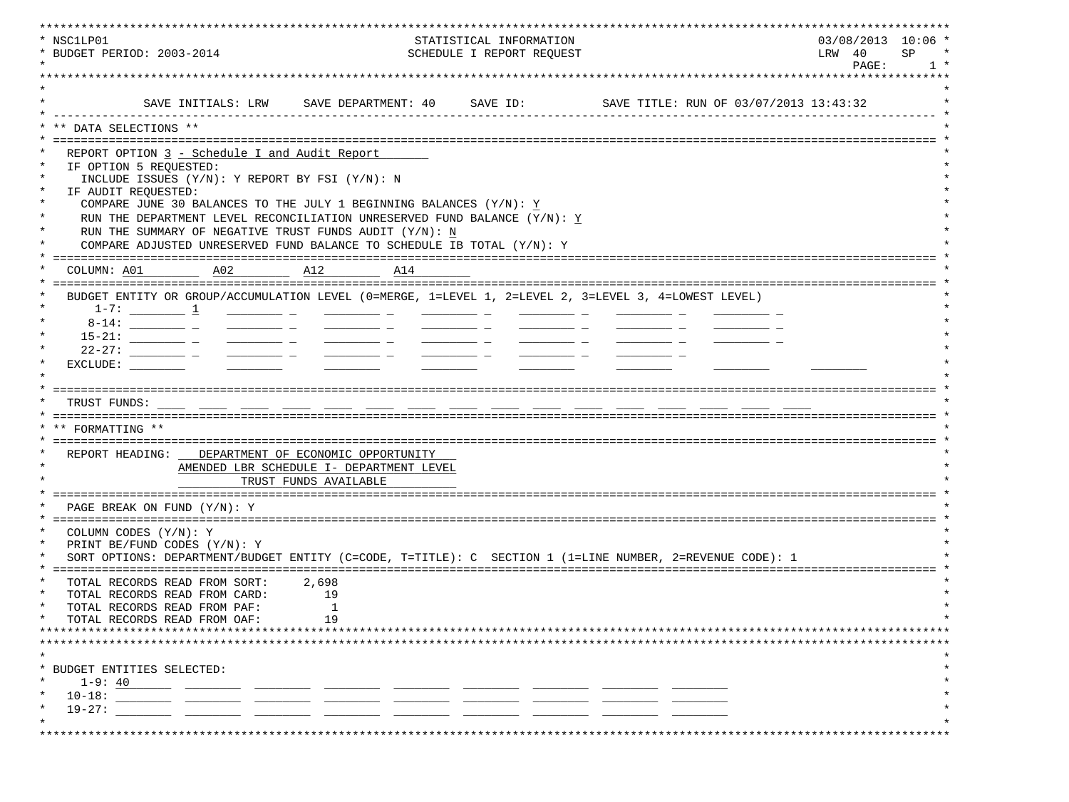NSC1LP01 | STATISTICAL INFORMATION | 03/08/2013 10:06
BUDGET PERIOD: 2003-2014 | SCHEDULE I REPORT REQUEST | LRW 40 SP

SAVE INITIALS: LRW  SAVE DEPARTMENT: 40  SAVE ID:  SAVE TITLE: RUN OF 03/07/2013 13:43:32

## ** DATA SELECTIONS **

REPORT OPTION 3 - Schedule I and Audit Report
IF OPTION 5 REQUESTED:
  INCLUDE ISSUES (Y/N): Y REPORT BY FSI (Y/N): N
IF AUDIT REQUESTED:
  COMPARE JUNE 30 BALANCES TO THE JULY 1 BEGINNING BALANCES (Y/N): Y
  RUN THE DEPARTMENT LEVEL RECONCILIATION UNRESERVED FUND BALANCE (Y/N): Y
  RUN THE SUMMARY OF NEGATIVE TRUST FUNDS AUDIT (Y/N): N
  COMPARE ADJUSTED UNRESERVED FUND BALANCE TO SCHEDULE IB TOTAL (Y/N): Y

COLUMN: A01 A02 A12 A14

BUDGET ENTITY OR GROUP/ACCUMULATION LEVEL (0=MERGE, 1=LEVEL 1, 2=LEVEL 2, 3=LEVEL 3, 4=LOWEST LEVEL)
1-7: ________ 1
8-14:
15-21:
22-27:
EXCLUDE:

TRUST FUNDS:

## ** FORMATTING **

REPORT HEADING: DEPARTMENT OF ECONOMIC OPPORTUNITY
AMENDED LBR SCHEDULE I- DEPARTMENT LEVEL
TRUST FUNDS AVAILABLE

PAGE BREAK ON FUND (Y/N): Y

COLUMN CODES (Y/N): Y
PRINT BE/FUND CODES (Y/N): Y
SORT OPTIONS: DEPARTMENT/BUDGET ENTITY (C=CODE, T=TITLE): C  SECTION 1 (1=LINE NUMBER, 2=REVENUE CODE): 1

TOTAL RECORDS READ FROM SORT: 2,698
TOTAL RECORDS READ FROM CARD: 19
TOTAL RECORDS READ FROM PAF: 1
TOTAL RECORDS READ FROM OAF: 19

BUDGET ENTITIES SELECTED:
1-9: 40
10-18:
19-27: